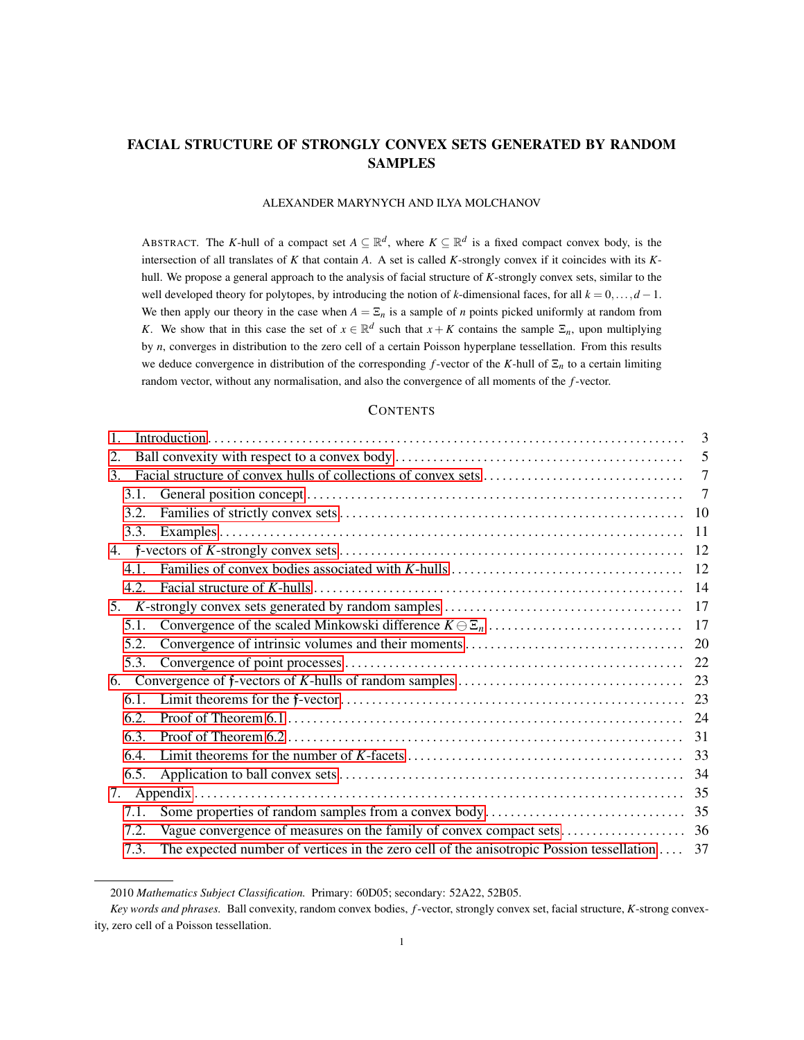# FACIAL STRUCTURE OF STRONGLY CONVEX SETS GENERATED BY RANDOM SAMPLES

ALEXANDER MARYNYCH AND ILYA MOLCHANOV

ABSTRACT. The $K$-hull of a compact set $A \subseteq \mathbb{R}^d$, where $K \subseteq \mathbb{R}^d$ is a fixed compact convex body, is the intersection of all translates of $K$ that contain $A$. A set is called $K$-strongly convex if it coincides with its $K$-hull. We propose a general approach to the analysis of facial structure of $K$-strongly convex sets, similar to the well developed theory for polytopes, by introducing the notion of $k$-dimensional faces, for all $k = 0, \dots, d-1$. We then apply our theory in the case when $A = \Xi_n$ is a sample of $n$ points picked uniformly at random from $K$. We show that in this case the set of $x \in \mathbb{R}^d$ such that $x + K$ contains the sample $\Xi_n$, upon multiplying by $n$, converges in distribution to the zero cell of a certain Poisson hyperplane tessellation. From this results we deduce convergence in distribution of the corresponding $f$-vector of the $K$-hull of $\Xi_n$ to a certain limiting random vector, without any normalisation, and also the convergence of all moments of the $f$-vector.

## CONTENTS

1. Introduction ... 3
2. Ball convexity with respect to a convex body ... 5
3. Facial structure of convex hulls of collections of convex sets ... 7
   - 3.1. General position concept ... 7
   - 3.2. Families of strictly convex sets ... 10
   - 3.3. Examples ... 11
4. $\mathfrak{f}$-vectors of $K$-strongly convex sets ... 12
   - 4.1. Families of convex bodies associated with $K$-hulls ... 12
   - 4.2. Facial structure of $K$-hulls ... 14
5. $K$-strongly convex sets generated by random samples ... 17
   - 5.1. Convergence of the scaled Minkowski difference $K \ominus \Xi_n$ ... 17
   - 5.2. Convergence of intrinsic volumes and their moments ... 20
   - 5.3. Convergence of point processes ... 22
6. Convergence of $\mathfrak{f}$-vectors of $K$-hulls of random samples ... 23
   - 6.1. Limit theorems for the $\mathfrak{f}$-vector ... 23
   - 6.2. Proof of Theorem 6.1 ... 24
   - 6.3. Proof of Theorem 6.2 ... 31
   - 6.4. Limit theorems for the number of $K$-facets ... 33
   - 6.5. Application to ball convex sets ... 34
7. Appendix ... 35
   - 7.1. Some properties of random samples from a convex body ... 35
   - 7.2. Vague convergence of measures on the family of convex compact sets ... 36
   - 7.3. The expected number of vertices in the zero cell of the anisotropic Possion tessellation ... 37

2010 *Mathematics Subject Classification.* Primary: 60D05; secondary: 52A22, 52B05.

*Key words and phrases.* Ball convexity, random convex bodies, $f$-vector, strongly convex set, facial structure, $K$-strong convexity, zero cell of a Poisson tessellation.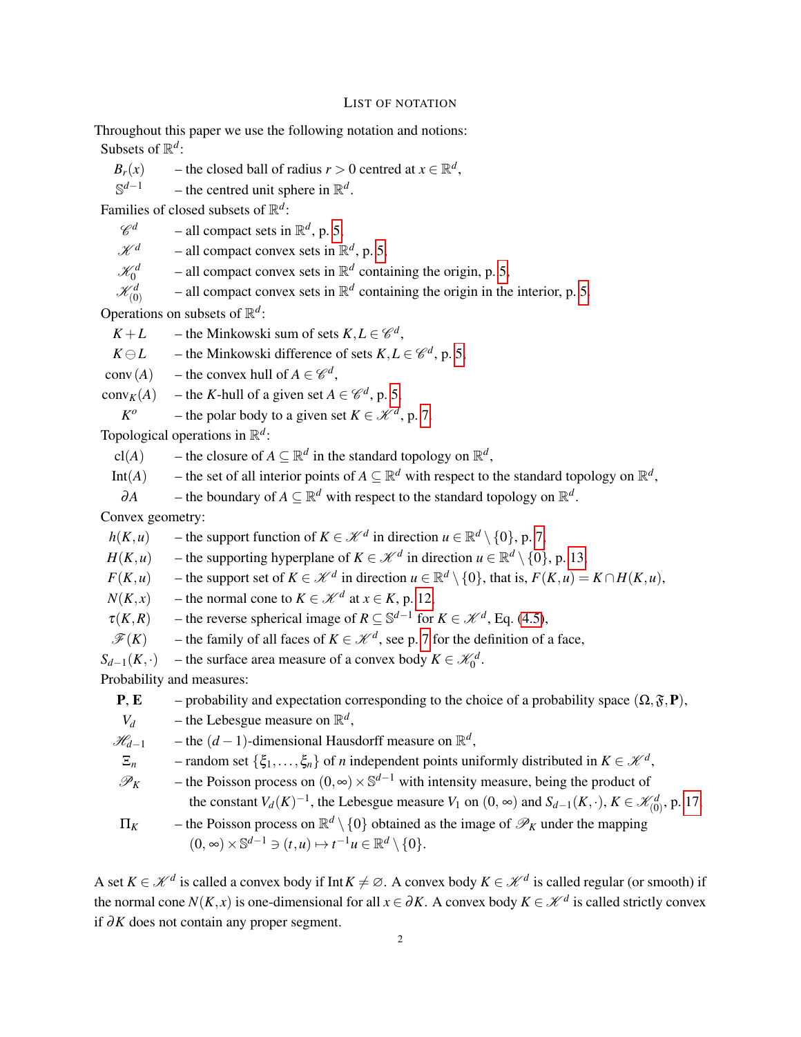# List of Notation

Throughout this paper we use the following notation and notions:

Subsets of $\mathbb{R}^d$:

- $B_r(x)$ – the closed ball of radius $r > 0$ centred at $x \in \mathbb{R}^d$,
- $\mathbb{S}^{d-1}$ – the centred unit sphere in $\mathbb{R}^d$.

Families of closed subsets of $\mathbb{R}^d$:

- $\mathscr{C}^d$ – all compact sets in $\mathbb{R}^d$, p. 5,
- $\mathscr{K}^d$ – all compact convex sets in $\mathbb{R}^d$, p. 5,
- $\mathscr{K}_0^d$ – all compact convex sets in $\mathbb{R}^d$ containing the origin, p. 5,
- $\mathscr{K}_{(0)}^d$ – all compact convex sets in $\mathbb{R}^d$ containing the origin in the interior, p. 5.

Operations on subsets of $\mathbb{R}^d$:

- $K + L$ – the Minkowski sum of sets $K, L \in \mathscr{C}^d$,
- $K \ominus L$ – the Minkowski difference of sets $K, L \in \mathscr{C}^d$, p. 5,
- $\mathrm{conv}\,(A)$ – the convex hull of $A \in \mathscr{C}^d$,
- $\mathrm{conv}_K(A)$ – the $K$-hull of a given set $A \in \mathscr{C}^d$, p. 5,
- $K^o$ – the polar body to a given set $K \in \mathscr{K}^d$, p. 7.

Topological operations in $\mathbb{R}^d$:

- $\mathrm{cl}(A)$ – the closure of $A \subseteq \mathbb{R}^d$ in the standard topology on $\mathbb{R}^d$,
- $\mathrm{Int}(A)$ – the set of all interior points of $A \subseteq \mathbb{R}^d$ with respect to the standard topology on $\mathbb{R}^d$,
- $\partial A$ – the boundary of $A \subseteq \mathbb{R}^d$ with respect to the standard topology on $\mathbb{R}^d$.

Convex geometry:

- $h(K,u)$ – the support function of $K \in \mathscr{K}^d$ in direction $u \in \mathbb{R}^d \setminus \{0\}$, p. 7,
- $H(K,u)$ – the supporting hyperplane of $K \in \mathscr{K}^d$ in direction $u \in \mathbb{R}^d \setminus \{0\}$, p. 13,
- $F(K,u)$ – the support set of $K \in \mathscr{K}^d$ in direction $u \in \mathbb{R}^d \setminus \{0\}$, that is, $F(K,u) = K \cap H(K,u)$,
- $N(K,x)$ – the normal cone to $K \in \mathscr{K}^d$ at $x \in K$, p. 12,
- $\tau(K,R)$ – the reverse spherical image of $R \subseteq \mathbb{S}^{d-1}$ for $K \in \mathscr{K}^d$, Eq. (4.5),
- $\mathscr{F}(K)$ – the family of all faces of $K \in \mathscr{K}^d$, see p. 7 for the definition of a face,
- $S_{d-1}(K,\cdot)$ – the surface area measure of a convex body $K \in \mathscr{K}_0^d$.

Probability and measures:

- $\mathbf{P}$, $\mathbf{E}$ – probability and expectation corresponding to the choice of a probability space $(\Omega, \mathfrak{F}, \mathbf{P})$,
- $V_d$ – the Lebesgue measure on $\mathbb{R}^d$,
- $\mathscr{H}_{d-1}$ – the $(d-1)$-dimensional Hausdorff measure on $\mathbb{R}^d$,
- $\Xi_n$ – random set $\{\xi_1, \dots, \xi_n\}$ of $n$ independent points uniformly distributed in $K \in \mathscr{K}^d$,
- $\mathscr{P}_K$ – the Poisson process on $(0,\infty) \times \mathbb{S}^{d-1}$ with intensity measure, being the product of the constant $V_d(K)^{-1}$, the Lebesgue measure $V_1$ on $(0,\infty)$ and $S_{d-1}(K,\cdot)$, $K \in \mathscr{K}_{(0)}^d$, p. 17,
- $\Pi_K$ – the Poisson process on $\mathbb{R}^d \setminus \{0\}$ obtained as the image of $\mathscr{P}_K$ under the mapping $(0,\infty) \times \mathbb{S}^{d-1} \ni (t,u) \mapsto t^{-1}u \in \mathbb{R}^d \setminus \{0\}$.

A set $K \in \mathscr{K}^d$ is called a convex body if $\mathrm{Int}\,K \neq \varnothing$. A convex body $K \in \mathscr{K}^d$ is called regular (or smooth) if the normal cone $N(K,x)$ is one-dimensional for all $x \in \partial K$. A convex body $K \in \mathscr{K}^d$ is called strictly convex if $\partial K$ does not contain any proper segment.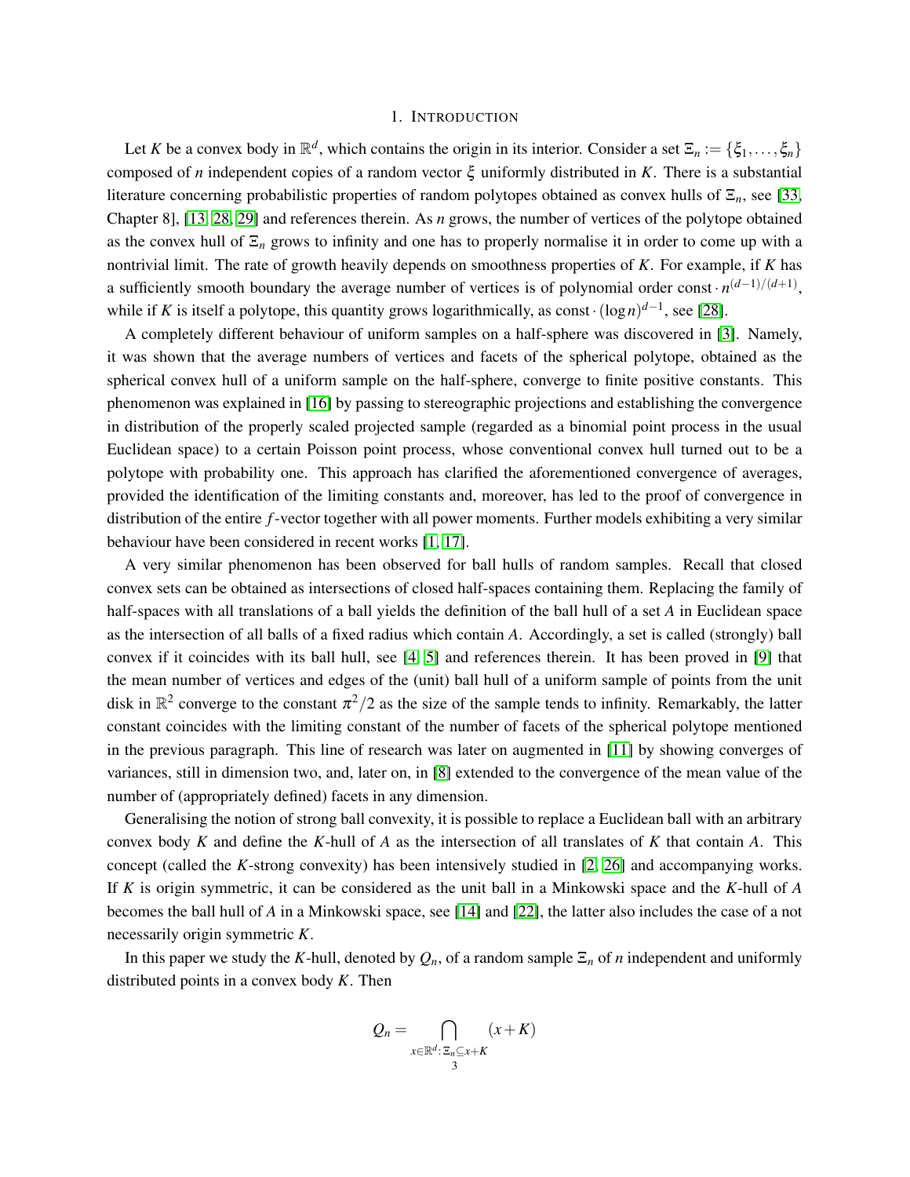# 1. Introduction

Let $K$ be a convex body in $\mathbb{R}^d$, which contains the origin in its interior. Consider a set $\Xi_n := \{\xi_1, \ldots, \xi_n\}$ composed of $n$ independent copies of a random vector $\xi$ uniformly distributed in $K$. There is a substantial literature concerning probabilistic properties of random polytopes obtained as convex hulls of $\Xi_n$, see [33, Chapter 8], [13, 28, 29] and references therein. As $n$ grows, the number of vertices of the polytope obtained as the convex hull of $\Xi_n$ grows to infinity and one has to properly normalise it in order to come up with a nontrivial limit. The rate of growth heavily depends on smoothness properties of $K$. For example, if $K$ has a sufficiently smooth boundary the average number of vertices is of polynomial order $\text{const} \cdot n^{(d-1)/(d+1)}$, while if $K$ is itself a polytope, this quantity grows logarithmically, as $\text{const} \cdot (\log n)^{d-1}$, see [28].

A completely different behaviour of uniform samples on a half-sphere was discovered in [3]. Namely, it was shown that the average numbers of vertices and facets of the spherical polytope, obtained as the spherical convex hull of a uniform sample on the half-sphere, converge to finite positive constants. This phenomenon was explained in [16] by passing to stereographic projections and establishing the convergence in distribution of the properly scaled projected sample (regarded as a binomial point process in the usual Euclidean space) to a certain Poisson point process, whose conventional convex hull turned out to be a polytope with probability one. This approach has clarified the aforementioned convergence of averages, provided the identification of the limiting constants and, moreover, has led to the proof of convergence in distribution of the entire $f$-vector together with all power moments. Further models exhibiting a very similar behaviour have been considered in recent works [1, 17].

A very similar phenomenon has been observed for ball hulls of random samples. Recall that closed convex sets can be obtained as intersections of closed half-spaces containing them. Replacing the family of half-spaces with all translations of a ball yields the definition of the ball hull of a set $A$ in Euclidean space as the intersection of all balls of a fixed radius which contain $A$. Accordingly, a set is called (strongly) ball convex if it coincides with its ball hull, see [4, 5] and references therein. It has been proved in [9] that the mean number of vertices and edges of the (unit) ball hull of a uniform sample of points from the unit disk in $\mathbb{R}^2$ converge to the constant $\pi^2/2$ as the size of the sample tends to infinity. Remarkably, the latter constant coincides with the limiting constant of the number of facets of the spherical polytope mentioned in the previous paragraph. This line of research was later on augmented in [11] by showing converges of variances, still in dimension two, and, later on, in [8] extended to the convergence of the mean value of the number of (appropriately defined) facets in any dimension.

Generalising the notion of strong ball convexity, it is possible to replace a Euclidean ball with an arbitrary convex body $K$ and define the $K$-hull of $A$ as the intersection of all translates of $K$ that contain $A$. This concept (called the $K$-strong convexity) has been intensively studied in [2, 26] and accompanying works. If $K$ is origin symmetric, it can be considered as the unit ball in a Minkowski space and the $K$-hull of $A$ becomes the ball hull of $A$ in a Minkowski space, see [14] and [22], the latter also includes the case of a not necessarily origin symmetric $K$.

In this paper we study the $K$-hull, denoted by $Q_n$, of a random sample $\Xi_n$ of $n$ independent and uniformly distributed points in a convex body $K$. Then

$$Q_n = \bigcap_{x \in \mathbb{R}^d : \Xi_n \subseteq x + K} (x + K)$$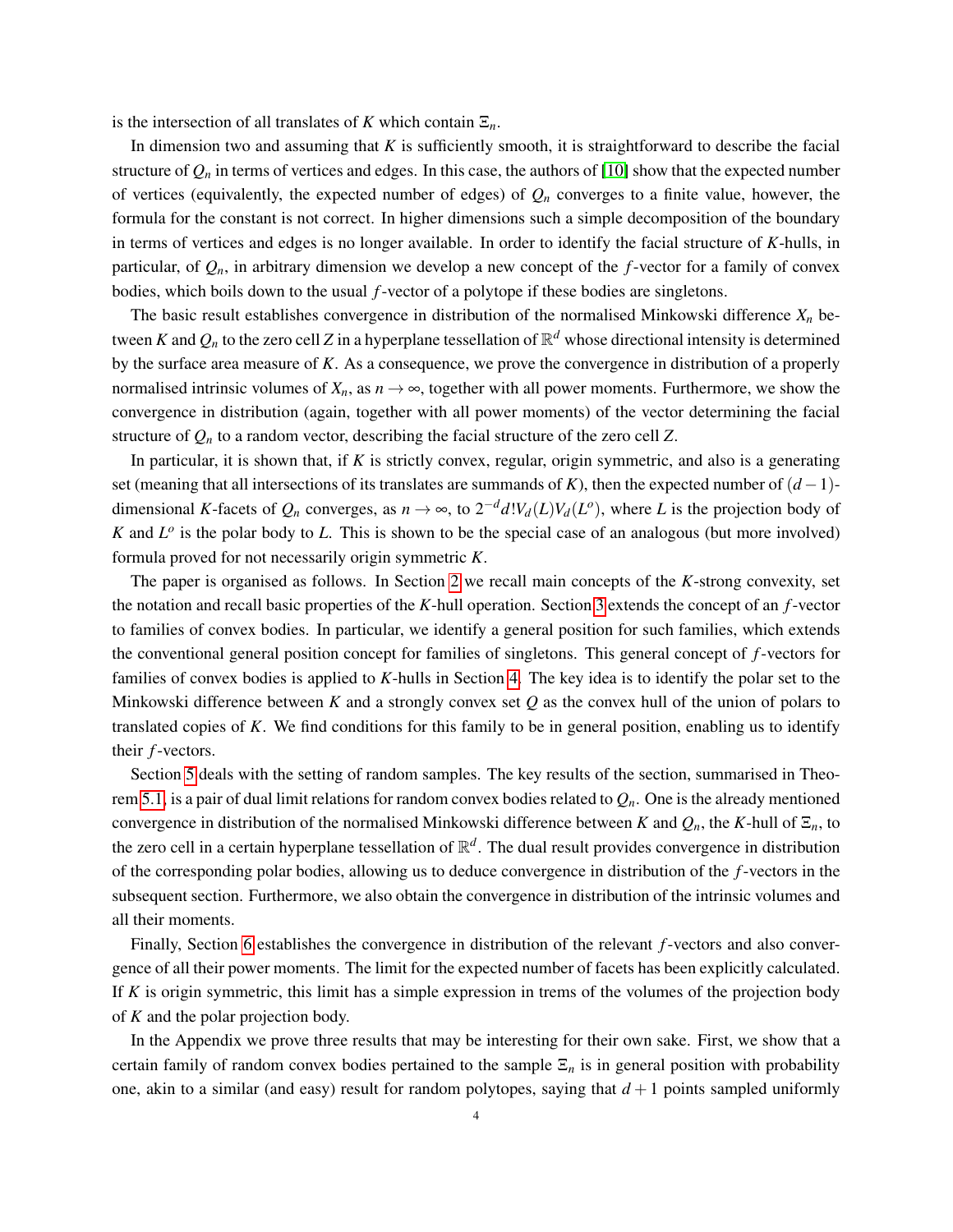is the intersection of all translates of $K$ which contain $\Xi_n$.

In dimension two and assuming that $K$ is sufficiently smooth, it is straightforward to describe the facial structure of $Q_n$ in terms of vertices and edges. In this case, the authors of [10] show that the expected number of vertices (equivalently, the expected number of edges) of $Q_n$ converges to a finite value, however, the formula for the constant is not correct. In higher dimensions such a simple decomposition of the boundary in terms of vertices and edges is no longer available. In order to identify the facial structure of $K$-hulls, in particular, of $Q_n$, in arbitrary dimension we develop a new concept of the $f$-vector for a family of convex bodies, which boils down to the usual $f$-vector of a polytope if these bodies are singletons.

The basic result establishes convergence in distribution of the normalised Minkowski difference $X_n$ between $K$ and $Q_n$ to the zero cell $Z$ in a hyperplane tessellation of $\mathbb{R}^d$ whose directional intensity is determined by the surface area measure of $K$. As a consequence, we prove the convergence in distribution of a properly normalised intrinsic volumes of $X_n$, as $n \to \infty$, together with all power moments. Furthermore, we show the convergence in distribution (again, together with all power moments) of the vector determining the facial structure of $Q_n$ to a random vector, describing the facial structure of the zero cell $Z$.

In particular, it is shown that, if $K$ is strictly convex, regular, origin symmetric, and also is a generating set (meaning that all intersections of its translates are summands of $K$), then the expected number of $(d-1)$-dimensional $K$-facets of $Q_n$ converges, as $n \to \infty$, to $2^{-d} d! V_d(L) V_d(L^o)$, where $L$ is the projection body of $K$ and $L^o$ is the polar body to $L$. This is shown to be the special case of an analogous (but more involved) formula proved for not necessarily origin symmetric $K$.

The paper is organised as follows. In Section 2 we recall main concepts of the $K$-strong convexity, set the notation and recall basic properties of the $K$-hull operation. Section 3 extends the concept of an $f$-vector to families of convex bodies. In particular, we identify a general position for such families, which extends the conventional general position concept for families of singletons. This general concept of $f$-vectors for families of convex bodies is applied to $K$-hulls in Section 4. The key idea is to identify the polar set to the Minkowski difference between $K$ and a strongly convex set $Q$ as the convex hull of the union of polars to translated copies of $K$. We find conditions for this family to be in general position, enabling us to identify their $f$-vectors.

Section 5 deals with the setting of random samples. The key results of the section, summarised in Theorem 5.1, is a pair of dual limit relations for random convex bodies related to $Q_n$. One is the already mentioned convergence in distribution of the normalised Minkowski difference between $K$ and $Q_n$, the $K$-hull of $\Xi_n$, to the zero cell in a certain hyperplane tessellation of $\mathbb{R}^d$. The dual result provides convergence in distribution of the corresponding polar bodies, allowing us to deduce convergence in distribution of the $f$-vectors in the subsequent section. Furthermore, we also obtain the convergence in distribution of the intrinsic volumes and all their moments.

Finally, Section 6 establishes the convergence in distribution of the relevant $f$-vectors and also convergence of all their power moments. The limit for the expected number of facets has been explicitly calculated. If $K$ is origin symmetric, this limit has a simple expression in trems of the volumes of the projection body of $K$ and the polar projection body.

In the Appendix we prove three results that may be interesting for their own sake. First, we show that a certain family of random convex bodies pertained to the sample $\Xi_n$ is in general position with probability one, akin to a similar (and easy) result for random polytopes, saying that $d+1$ points sampled uniformly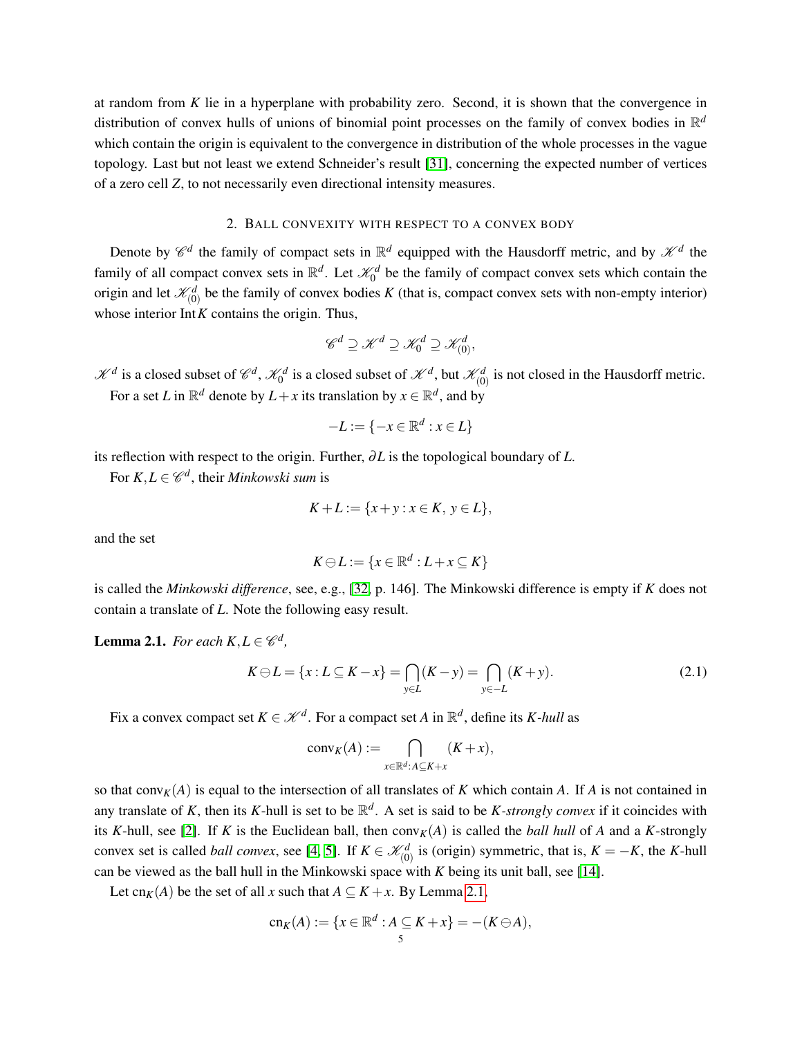at random from $K$ lie in a hyperplane with probability zero. Second, it is shown that the convergence in distribution of convex hulls of unions of binomial point processes on the family of convex bodies in $\mathbb{R}^d$ which contain the origin is equivalent to the convergence in distribution of the whole processes in the vague topology. Last but not least we extend Schneider's result [31], concerning the expected number of vertices of a zero cell $Z$, to not necessarily even directional intensity measures.

## 2. Ball convexity with respect to a convex body

Denote by $\mathscr{C}^d$ the family of compact sets in $\mathbb{R}^d$ equipped with the Hausdorff metric, and by $\mathscr{K}^d$ the family of all compact convex sets in $\mathbb{R}^d$. Let $\mathscr{K}^d_0$ be the family of compact convex sets which contain the origin and let $\mathscr{K}^d_{(0)}$ be the family of convex bodies $K$ (that is, compact convex sets with non-empty interior) whose interior $\operatorname{Int} K$ contains the origin. Thus,

$$\mathscr{C}^d \supseteq \mathscr{K}^d \supseteq \mathscr{K}^d_0 \supseteq \mathscr{K}^d_{(0)},$$

$\mathscr{K}^d$ is a closed subset of $\mathscr{C}^d$, $\mathscr{K}^d_0$ is a closed subset of $\mathscr{K}^d$, but $\mathscr{K}^d_{(0)}$ is not closed in the Hausdorff metric.

For a set $L$ in $\mathbb{R}^d$ denote by $L+x$ its translation by $x \in \mathbb{R}^d$, and by

$$-L := \{-x \in \mathbb{R}^d : x \in L\}$$

its reflection with respect to the origin. Further, $\partial L$ is the topological boundary of $L$.

For $K, L \in \mathscr{C}^d$, their *Minkowski sum* is

$$K + L := \{x + y : x \in K,\ y \in L\},$$

and the set

$$K \ominus L := \{x \in \mathbb{R}^d : L + x \subseteq K\}$$

is called the *Minkowski difference*, see, e.g., [32, p. 146]. The Minkowski difference is empty if $K$ does not contain a translate of $L$. Note the following easy result.

**Lemma 2.1.** *For each $K, L \in \mathscr{C}^d$,*

$$K \ominus L = \{x : L \subseteq K - x\} = \bigcap_{y \in L} (K - y) = \bigcap_{y \in -L} (K + y). \tag{2.1}$$

Fix a convex compact set $K \in \mathscr{K}^d$. For a compact set $A$ in $\mathbb{R}^d$, define its *$K$-hull* as

$$\operatorname{conv}_K(A) := \bigcap_{x \in \mathbb{R}^d : A \subseteq K + x} (K + x),$$

so that $\operatorname{conv}_K(A)$ is equal to the intersection of all translates of $K$ which contain $A$. If $A$ is not contained in any translate of $K$, then its $K$-hull is set to be $\mathbb{R}^d$. A set is said to be *$K$-strongly convex* if it coincides with its $K$-hull, see [2]. If $K$ is the Euclidean ball, then $\operatorname{conv}_K(A)$ is called the *ball hull* of $A$ and a $K$-strongly convex set is called *ball convex*, see [4, 5]. If $K \in \mathscr{K}^d_{(0)}$ is (origin) symmetric, that is, $K = -K$, the $K$-hull can be viewed as the ball hull in the Minkowski space with $K$ being its unit ball, see [14].

Let $\operatorname{cn}_K(A)$ be the set of all $x$ such that $A \subseteq K + x$. By Lemma 2.1,

$$\operatorname{cn}_K(A) := \{x \in \mathbb{R}^d : A \subseteq K + x\} = -(K \ominus A),$$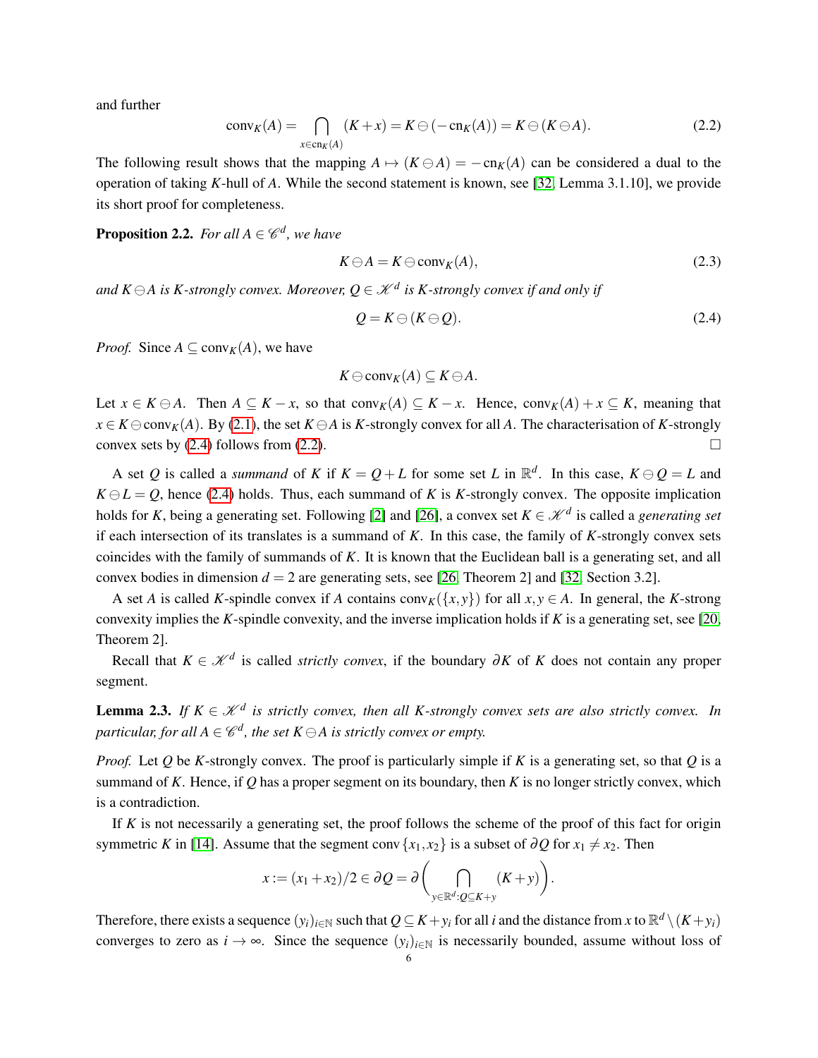and further

$$\operatorname{conv}_K(A) = \bigcap_{x \in \operatorname{cn}_K(A)} (K + x) = K \ominus (-\operatorname{cn}_K(A)) = K \ominus (K \ominus A). \tag{2.2}$$

The following result shows that the mapping $A \mapsto (K \ominus A) = -\operatorname{cn}_K(A)$ can be considered a dual to the operation of taking $K$-hull of $A$. While the second statement is known, see [32, Lemma 3.1.10], we provide its short proof for completeness.

**Proposition 2.2.** *For all $A \in \mathscr{C}^d$, we have*

$$K \ominus A = K \ominus \operatorname{conv}_K(A), \tag{2.3}$$

*and $K \ominus A$ is $K$-strongly convex. Moreover, $Q \in \mathscr{K}^d$ is $K$-strongly convex if and only if*

$$Q = K \ominus (K \ominus Q). \tag{2.4}$$

*Proof.* Since $A \subseteq \operatorname{conv}_K(A)$, we have

$$K \ominus \operatorname{conv}_K(A) \subseteq K \ominus A.$$

Let $x \in K \ominus A$. Then $A \subseteq K - x$, so that $\operatorname{conv}_K(A) \subseteq K - x$. Hence, $\operatorname{conv}_K(A) + x \subseteq K$, meaning that $x \in K \ominus \operatorname{conv}_K(A)$. By (2.1), the set $K \ominus A$ is $K$-strongly convex for all $A$. The characterisation of $K$-strongly convex sets by (2.4) follows from (2.2). $\square$

A set $Q$ is called a *summand* of $K$ if $K = Q + L$ for some set $L$ in $\mathbb{R}^d$. In this case, $K \ominus Q = L$ and $K \ominus L = Q$, hence (2.4) holds. Thus, each summand of $K$ is $K$-strongly convex. The opposite implication holds for $K$, being a generating set. Following [2] and [26], a convex set $K \in \mathscr{K}^d$ is called a *generating set* if each intersection of its translates is a summand of $K$. In this case, the family of $K$-strongly convex sets coincides with the family of summands of $K$. It is known that the Euclidean ball is a generating set, and all convex bodies in dimension $d = 2$ are generating sets, see [26, Theorem 2] and [32, Section 3.2].

A set $A$ is called $K$-spindle convex if $A$ contains $\operatorname{conv}_K(\{x,y\})$ for all $x, y \in A$. In general, the $K$-strong convexity implies the $K$-spindle convexity, and the inverse implication holds if $K$ is a generating set, see [20, Theorem 2].

Recall that $K \in \mathscr{K}^d$ is called *strictly convex*, if the boundary $\partial K$ of $K$ does not contain any proper segment.

**Lemma 2.3.** *If $K \in \mathscr{K}^d$ is strictly convex, then all $K$-strongly convex sets are also strictly convex. In particular, for all $A \in \mathscr{C}^d$, the set $K \ominus A$ is strictly convex or empty.*

*Proof.* Let $Q$ be $K$-strongly convex. The proof is particularly simple if $K$ is a generating set, so that $Q$ is a summand of $K$. Hence, if $Q$ has a proper segment on its boundary, then $K$ is no longer strictly convex, which is a contradiction.

If $K$ is not necessarily a generating set, the proof follows the scheme of the proof of this fact for origin symmetric $K$ in [14]. Assume that the segment $\operatorname{conv}\{x_1, x_2\}$ is a subset of $\partial Q$ for $x_1 \neq x_2$. Then

$$x := (x_1 + x_2)/2 \in \partial Q = \partial \Bigg( \bigcap_{y \in \mathbb{R}^d : Q \subseteq K + y} (K + y) \Bigg).$$

Therefore, there exists a sequence $(y_i)_{i \in \mathbb{N}}$ such that $Q \subseteq K + y_i$ for all $i$ and the distance from $x$ to $\mathbb{R}^d \setminus (K + y_i)$ converges to zero as $i \to \infty$. Since the sequence $(y_i)_{i \in \mathbb{N}}$ is necessarily bounded, assume without loss of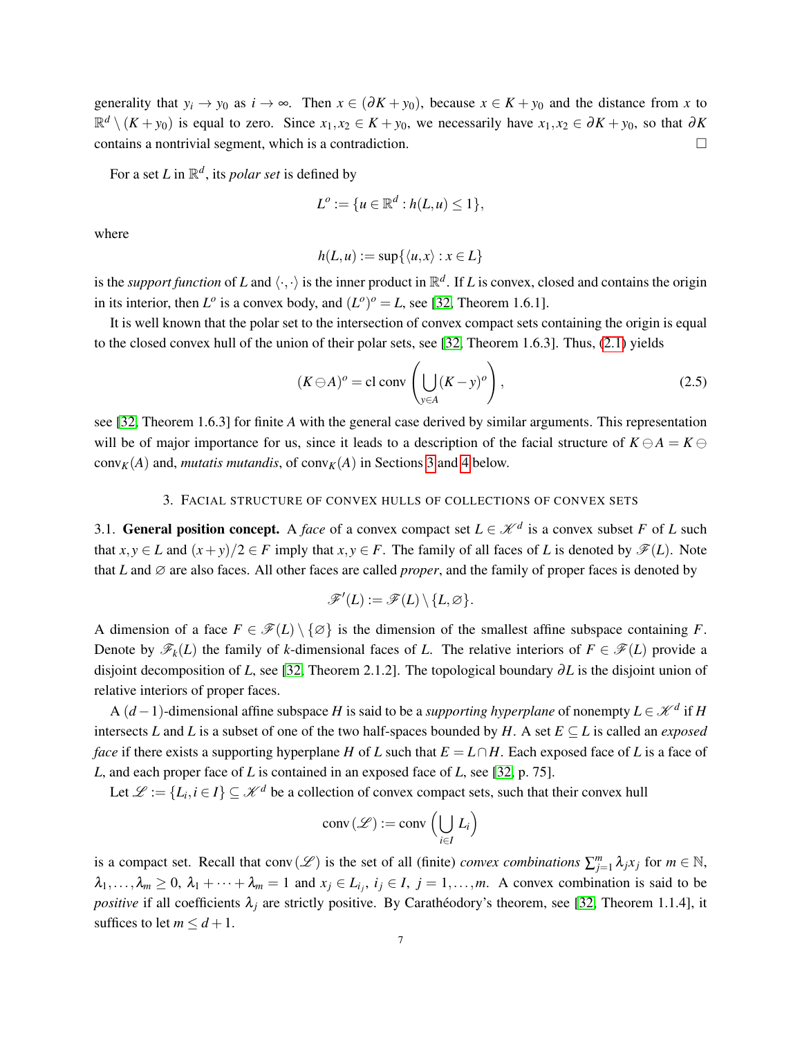generality that $y_i \to y_0$ as $i \to \infty$. Then $x \in (\partial K + y_0)$, because $x \in K + y_0$ and the distance from $x$ to $\mathbb{R}^d \setminus (K + y_0)$ is equal to zero. Since $x_1, x_2 \in K + y_0$, we necessarily have $x_1, x_2 \in \partial K + y_0$, so that $\partial K$ contains a nontrivial segment, which is a contradiction. $\square$

For a set $L$ in $\mathbb{R}^d$, its *polar set* is defined by

$$L^o := \{u \in \mathbb{R}^d : h(L,u) \leq 1\},$$

where

$$h(L,u) := \sup\{\langle u, x\rangle : x \in L\}$$

is the *support function* of $L$ and $\langle \cdot, \cdot \rangle$ is the inner product in $\mathbb{R}^d$. If $L$ is convex, closed and contains the origin in its interior, then $L^o$ is a convex body, and $(L^o)^o = L$, see [32, Theorem 1.6.1].

It is well known that the polar set to the intersection of convex compact sets containing the origin is equal to the closed convex hull of the union of their polar sets, see [32, Theorem 1.6.3]. Thus, (2.1) yields

$$(K \ominus A)^o = \text{cl conv}\left(\bigcup_{y \in A} (K - y)^o\right), \tag{2.5}$$

see [32, Theorem 1.6.3] for finite $A$ with the general case derived by similar arguments. This representation will be of major importance for us, since it leads to a description of the facial structure of $K \ominus A = K \ominus \text{conv}_K(A)$ and, *mutatis mutandis*, of $\text{conv}_K(A)$ in Sections 3 and 4 below.

## 3. Facial structure of convex hulls of collections of convex sets

3.1. **General position concept.** A *face* of a convex compact set $L \in \mathscr{K}^d$ is a convex subset $F$ of $L$ such that $x, y \in L$ and $(x+y)/2 \in F$ imply that $x, y \in F$. The family of all faces of $L$ is denoted by $\mathscr{F}(L)$. Note that $L$ and $\varnothing$ are also faces. All other faces are called *proper*, and the family of proper faces is denoted by

$$\mathscr{F}'(L) := \mathscr{F}(L) \setminus \{L, \varnothing\}.$$

A dimension of a face $F \in \mathscr{F}(L) \setminus \{\varnothing\}$ is the dimension of the smallest affine subspace containing $F$. Denote by $\mathscr{F}_k(L)$ the family of $k$-dimensional faces of $L$. The relative interiors of $F \in \mathscr{F}(L)$ provide a disjoint decomposition of $L$, see [32, Theorem 2.1.2]. The topological boundary $\partial L$ is the disjoint union of relative interiors of proper faces.

A $(d-1)$-dimensional affine subspace $H$ is said to be a *supporting hyperplane* of nonempty $L \in \mathscr{K}^d$ if $H$ intersects $L$ and $L$ is a subset of one of the two half-spaces bounded by $H$. A set $E \subseteq L$ is called an *exposed face* if there exists a supporting hyperplane $H$ of $L$ such that $E = L \cap H$. Each exposed face of $L$ is a face of $L$, and each proper face of $L$ is contained in an exposed face of $L$, see [32, p. 75].

Let $\mathscr{L} := \{L_i, i \in I\} \subseteq \mathscr{K}^d$ be a collection of convex compact sets, such that their convex hull

$$\text{conv}\,(\mathscr{L}) := \text{conv}\left(\bigcup_{i \in I} L_i\right)$$

is a compact set. Recall that $\text{conv}\,(\mathscr{L})$ is the set of all (finite) *convex combinations* $\sum_{j=1}^m \lambda_j x_j$ for $m \in \mathbb{N}$, $\lambda_1, \ldots, \lambda_m \geq 0$, $\lambda_1 + \cdots + \lambda_m = 1$ and $x_j \in L_{i_j}$, $i_j \in I$, $j = 1, \ldots, m$. A convex combination is said to be *positive* if all coefficients $\lambda_j$ are strictly positive. By Carathéodory's theorem, see [32, Theorem 1.1.4], it suffices to let $m \leq d+1$.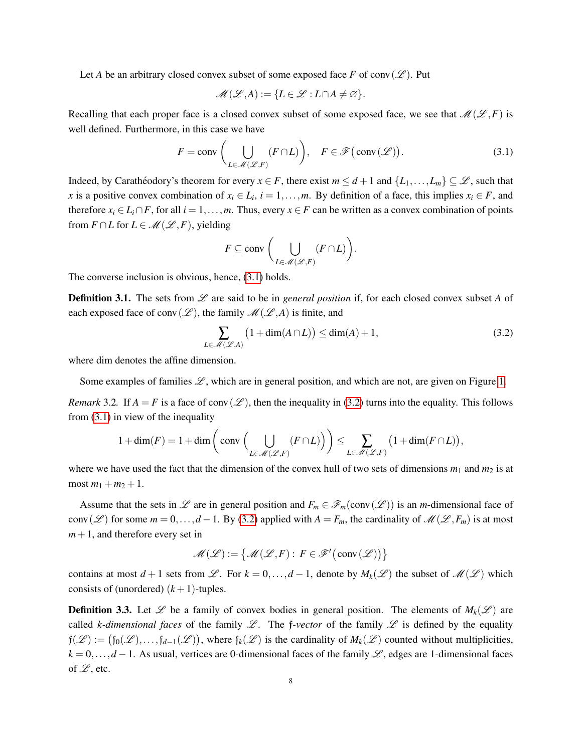Let $A$ be an arbitrary closed convex subset of some exposed face $F$ of $\operatorname{conv}(\mathscr{L})$. Put

$$\mathscr{M}(\mathscr{L},A) := \{L \in \mathscr{L} : L \cap A \neq \varnothing\}.$$

Recalling that each proper face is a closed convex subset of some exposed face, we see that $\mathscr{M}(\mathscr{L},F)$ is well defined. Furthermore, in this case we have

$$F = \operatorname{conv}\Bigg(\bigcup_{L \in \mathscr{M}(\mathscr{L},F)} (F \cap L)\Bigg), \quad F \in \mathscr{F}\big(\operatorname{conv}(\mathscr{L})\big). \tag{3.1}$$

Indeed, by Carathéodory's theorem for every $x \in F$, there exist $m \leq d+1$ and $\{L_1, \dots, L_m\} \subseteq \mathscr{L}$, such that $x$ is a positive convex combination of $x_i \in L_i$, $i = 1, \dots, m$. By definition of a face, this implies $x_i \in F$, and therefore $x_i \in L_i \cap F$, for all $i = 1, \dots, m$. Thus, every $x \in F$ can be written as a convex combination of points from $F \cap L$ for $L \in \mathscr{M}(\mathscr{L},F)$, yielding

$$F \subseteq \operatorname{conv}\Bigg(\bigcup_{L \in \mathscr{M}(\mathscr{L},F)} (F \cap L)\Bigg).$$

The converse inclusion is obvious, hence, (3.1) holds.

**Definition 3.1.** The sets from $\mathscr{L}$ are said to be in *general position* if, for each closed convex subset $A$ of each exposed face of $\operatorname{conv}(\mathscr{L})$, the family $\mathscr{M}(\mathscr{L},A)$ is finite, and

$$\sum_{L \in \mathscr{M}(\mathscr{L},A)} \big(1 + \dim(A \cap L)\big) \leq \dim(A) + 1, \tag{3.2}$$

where dim denotes the affine dimension.

Some examples of families $\mathscr{L}$, which are in general position, and which are not, are given on Figure 1.

*Remark* 3.2. If $A = F$ is a face of $\operatorname{conv}(\mathscr{L})$, then the inequality in (3.2) turns into the equality. This follows from (3.1) in view of the inequality

$$1 + \dim(F) = 1 + \dim\Bigg(\operatorname{conv}\Bigg(\bigcup_{L \in \mathscr{M}(\mathscr{L},F)} (F \cap L)\Bigg)\Bigg) \leq \sum_{L \in \mathscr{M}(\mathscr{L},F)} \big(1 + \dim(F \cap L)\big),$$

where we have used the fact that the dimension of the convex hull of two sets of dimensions $m_1$ and $m_2$ is at most $m_1 + m_2 + 1$.

Assume that the sets in $\mathscr{L}$ are in general position and $F_m \in \mathscr{F}_m(\operatorname{conv}(\mathscr{L}))$ is an $m$-dimensional face of $\operatorname{conv}(\mathscr{L})$ for some $m = 0, \dots, d-1$. By (3.2) applied with $A = F_m$, the cardinality of $\mathscr{M}(\mathscr{L},F_m)$ is at most $m+1$, and therefore every set in

$$\mathscr{M}(\mathscr{L}) := \big\{\mathscr{M}(\mathscr{L},F) : F \in \mathscr{F}'\big(\operatorname{conv}(\mathscr{L})\big)\big\}$$

contains at most $d+1$ sets from $\mathscr{L}$. For $k = 0, \dots, d-1$, denote by $M_k(\mathscr{L})$ the subset of $\mathscr{M}(\mathscr{L})$ which consists of (unordered) $(k+1)$-tuples.

**Definition 3.3.** Let $\mathscr{L}$ be a family of convex bodies in general position. The elements of $M_k(\mathscr{L})$ are called *$k$-dimensional faces* of the family $\mathscr{L}$. The *$\mathfrak{f}$-vector* of the family $\mathscr{L}$ is defined by the equality $\mathfrak{f}(\mathscr{L}) := \big(\mathfrak{f}_0(\mathscr{L}), \dots, \mathfrak{f}_{d-1}(\mathscr{L})\big)$, where $\mathfrak{f}_k(\mathscr{L})$ is the cardinality of $M_k(\mathscr{L})$ counted without multiplicities, $k = 0, \dots, d-1$. As usual, vertices are 0-dimensional faces of the family $\mathscr{L}$, edges are 1-dimensional faces of $\mathscr{L}$, etc.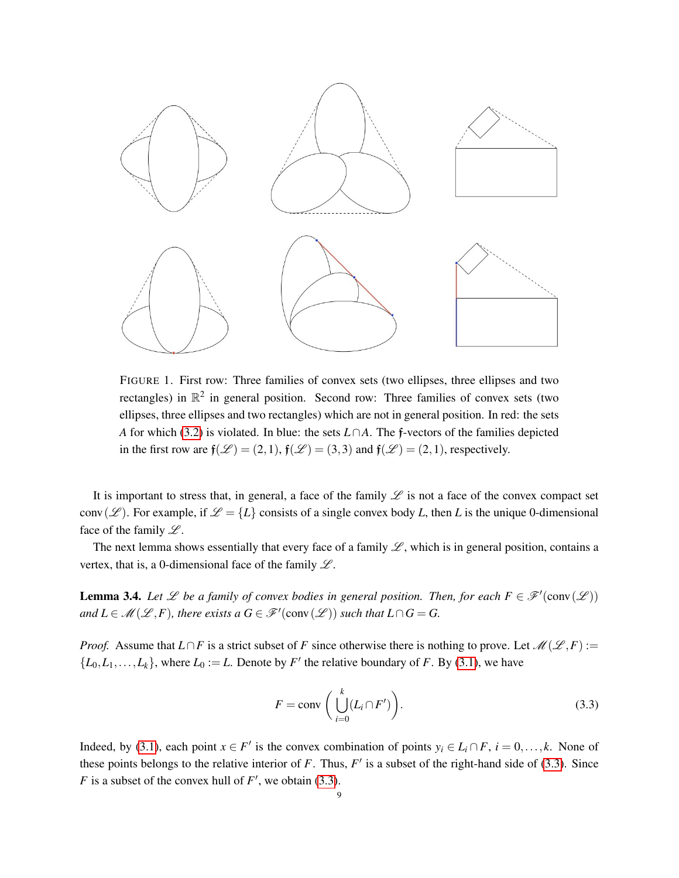FIGURE 1. First row: Three families of convex sets (two ellipses, three ellipses and two rectangles) in $\mathbb{R}^2$ in general position. Second row: Three families of convex sets (two ellipses, three ellipses and two rectangles) which are not in general position. In red: the sets $A$ for which (3.2) is violated. In blue: the sets $L \cap A$. The $\mathfrak{f}$-vectors of the families depicted in the first row are $\mathfrak{f}(\mathscr{L}) = (2,1)$, $\mathfrak{f}(\mathscr{L}) = (3,3)$ and $\mathfrak{f}(\mathscr{L}) = (2,1)$, respectively.

It is important to stress that, in general, a face of the family $\mathscr{L}$ is not a face of the convex compact set $\operatorname{conv}(\mathscr{L})$. For example, if $\mathscr{L} = \{L\}$ consists of a single convex body $L$, then $L$ is the unique 0-dimensional face of the family $\mathscr{L}$.

The next lemma shows essentially that every face of a family $\mathscr{L}$, which is in general position, contains a vertex, that is, a 0-dimensional face of the family $\mathscr{L}$.

**Lemma 3.4.** *Let $\mathscr{L}$ be a family of convex bodies in general position. Then, for each $F \in \mathscr{F}'(\operatorname{conv}(\mathscr{L}))$ and $L \in \mathscr{M}(\mathscr{L}, F)$, there exists a $G \in \mathscr{F}'(\operatorname{conv}(\mathscr{L}))$ such that $L \cap G = G$.*

*Proof.* Assume that $L \cap F$ is a strict subset of $F$ since otherwise there is nothing to prove. Let $\mathscr{M}(\mathscr{L}, F) := \{L_0, L_1, \dots, L_k\}$, where $L_0 := L$. Denote by $F'$ the relative boundary of $F$. By (3.1), we have

$$F = \operatorname{conv}\left(\bigcup_{i=0}^{k} (L_i \cap F')\right). \tag{3.3}$$

Indeed, by (3.1), each point $x \in F'$ is the convex combination of points $y_i \in L_i \cap F$, $i = 0, \dots, k$. None of these points belongs to the relative interior of $F$. Thus, $F'$ is a subset of the right-hand side of (3.3). Since $F$ is a subset of the convex hull of $F'$, we obtain (3.3).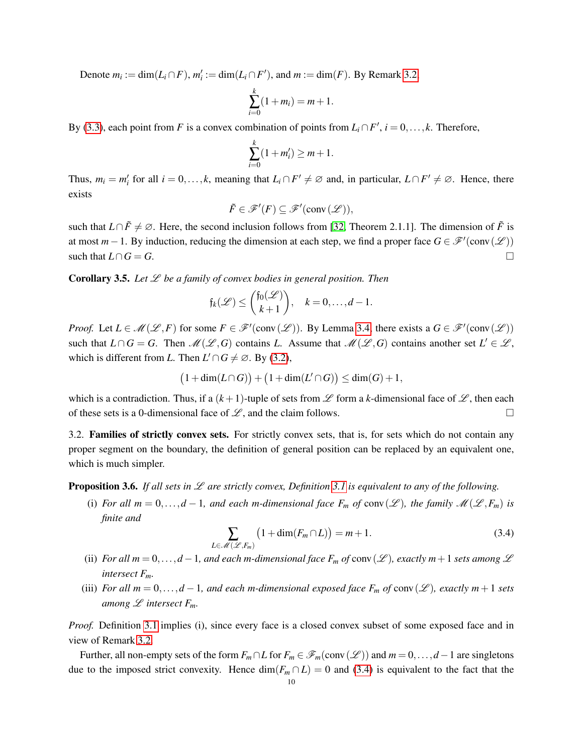Denote $m_i := \dim(L_i \cap F)$, $m_i' := \dim(L_i \cap F')$, and $m := \dim(F)$. By Remark 3.2,

$$\sum_{i=0}^{k} (1 + m_i) = m + 1.$$

By (3.3), each point from $F$ is a convex combination of points from $L_i \cap F'$, $i = 0, \ldots, k$. Therefore,

$$\sum_{i=0}^{k} (1 + m_i') \geq m + 1.$$

Thus, $m_i = m_i'$ for all $i = 0, \ldots, k$, meaning that $L_i \cap F' \neq \varnothing$ and, in particular, $L \cap F' \neq \varnothing$. Hence, there exists

$$\tilde{F} \in \mathscr{F}'(F) \subseteq \mathscr{F}'(\operatorname{conv}(\mathscr{L})),$$

such that $L \cap \tilde{F} \neq \varnothing$. Here, the second inclusion follows from [32, Theorem 2.1.1]. The dimension of $\tilde{F}$ is at most $m - 1$. By induction, reducing the dimension at each step, we find a proper face $G \in \mathscr{F}'(\operatorname{conv}(\mathscr{L}))$ such that $L \cap G = G$. $\square$

**Corollary 3.5.** *Let $\mathscr{L}$ be a family of convex bodies in general position. Then*

$$\mathfrak{f}_k(\mathscr{L}) \leq \binom{\mathfrak{f}_0(\mathscr{L})}{k+1}, \quad k = 0, \ldots, d-1.$$

*Proof.* Let $L \in \mathscr{M}(\mathscr{L}, F)$ for some $F \in \mathscr{F}'(\operatorname{conv}(\mathscr{L}))$. By Lemma 3.4, there exists a $G \in \mathscr{F}'(\operatorname{conv}(\mathscr{L}))$ such that $L \cap G = G$. Then $\mathscr{M}(\mathscr{L}, G)$ contains $L$. Assume that $\mathscr{M}(\mathscr{L}, G)$ contains another set $L' \in \mathscr{L}$, which is different from $L$. Then $L' \cap G \neq \varnothing$. By (3.2),

$$\big(1 + \dim(L \cap G)\big) + \big(1 + \dim(L' \cap G)\big) \leq \dim(G) + 1,$$

which is a contradiction. Thus, if a $(k+1)$-tuple of sets from $\mathscr{L}$ form a $k$-dimensional face of $\mathscr{L}$, then each of these sets is a 0-dimensional face of $\mathscr{L}$, and the claim follows. $\square$

3.2. **Families of strictly convex sets.** For strictly convex sets, that is, for sets which do not contain any proper segment on the boundary, the definition of general position can be replaced by an equivalent one, which is much simpler.

**Proposition 3.6.** *If all sets in $\mathscr{L}$ are strictly convex, Definition 3.1 is equivalent to any of the following.*

(i) *For all $m = 0, \ldots, d-1$, and each $m$-dimensional face $F_m$ of $\operatorname{conv}(\mathscr{L})$, the family $\mathscr{M}(\mathscr{L}, F_m)$ is finite and*

$$\sum_{L \in \mathscr{M}(\mathscr{L}, F_m)} \big(1 + \dim(F_m \cap L)\big) = m + 1. \tag{3.4}$$

(ii) *For all $m = 0, \ldots, d-1$, and each $m$-dimensional face $F_m$ of $\operatorname{conv}(\mathscr{L})$, exactly $m+1$ sets among $\mathscr{L}$ intersect $F_m$.*

(iii) *For all $m = 0, \ldots, d-1$, and each $m$-dimensional exposed face $F_m$ of $\operatorname{conv}(\mathscr{L})$, exactly $m+1$ sets among $\mathscr{L}$ intersect $F_m$.*

*Proof.* Definition 3.1 implies (i), since every face is a closed convex subset of some exposed face and in view of Remark 3.2.

Further, all non-empty sets of the form $F_m \cap L$ for $F_m \in \mathscr{F}_m(\operatorname{conv}(\mathscr{L}))$ and $m = 0, \ldots, d-1$ are singletons due to the imposed strict convexity. Hence $\dim(F_m \cap L) = 0$ and (3.4) is equivalent to the fact that the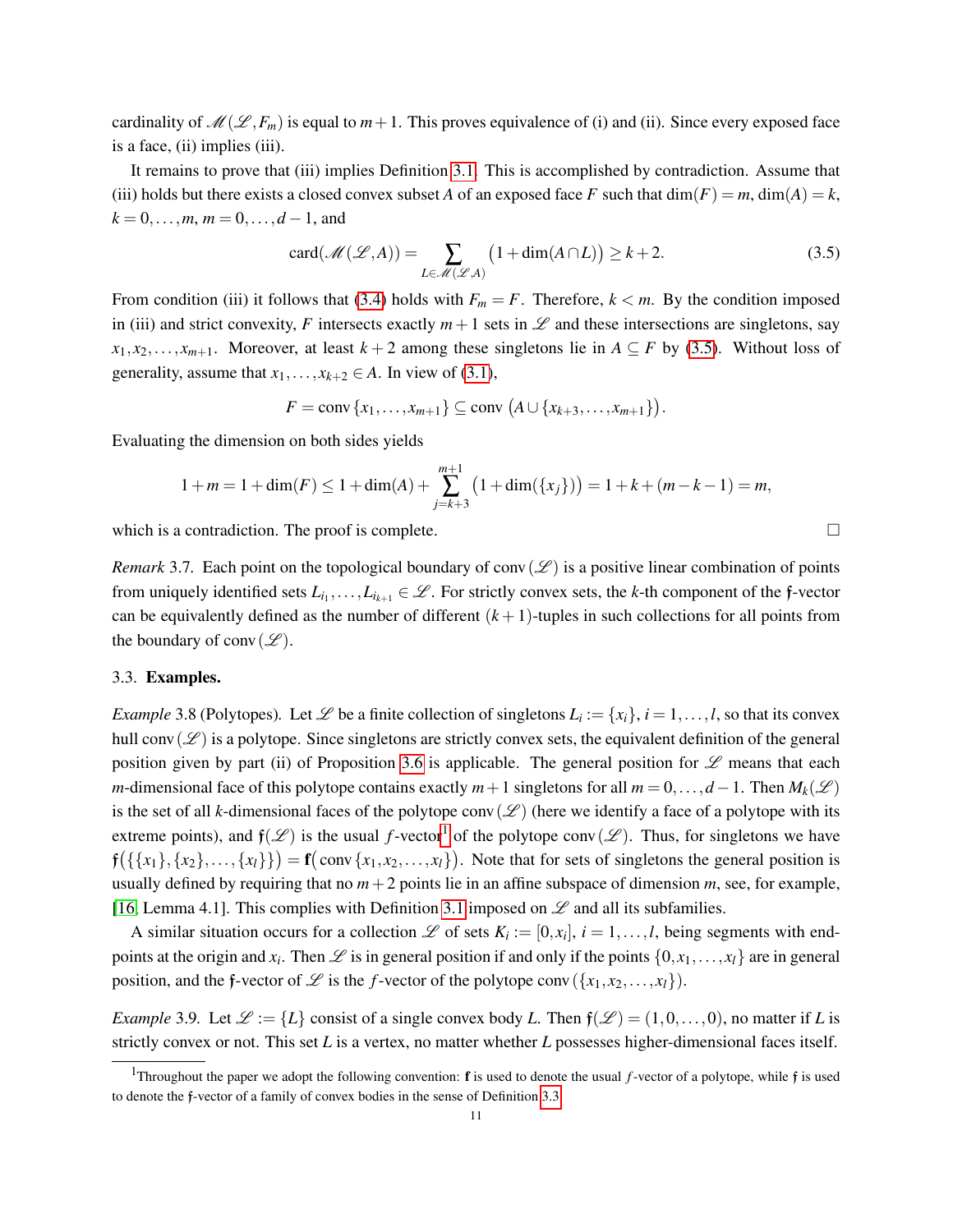cardinality of $\mathscr{M}(\mathscr{L},F_m)$ is equal to $m+1$. This proves equivalence of (i) and (ii). Since every exposed face is a face, (ii) implies (iii).

It remains to prove that (iii) implies Definition 3.1. This is accomplished by contradiction. Assume that (iii) holds but there exists a closed convex subset $A$ of an exposed face $F$ such that $\dim(F)=m$, $\dim(A)=k$, $k=0,\dots,m$, $m=0,\dots,d-1$, and

$$\operatorname{card}(\mathscr{M}(\mathscr{L},A)) = \sum_{L\in\mathscr{M}(\mathscr{L},A)} \big(1+\dim(A\cap L)\big) \geq k+2. \tag{3.5}$$

From condition (iii) it follows that (3.4) holds with $F_m=F$. Therefore, $k<m$. By the condition imposed in (iii) and strict convexity, $F$ intersects exactly $m+1$ sets in $\mathscr{L}$ and these intersections are singletons, say $x_1,x_2,\dots,x_{m+1}$. Moreover, at least $k+2$ among these singletons lie in $A\subseteq F$ by (3.5). Without loss of generality, assume that $x_1,\dots,x_{k+2}\in A$. In view of (3.1),

$$F=\operatorname{conv}\{x_1,\dots,x_{m+1}\}\subseteq \operatorname{conv}\big(A\cup\{x_{k+3},\dots,x_{m+1}\}\big).$$

Evaluating the dimension on both sides yields

$$1+m=1+\dim(F)\leq 1+\dim(A)+\sum_{j=k+3}^{m+1}\big(1+\dim(\{x_j\})\big)=1+k+(m-k-1)=m,$$

which is a contradiction. The proof is complete. □

*Remark* 3.7. Each point on the topological boundary of $\operatorname{conv}(\mathscr{L})$ is a positive linear combination of points from uniquely identified sets $L_{i_1},\dots,L_{i_{k+1}}\in\mathscr{L}$. For strictly convex sets, the $k$-th component of the $\mathfrak{f}$-vector can be equivalently defined as the number of different $(k+1)$-tuples in such collections for all points from the boundary of $\operatorname{conv}(\mathscr{L})$.

### 3.3. **Examples.**

*Example* 3.8 (Polytopes). Let $\mathscr{L}$ be a finite collection of singletons $L_i:=\{x_i\}$, $i=1,\dots,l$, so that its convex hull $\operatorname{conv}(\mathscr{L})$ is a polytope. Since singletons are strictly convex sets, the equivalent definition of the general position given by part (ii) of Proposition 3.6 is applicable. The general position for $\mathscr{L}$ means that each $m$-dimensional face of this polytope contains exactly $m+1$ singletons for all $m=0,\dots,d-1$. Then $M_k(\mathscr{L})$ is the set of all $k$-dimensional faces of the polytope $\operatorname{conv}(\mathscr{L})$ (here we identify a face of a polytope with its extreme points), and $\mathfrak{f}(\mathscr{L})$ is the usual $f$-vector[1] of the polytope $\operatorname{conv}(\mathscr{L})$. Thus, for singletons we have $\mathfrak{f}\big(\{\{x_1\},\{x_2\},\dots,\{x_l\}\}\big)=\mathbf{f}\big(\operatorname{conv}\{x_1,x_2,\dots,x_l\}\big)$. Note that for sets of singletons the general position is usually defined by requiring that no $m+2$ points lie in an affine subspace of dimension $m$, see, for example, [16, Lemma 4.1]. This complies with Definition 3.1 imposed on $\mathscr{L}$ and all its subfamilies.

A similar situation occurs for a collection $\mathscr{L}$ of sets $K_i:=[0,x_i]$, $i=1,\dots,l$, being segments with end-points at the origin and $x_i$. Then $\mathscr{L}$ is in general position if and only if the points $\{0,x_1,\dots,x_l\}$ are in general position, and the $\mathfrak{f}$-vector of $\mathscr{L}$ is the $f$-vector of the polytope $\operatorname{conv}(\{x_1,x_2,\dots,x_l\})$.

*Example* 3.9. Let $\mathscr{L}:=\{L\}$ consist of a single convex body $L$. Then $\mathfrak{f}(\mathscr{L})=(1,0,\dots,0)$, no matter if $L$ is strictly convex or not. This set $L$ is a vertex, no matter whether $L$ possesses higher-dimensional faces itself.

[1] Throughout the paper we adopt the following convention: $\mathbf{f}$ is used to denote the usual $f$-vector of a polytope, while $\mathfrak{f}$ is used to denote the $\mathfrak{f}$-vector of a family of convex bodies in the sense of Definition 3.3.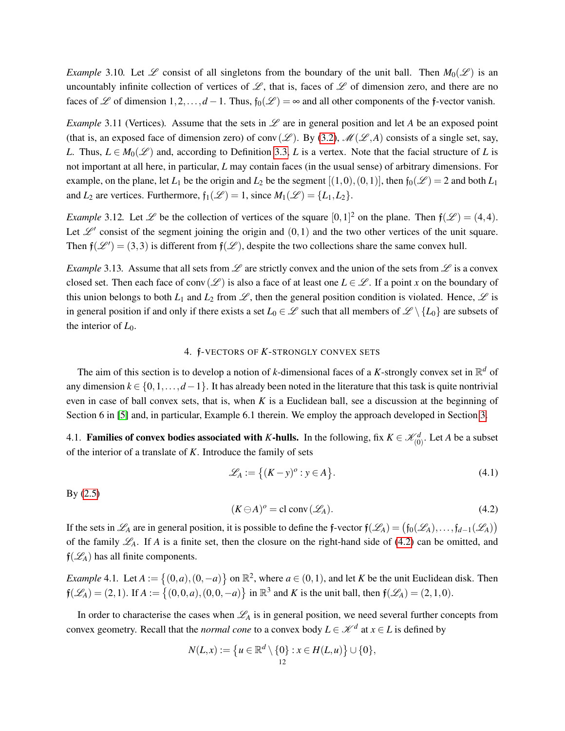*Example* 3.10. Let $\mathscr{L}$ consist of all singletons from the boundary of the unit ball. Then $M_0(\mathscr{L})$ is an uncountably infinite collection of vertices of $\mathscr{L}$, that is, faces of $\mathscr{L}$ of dimension zero, and there are no faces of $\mathscr{L}$ of dimension $1, 2, \dots, d-1$. Thus, $\mathfrak{f}_0(\mathscr{L}) = \infty$ and all other components of the $\mathfrak{f}$-vector vanish.

*Example* 3.11 (Vertices). Assume that the sets in $\mathscr{L}$ are in general position and let $A$ be an exposed point (that is, an exposed face of dimension zero) of $\operatorname{conv}(\mathscr{L})$. By (3.2), $\mathscr{M}(\mathscr{L}, A)$ consists of a single set, say, $L$. Thus, $L \in M_0(\mathscr{L})$ and, according to Definition 3.3, $L$ is a vertex. Note that the facial structure of $L$ is not important at all here, in particular, $L$ may contain faces (in the usual sense) of arbitrary dimensions. For example, on the plane, let $L_1$ be the origin and $L_2$ be the segment $[(1,0),(0,1)]$, then $\mathfrak{f}_0(\mathscr{L}) = 2$ and both $L_1$ and $L_2$ are vertices. Furthermore, $\mathfrak{f}_1(\mathscr{L}) = 1$, since $M_1(\mathscr{L}) = \{L_1, L_2\}$.

*Example* 3.12. Let $\mathscr{L}$ be the collection of vertices of the square $[0,1]^2$ on the plane. Then $\mathfrak{f}(\mathscr{L}) = (4,4)$. Let $\mathscr{L}'$ consist of the segment joining the origin and $(0,1)$ and the two other vertices of the unit square. Then $\mathfrak{f}(\mathscr{L}') = (3,3)$ is different from $\mathfrak{f}(\mathscr{L})$, despite the two collections share the same convex hull.

*Example* 3.13. Assume that all sets from $\mathscr{L}$ are strictly convex and the union of the sets from $\mathscr{L}$ is a convex closed set. Then each face of $\operatorname{conv}(\mathscr{L})$ is also a face of at least one $L \in \mathscr{L}$. If a point $x$ on the boundary of this union belongs to both $L_1$ and $L_2$ from $\mathscr{L}$, then the general position condition is violated. Hence, $\mathscr{L}$ is in general position if and only if there exists a set $L_0 \in \mathscr{L}$ such that all members of $\mathscr{L} \setminus \{L_0\}$ are subsets of the interior of $L_0$.

## 4. $\mathfrak{f}$-VECTORS OF $K$-STRONGLY CONVEX SETS

The aim of this section is to develop a notion of $k$-dimensional faces of a $K$-strongly convex set in $\mathbb{R}^d$ of any dimension $k \in \{0, 1, \dots, d-1\}$. It has already been noted in the literature that this task is quite nontrivial even in case of ball convex sets, that is, when $K$ is a Euclidean ball, see a discussion at the beginning of Section 6 in [5] and, in particular, Example 6.1 therein. We employ the approach developed in Section 3.

### 4.1. **Families of convex bodies associated with $K$-hulls.**

In the following, fix $K \in \mathscr{K}^d_{(0)}$. Let $A$ be a subset of the interior of a translate of $K$. Introduce the family of sets

$$\mathscr{L}_A := \{(K - y)^o : y \in A\}. \tag{4.1}$$

By (2.5)

$$(K \ominus A)^o = \operatorname{cl} \operatorname{conv}(\mathscr{L}_A). \tag{4.2}$$

If the sets in $\mathscr{L}_A$ are in general position, it is possible to define the $\mathfrak{f}$-vector $\mathfrak{f}(\mathscr{L}_A) = \big(\mathfrak{f}_0(\mathscr{L}_A), \dots, \mathfrak{f}_{d-1}(\mathscr{L}_A)\big)$ of the family $\mathscr{L}_A$. If $A$ is a finite set, then the closure on the right-hand side of (4.2) can be omitted, and $\mathfrak{f}(\mathscr{L}_A)$ has all finite components.

*Example* 4.1. Let $A := \{(0,a),(0,-a)\}$ on $\mathbb{R}^2$, where $a \in (0,1)$, and let $K$ be the unit Euclidean disk. Then $\mathfrak{f}(\mathscr{L}_A) = (2,1)$. If $A := \{(0,0,a),(0,0,-a)\}$ in $\mathbb{R}^3$ and $K$ is the unit ball, then $\mathfrak{f}(\mathscr{L}_A) = (2,1,0)$.

In order to characterise the cases when $\mathscr{L}_A$ is in general position, we need several further concepts from convex geometry. Recall that the *normal cone* to a convex body $L \in \mathscr{K}^d$ at $x \in L$ is defined by

$$N(L,x) := \{u \in \mathbb{R}^d \setminus \{0\} : x \in H(L,u)\} \cup \{0\},$$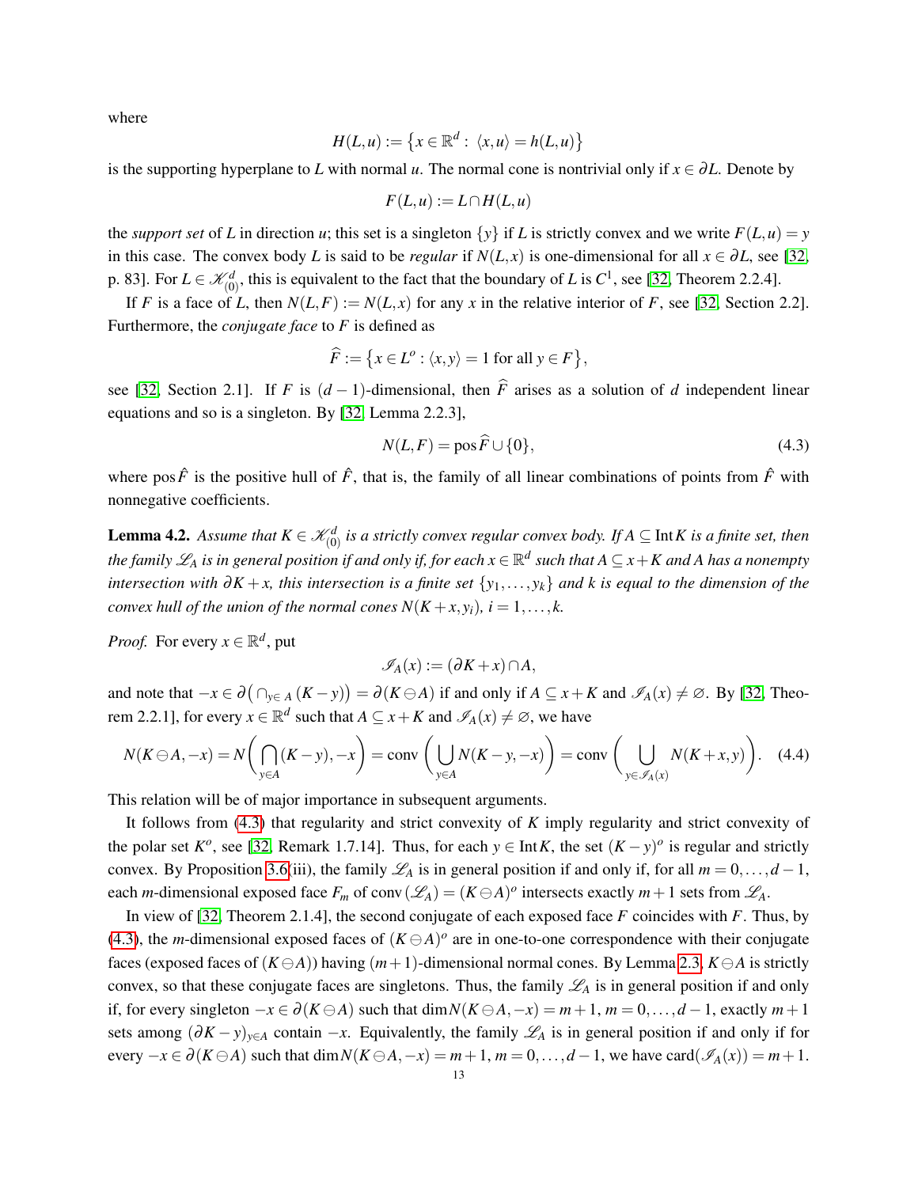where

$$H(L,u) := \{x \in \mathbb{R}^d : \langle x,u\rangle = h(L,u)\}$$

is the supporting hyperplane to $L$ with normal $u$. The normal cone is nontrivial only if $x \in \partial L$. Denote by

$$F(L,u) := L \cap H(L,u)$$

the *support set* of $L$ in direction $u$; this set is a singleton $\{y\}$ if $L$ is strictly convex and we write $F(L,u) = y$ in this case. The convex body $L$ is said to be *regular* if $N(L,x)$ is one-dimensional for all $x \in \partial L$, see [32, p. 83]. For $L \in \mathscr{K}^d_{(0)}$, this is equivalent to the fact that the boundary of $L$ is $C^1$, see [32, Theorem 2.2.4].

If $F$ is a face of $L$, then $N(L,F) := N(L,x)$ for any $x$ in the relative interior of $F$, see [32, Section 2.2]. Furthermore, the *conjugate face* to $F$ is defined as

$$\widehat{F} := \{x \in L^o : \langle x,y\rangle = 1 \text{ for all } y \in F\},$$

see [32, Section 2.1]. If $F$ is $(d-1)$-dimensional, then $\widehat{F}$ arises as a solution of $d$ independent linear equations and so is a singleton. By [32, Lemma 2.2.3],

$$N(L,F) = \operatorname{pos}\widehat{F} \cup \{0\}, \tag{4.3}$$

where $\operatorname{pos}\hat{F}$ is the positive hull of $\hat{F}$, that is, the family of all linear combinations of points from $\hat{F}$ with nonnegative coefficients.

**Lemma 4.2.** *Assume that $K \in \mathscr{K}^d_{(0)}$ is a strictly convex regular convex body. If $A \subseteq \operatorname{Int} K$ is a finite set, then the family $\mathscr{L}_A$ is in general position if and only if, for each $x \in \mathbb{R}^d$ such that $A \subseteq x + K$ and $A$ has a nonempty intersection with $\partial K + x$, this intersection is a finite set $\{y_1,\dots,y_k\}$ and $k$ is equal to the dimension of the convex hull of the union of the normal cones $N(K+x,y_i)$, $i = 1,\dots,k$.*

*Proof.* For every $x \in \mathbb{R}^d$, put

$$\mathscr{I}_A(x) := (\partial K + x) \cap A,$$

and note that $-x \in \partial\big(\cap_{y\in A}(K-y)\big) = \partial(K \ominus A)$ if and only if $A \subseteq x + K$ and $\mathscr{I}_A(x) \neq \varnothing$. By [32, Theorem 2.2.1], for every $x \in \mathbb{R}^d$ such that $A \subseteq x + K$ and $\mathscr{I}_A(x) \neq \varnothing$, we have

$$N(K \ominus A, -x) = N\left(\bigcap_{y\in A}(K-y), -x\right) = \operatorname{conv}\left(\bigcup_{y\in A} N(K-y,-x)\right) = \operatorname{conv}\left(\bigcup_{y\in \mathscr{I}_A(x)} N(K+x,y)\right). \tag{4.4}$$

This relation will be of major importance in subsequent arguments.

It follows from (4.3) that regularity and strict convexity of $K$ imply regularity and strict convexity of the polar set $K^o$, see [32, Remark 1.7.14]. Thus, for each $y \in \operatorname{Int} K$, the set $(K-y)^o$ is regular and strictly convex. By Proposition 3.6(iii), the family $\mathscr{L}_A$ is in general position if and only if, for all $m = 0,\dots,d-1$, each $m$-dimensional exposed face $F_m$ of $\operatorname{conv}(\mathscr{L}_A) = (K \ominus A)^o$ intersects exactly $m+1$ sets from $\mathscr{L}_A$.

In view of [32, Theorem 2.1.4], the second conjugate of each exposed face $F$ coincides with $F$. Thus, by (4.3), the $m$-dimensional exposed faces of $(K \ominus A)^o$ are in one-to-one correspondence with their conjugate faces (exposed faces of $(K \ominus A)$) having $(m+1)$-dimensional normal cones. By Lemma 2.3, $K \ominus A$ is strictly convex, so that these conjugate faces are singletons. Thus, the family $\mathscr{L}_A$ is in general position if and only if, for every singleton $-x \in \partial(K \ominus A)$ such that $\dim N(K \ominus A, -x) = m+1$, $m = 0,\dots,d-1$, exactly $m+1$ sets among $(\partial K - y)_{y\in A}$ contain $-x$. Equivalently, the family $\mathscr{L}_A$ is in general position if and only if for every $-x \in \partial(K \ominus A)$ such that $\dim N(K \ominus A, -x) = m+1$, $m = 0,\dots,d-1$, we have $\operatorname{card}(\mathscr{I}_A(x)) = m+1$.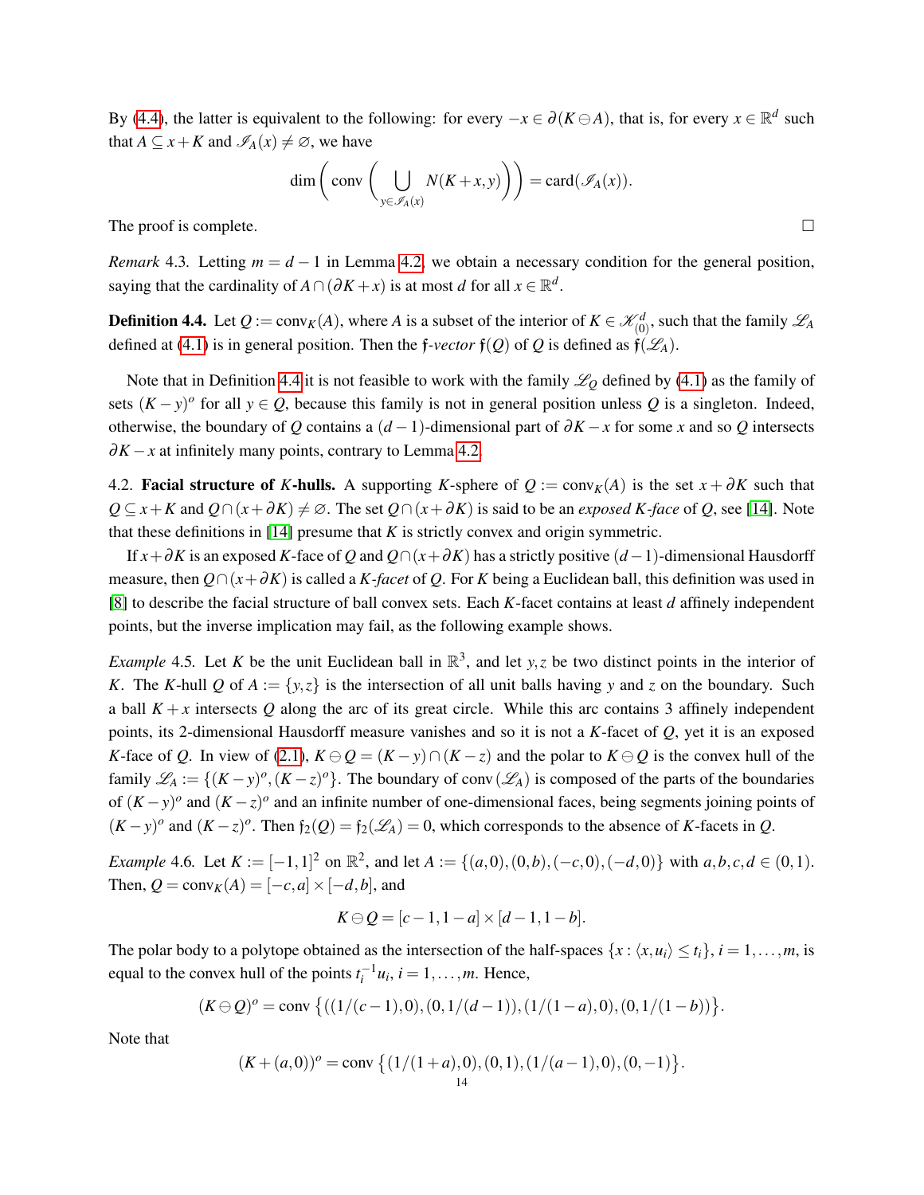By (4.4), the latter is equivalent to the following: for every $-x \in \partial(K \ominus A)$, that is, for every $x \in \mathbb{R}^d$ such that $A \subseteq x+K$ and $\mathscr{I}_A(x) \neq \varnothing$, we have

$$\dim\left(\operatorname{conv}\left(\bigcup_{y\in\mathscr{I}_A(x)} N(K+x,y)\right)\right) = \operatorname{card}(\mathscr{I}_A(x)).$$

The proof is complete. $\square$

*Remark* 4.3. Letting $m = d-1$ in Lemma 4.2, we obtain a necessary condition for the general position, saying that the cardinality of $A \cap (\partial K + x)$ is at most $d$ for all $x \in \mathbb{R}^d$.

**Definition 4.4.** Let $Q := \operatorname{conv}_K(A)$, where $A$ is a subset of the interior of $K \in \mathscr{K}^d_{(0)}$, such that the family $\mathscr{L}_A$ defined at (4.1) is in general position. Then the $\mathfrak{f}$*-vector* $\mathfrak{f}(Q)$ of $Q$ is defined as $\mathfrak{f}(\mathscr{L}_A)$.

Note that in Definition 4.4 it is not feasible to work with the family $\mathscr{L}_Q$ defined by (4.1) as the family of sets $(K-y)^o$ for all $y \in Q$, because this family is not in general position unless $Q$ is a singleton. Indeed, otherwise, the boundary of $Q$ contains a $(d-1)$-dimensional part of $\partial K - x$ for some $x$ and so $Q$ intersects $\partial K - x$ at infinitely many points, contrary to Lemma 4.2.

4.2. **Facial structure of $K$-hulls.** A supporting $K$-sphere of $Q := \operatorname{conv}_K(A)$ is the set $x + \partial K$ such that $Q \subseteq x+K$ and $Q \cap (x+\partial K) \neq \varnothing$. The set $Q \cap (x+\partial K)$ is said to be an *exposed $K$-face* of $Q$, see [14]. Note that these definitions in [14] presume that $K$ is strictly convex and origin symmetric.

If $x + \partial K$ is an exposed $K$-face of $Q$ and $Q \cap (x+\partial K)$ has a strictly positive $(d-1)$-dimensional Hausdorff measure, then $Q \cap (x+\partial K)$ is called a *$K$-facet* of $Q$. For $K$ being a Euclidean ball, this definition was used in [8] to describe the facial structure of ball convex sets. Each $K$-facet contains at least $d$ affinely independent points, but the inverse implication may fail, as the following example shows.

*Example* 4.5. Let $K$ be the unit Euclidean ball in $\mathbb{R}^3$, and let $y, z$ be two distinct points in the interior of $K$. The $K$-hull $Q$ of $A := \{y, z\}$ is the intersection of all unit balls having $y$ and $z$ on the boundary. Such a ball $K+x$ intersects $Q$ along the arc of its great circle. While this arc contains 3 affinely independent points, its 2-dimensional Hausdorff measure vanishes and so it is not a $K$-facet of $Q$, yet it is an exposed $K$-face of $Q$. In view of (2.1), $K \ominus Q = (K-y) \cap (K-z)$ and the polar to $K \ominus Q$ is the convex hull of the family $\mathscr{L}_A := \{(K-y)^o, (K-z)^o\}$. The boundary of $\operatorname{conv}(\mathscr{L}_A)$ is composed of the parts of the boundaries of $(K-y)^o$ and $(K-z)^o$ and an infinite number of one-dimensional faces, being segments joining points of $(K-y)^o$ and $(K-z)^o$. Then $\mathfrak{f}_2(Q) = \mathfrak{f}_2(\mathscr{L}_A) = 0$, which corresponds to the absence of $K$-facets in $Q$.

*Example* 4.6. Let $K := [-1,1]^2$ on $\mathbb{R}^2$, and let $A := \{(a,0),(0,b),(-c,0),(-d,0)\}$ with $a,b,c,d \in (0,1)$. Then, $Q = \operatorname{conv}_K(A) = [-c,a] \times [-d,b]$, and

$$K \ominus Q = [c-1, 1-a] \times [d-1, 1-b].$$

The polar body to a polytope obtained as the intersection of the half-spaces $\{x : \langle x, u_i\rangle \le t_i\}$, $i = 1,\dots,m$, is equal to the convex hull of the points $t_i^{-1}u_i$, $i = 1,\dots,m$. Hence,

$$(K \ominus Q)^o = \operatorname{conv}\left\{((1/(c-1),0),(0,1/(d-1)),(1/(1-a),0),(0,1/(1-b))\right\}.$$

Note that

$$(K + (a,0))^o = \operatorname{conv}\left\{(1/(1+a),0),(0,1),(1/(a-1),0),(0,-1)\right\}.$$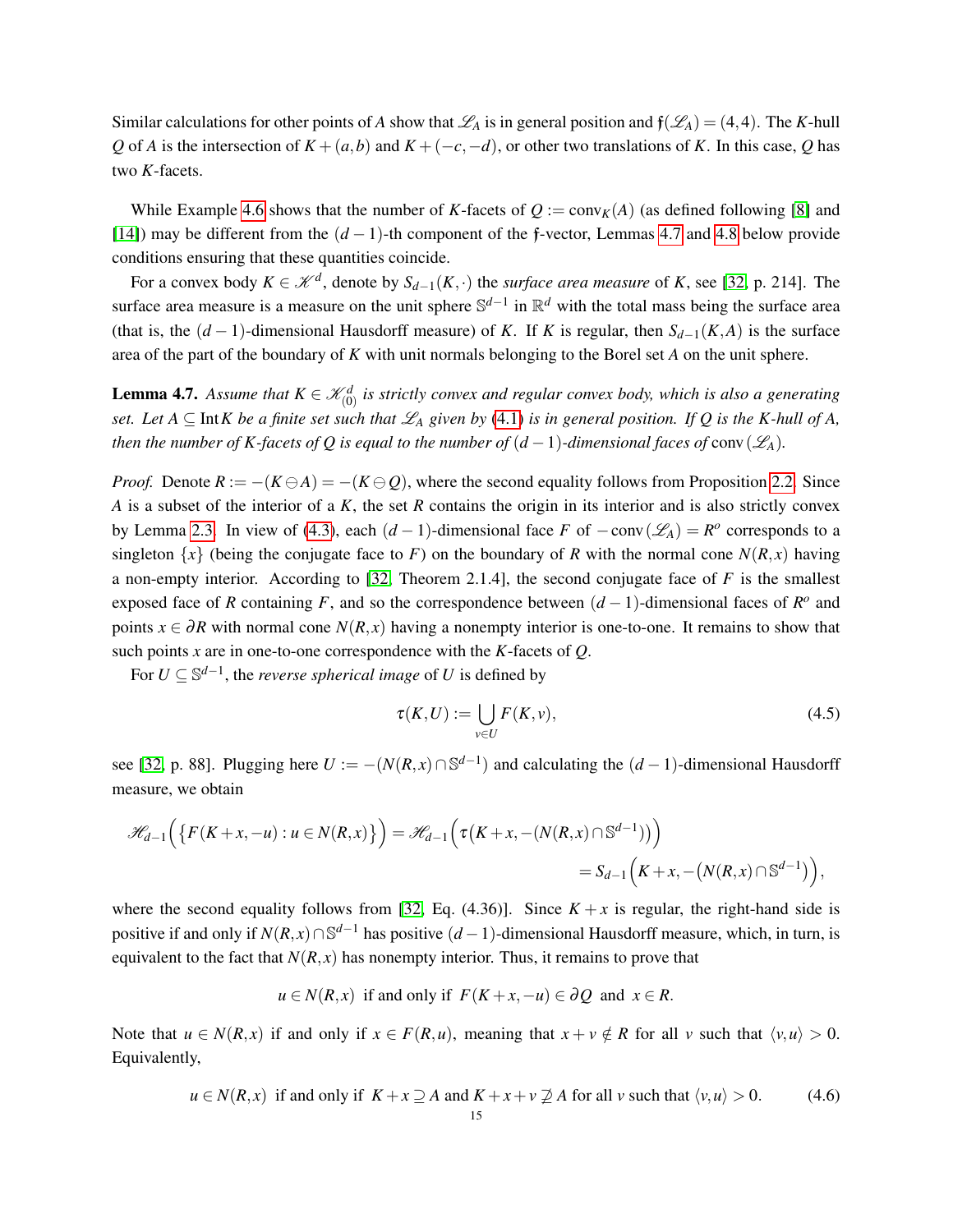Similar calculations for other points of $A$ show that $\mathscr{L}_A$ is in general position and $\mathfrak{f}(\mathscr{L}_A) = (4,4)$. The $K$-hull $Q$ of $A$ is the intersection of $K+(a,b)$ and $K+(-c,-d)$, or other two translations of $K$. In this case, $Q$ has two $K$-facets.

While Example 4.6 shows that the number of $K$-facets of $Q := \mathrm{conv}_K(A)$ (as defined following [8] and [14]) may be different from the $(d-1)$-th component of the $\mathfrak{f}$-vector, Lemmas 4.7 and 4.8 below provide conditions ensuring that these quantities coincide.

For a convex body $K \in \mathscr{K}^d$, denote by $S_{d-1}(K,\cdot)$ the *surface area measure* of $K$, see [32, p. 214]. The surface area measure is a measure on the unit sphere $\mathbb{S}^{d-1}$ in $\mathbb{R}^d$ with the total mass being the surface area (that is, the $(d-1)$-dimensional Hausdorff measure) of $K$. If $K$ is regular, then $S_{d-1}(K,A)$ is the surface area of the part of the boundary of $K$ with unit normals belonging to the Borel set $A$ on the unit sphere.

**Lemma 4.7.** *Assume that $K \in \mathscr{K}^d_{(0)}$ is strictly convex and regular convex body, which is also a generating set. Let $A \subseteq \mathrm{Int}\, K$ be a finite set such that $\mathscr{L}_A$ given by (4.1) is in general position. If $Q$ is the $K$-hull of $A$, then the number of $K$-facets of $Q$ is equal to the number of $(d-1)$-dimensional faces of* $\mathrm{conv}\,(\mathscr{L}_A)$.

*Proof.* Denote $R := -(K \ominus A) = -(K \ominus Q)$, where the second equality follows from Proposition 2.2. Since $A$ is a subset of the interior of a $K$, the set $R$ contains the origin in its interior and is also strictly convex by Lemma 2.3. In view of (4.3), each $(d-1)$-dimensional face $F$ of $-\mathrm{conv}\,(\mathscr{L}_A) = R^o$ corresponds to a singleton $\{x\}$ (being the conjugate face to $F$) on the boundary of $R$ with the normal cone $N(R,x)$ having a non-empty interior. According to [32, Theorem 2.1.4], the second conjugate face of $F$ is the smallest exposed face of $R$ containing $F$, and so the correspondence between $(d-1)$-dimensional faces of $R^o$ and points $x \in \partial R$ with normal cone $N(R,x)$ having a nonempty interior is one-to-one. It remains to show that such points $x$ are in one-to-one correspondence with the $K$-facets of $Q$.

For $U \subseteq \mathbb{S}^{d-1}$, the *reverse spherical image* of $U$ is defined by

$$\tau(K,U) := \bigcup_{v \in U} F(K,v), \tag{4.5}$$

see [32, p. 88]. Plugging here $U := -(N(R,x) \cap \mathbb{S}^{d-1})$ and calculating the $(d-1)$-dimensional Hausdorff measure, we obtain

$$\begin{aligned}
\mathscr{H}_{d-1}\Big(\big\{F(K+x,-u) : u \in N(R,x)\big\}\Big) &= \mathscr{H}_{d-1}\Big(\tau\big(K+x, -(N(R,x)\cap\mathbb{S}^{d-1})\big)\Big) \\
&= S_{d-1}\Big(K+x, -\big(N(R,x)\cap\mathbb{S}^{d-1}\big)\Big),
\end{aligned}$$

where the second equality follows from [32, Eq. (4.36)]. Since $K+x$ is regular, the right-hand side is positive if and only if $N(R,x)\cap\mathbb{S}^{d-1}$ has positive $(d-1)$-dimensional Hausdorff measure, which, in turn, is equivalent to the fact that $N(R,x)$ has nonempty interior. Thus, it remains to prove that

$$u \in N(R,x) \ \text{ if and only if } \ F(K+x,-u) \in \partial Q \ \text{ and } \ x \in R.$$

Note that $u \in N(R,x)$ if and only if $x \in F(R,u)$, meaning that $x+v \notin R$ for all $v$ such that $\langle v,u\rangle > 0$. Equivalently,

$$u \in N(R,x) \ \text{ if and only if } \ K+x \supseteq A \text{ and } K+x+v \not\supseteq A \text{ for all } v \text{ such that } \langle v,u\rangle > 0. \tag{4.6}$$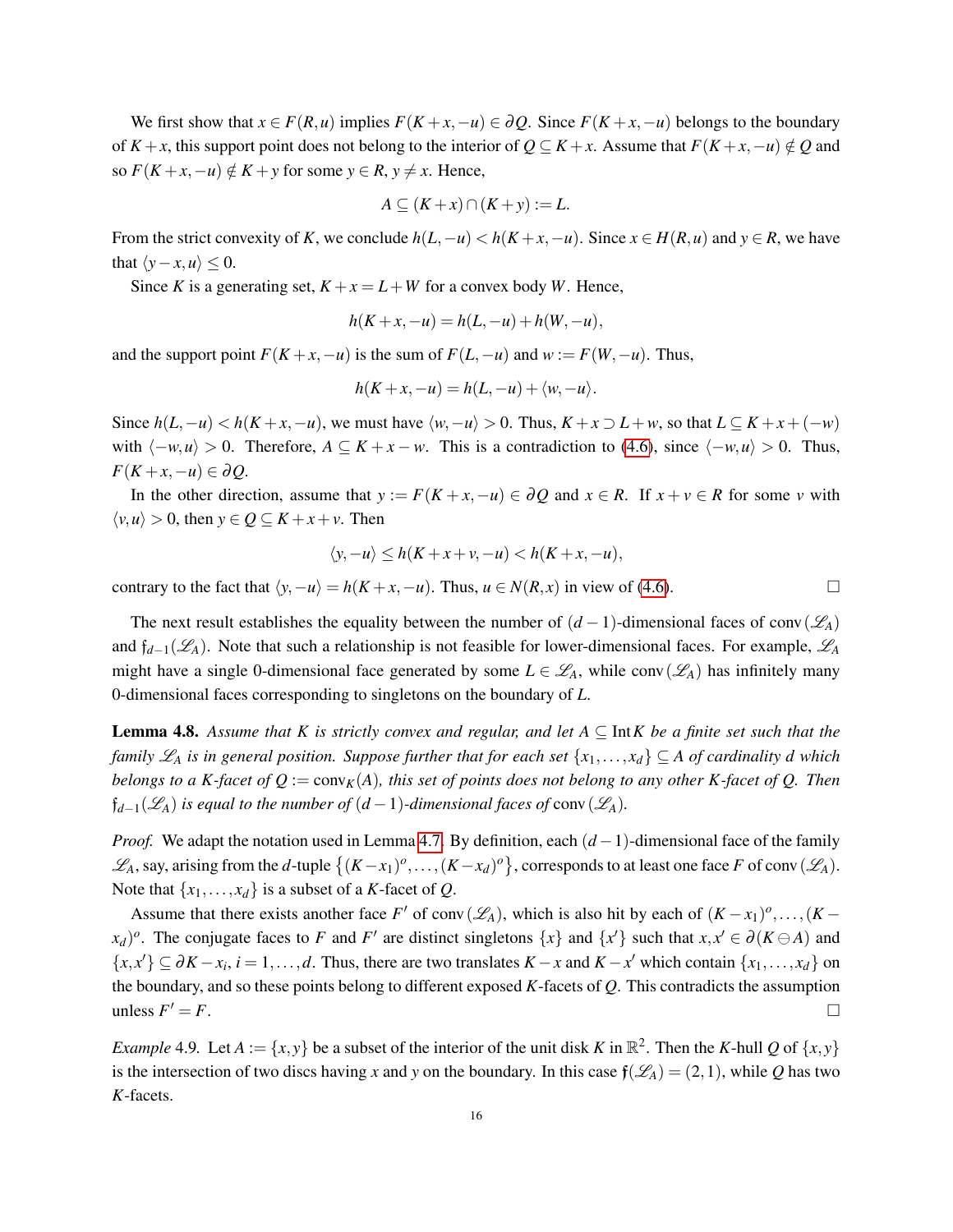We first show that $x \in F(R,u)$ implies $F(K+x,-u) \in \partial Q$. Since $F(K+x,-u)$ belongs to the boundary of $K+x$, this support point does not belong to the interior of $Q \subseteq K+x$. Assume that $F(K+x,-u) \notin Q$ and so $F(K+x,-u) \notin K+y$ for some $y \in R$, $y \neq x$. Hence,

$$A \subseteq (K+x) \cap (K+y) := L.$$

From the strict convexity of $K$, we conclude $h(L,-u) < h(K+x,-u)$. Since $x \in H(R,u)$ and $y \in R$, we have that $\langle y-x, u \rangle \le 0$.

Since $K$ is a generating set, $K+x = L+W$ for a convex body $W$. Hence,

$$h(K+x,-u) = h(L,-u) + h(W,-u),$$

and the support point $F(K+x,-u)$ is the sum of $F(L,-u)$ and $w := F(W,-u)$. Thus,

$$h(K+x,-u) = h(L,-u) + \langle w, -u \rangle.$$

Since $h(L,-u) < h(K+x,-u)$, we must have $\langle w,-u \rangle > 0$. Thus, $K+x \supset L+w$, so that $L \subseteq K+x+(-w)$ with $\langle -w, u \rangle > 0$. Therefore, $A \subseteq K+x-w$. This is a contradiction to (4.6), since $\langle -w,u \rangle > 0$. Thus, $F(K+x,-u) \in \partial Q$.

In the other direction, assume that $y := F(K+x,-u) \in \partial Q$ and $x \in R$. If $x+v \in R$ for some $v$ with $\langle v,u \rangle > 0$, then $y \in Q \subseteq K+x+v$. Then

$$\langle y, -u \rangle \le h(K+x+v,-u) < h(K+x,-u),$$

contrary to the fact that $\langle y,-u \rangle = h(K+x,-u)$. Thus, $u \in N(R,x)$ in view of (4.6). $\square$

The next result establishes the equality between the number of $(d-1)$-dimensional faces of $\operatorname{conv}(\mathscr{L}_A)$ and $\mathfrak{f}_{d-1}(\mathscr{L}_A)$. Note that such a relationship is not feasible for lower-dimensional faces. For example, $\mathscr{L}_A$ might have a single 0-dimensional face generated by some $L \in \mathscr{L}_A$, while $\operatorname{conv}(\mathscr{L}_A)$ has infinitely many 0-dimensional faces corresponding to singletons on the boundary of $L$.

**Lemma 4.8.** *Assume that $K$ is strictly convex and regular, and let $A \subseteq \operatorname{Int} K$ be a finite set such that the family $\mathscr{L}_A$ is in general position. Suppose further that for each set $\{x_1,\dots,x_d\} \subseteq A$ of cardinality $d$ which belongs to a $K$-facet of $Q := \operatorname{conv}_K(A)$, this set of points does not belong to any other $K$-facet of $Q$. Then $\mathfrak{f}_{d-1}(\mathscr{L}_A)$ is equal to the number of $(d-1)$-dimensional faces of $\operatorname{conv}(\mathscr{L}_A)$.*

*Proof.* We adapt the notation used in Lemma 4.7. By definition, each $(d-1)$-dimensional face of the family $\mathscr{L}_A$, say, arising from the $d$-tuple $\{(K-x_1)^o,\dots,(K-x_d)^o\}$, corresponds to at least one face $F$ of $\operatorname{conv}(\mathscr{L}_A)$. Note that $\{x_1,\dots,x_d\}$ is a subset of a $K$-facet of $Q$.

Assume that there exists another face $F'$ of $\operatorname{conv}(\mathscr{L}_A)$, which is also hit by each of $(K-x_1)^o,\dots,(K-x_d)^o$. The conjugate faces to $F$ and $F'$ are distinct singletons $\{x\}$ and $\{x'\}$ such that $x,x' \in \partial(K \ominus A)$ and $\{x,x'\} \subseteq \partial K - x_i$, $i=1,\dots,d$. Thus, there are two translates $K-x$ and $K-x'$ which contain $\{x_1,\dots,x_d\}$ on the boundary, and so these points belong to different exposed $K$-facets of $Q$. This contradicts the assumption unless $F' = F$. $\square$

*Example* 4.9. Let $A := \{x,y\}$ be a subset of the interior of the unit disk $K$ in $\mathbb{R}^2$. Then the $K$-hull $Q$ of $\{x,y\}$ is the intersection of two discs having $x$ and $y$ on the boundary. In this case $\mathfrak{f}(\mathscr{L}_A) = (2,1)$, while $Q$ has two $K$-facets.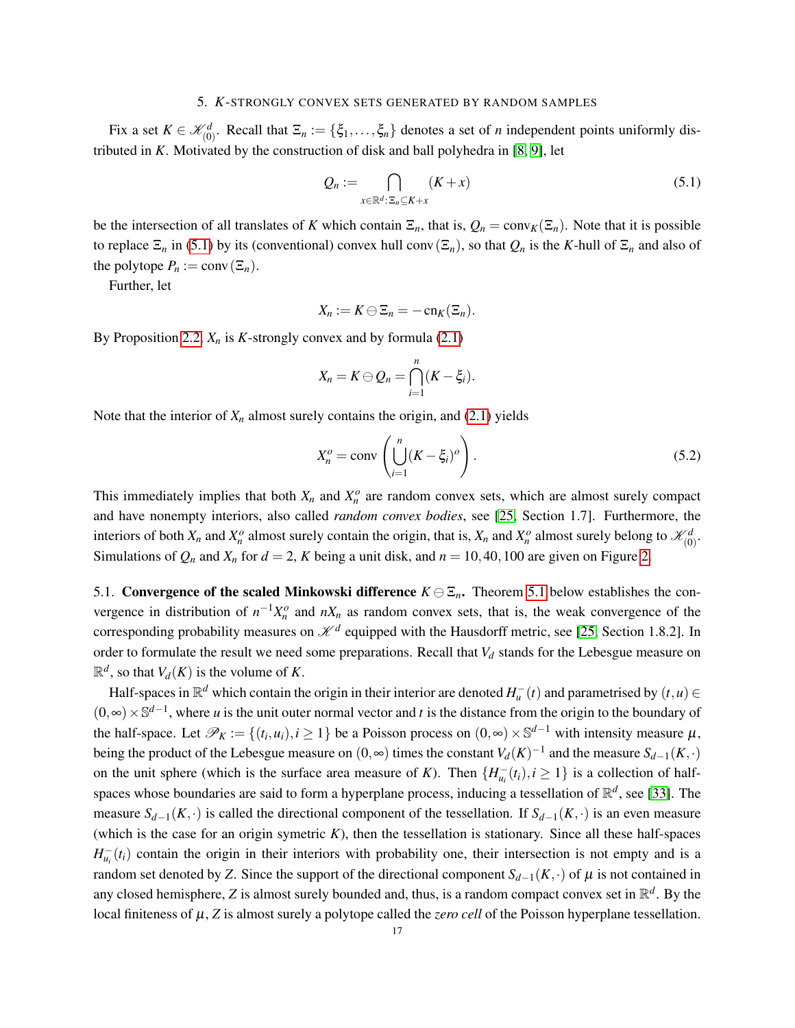## 5. $K$-STRONGLY CONVEX SETS GENERATED BY RANDOM SAMPLES

Fix a set $K \in \mathscr{K}^d_{(0)}$. Recall that $\Xi_n := \{\xi_1, \dots, \xi_n\}$ denotes a set of $n$ independent points uniformly distributed in $K$. Motivated by the construction of disk and ball polyhedra in [8, 9], let

$$Q_n := \bigcap_{x \in \mathbb{R}^d : \Xi_n \subseteq K + x} (K + x) \tag{5.1}$$

be the intersection of all translates of $K$ which contain $\Xi_n$, that is, $Q_n = \operatorname{conv}_K(\Xi_n)$. Note that it is possible to replace $\Xi_n$ in (5.1) by its (conventional) convex hull $\operatorname{conv}(\Xi_n)$, so that $Q_n$ is the $K$-hull of $\Xi_n$ and also of the polytope $P_n := \operatorname{conv}(\Xi_n)$.

Further, let

$$X_n := K \ominus \Xi_n = -\operatorname{cn}_K(\Xi_n).$$

By Proposition 2.2, $X_n$ is $K$-strongly convex and by formula (2.1)

$$X_n = K \ominus Q_n = \bigcap_{i=1}^{n} (K - \xi_i).$$

Note that the interior of $X_n$ almost surely contains the origin, and (2.1) yields

$$X_n^o = \operatorname{conv}\left(\bigcup_{i=1}^{n} (K - \xi_i)^o\right). \tag{5.2}$$

This immediately implies that both $X_n$ and $X_n^o$ are random convex sets, which are almost surely compact and have nonempty interiors, also called *random convex bodies*, see [25, Section 1.7]. Furthermore, the interiors of both $X_n$ and $X_n^o$ almost surely contain the origin, that is, $X_n$ and $X_n^o$ almost surely belong to $\mathscr{K}^d_{(0)}$. Simulations of $Q_n$ and $X_n$ for $d = 2$, $K$ being a unit disk, and $n = 10, 40, 100$ are given on Figure 2.

5.1. **Convergence of the scaled Minkowski difference $K \ominus \Xi_n$.** Theorem 5.1 below establishes the convergence in distribution of $n^{-1}X_n^o$ and $nX_n$ as random convex sets, that is, the weak convergence of the corresponding probability measures on $\mathscr{K}^d$ equipped with the Hausdorff metric, see [25, Section 1.8.2]. In order to formulate the result we need some preparations. Recall that $V_d$ stands for the Lebesgue measure on $\mathbb{R}^d$, so that $V_d(K)$ is the volume of $K$.

Half-spaces in $\mathbb{R}^d$ which contain the origin in their interior are denoted $H_u^-(t)$ and parametrised by $(t, u) \in (0, \infty) \times \mathbb{S}^{d-1}$, where $u$ is the unit outer normal vector and $t$ is the distance from the origin to the boundary of the half-space. Let $\mathscr{P}_K := \{(t_i, u_i), i \geq 1\}$ be a Poisson process on $(0, \infty) \times \mathbb{S}^{d-1}$ with intensity measure $\mu$, being the product of the Lebesgue measure on $(0, \infty)$ times the constant $V_d(K)^{-1}$ and the measure $S_{d-1}(K, \cdot)$ on the unit sphere (which is the surface area measure of $K$). Then $\{H_{u_i}^-(t_i), i \geq 1\}$ is a collection of half-spaces whose boundaries are said to form a hyperplane process, inducing a tessellation of $\mathbb{R}^d$, see [33]. The measure $S_{d-1}(K, \cdot)$ is called the directional component of the tessellation. If $S_{d-1}(K, \cdot)$ is an even measure (which is the case for an origin symetric $K$), then the tessellation is stationary. Since all these half-spaces $H_{u_i}^-(t_i)$ contain the origin in their interiors with probability one, their intersection is not empty and is a random set denoted by $Z$. Since the support of the directional component $S_{d-1}(K, \cdot)$ of $\mu$ is not contained in any closed hemisphere, $Z$ is almost surely bounded and, thus, is a random compact convex set in $\mathbb{R}^d$. By the local finiteness of $\mu$, $Z$ is almost surely a polytope called the *zero cell* of the Poisson hyperplane tessellation.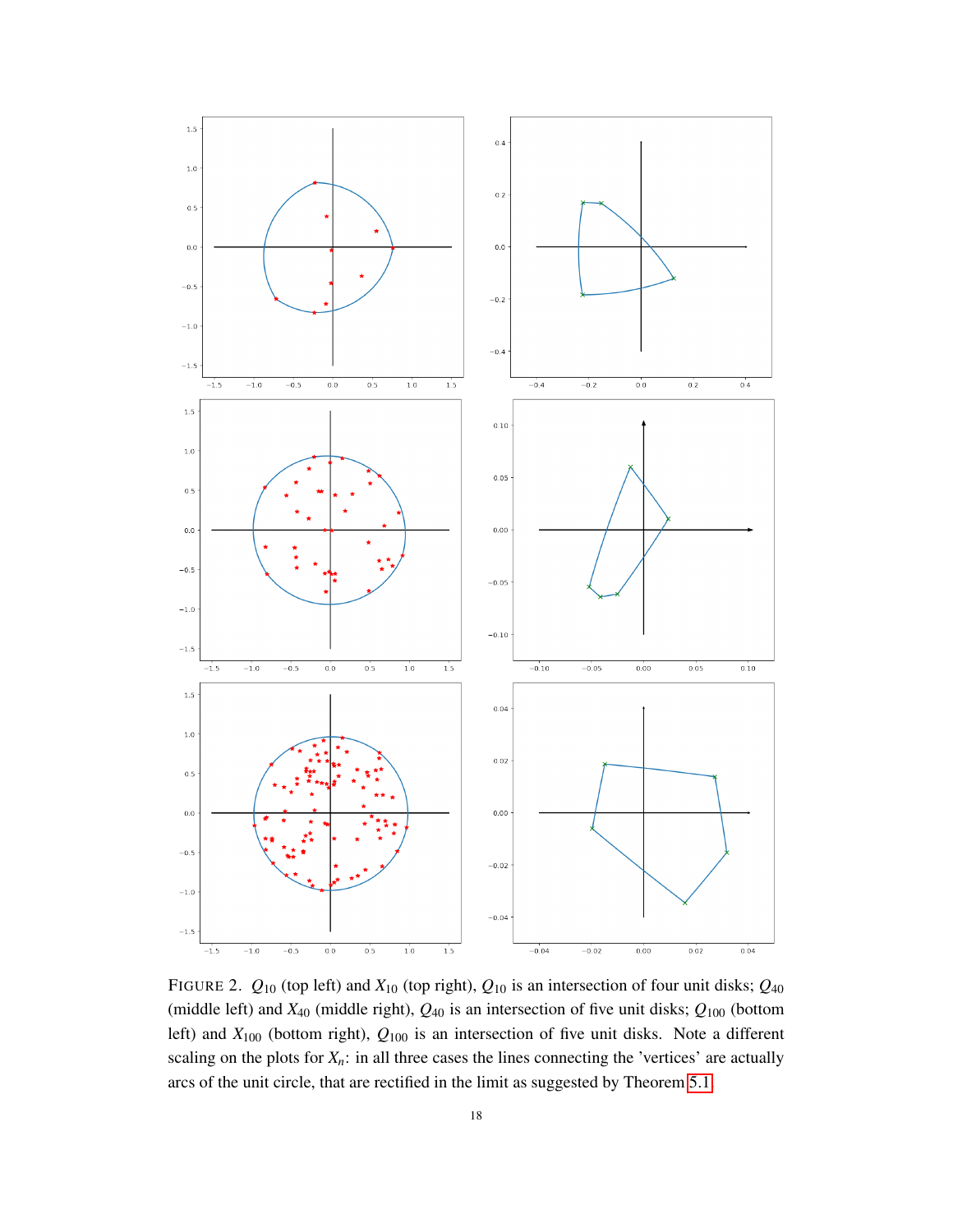FIGURE 2. $Q_{10}$ (top left) and $X_{10}$ (top right), $Q_{10}$ is an intersection of four unit disks; $Q_{40}$ (middle left) and $X_{40}$ (middle right), $Q_{40}$ is an intersection of five unit disks; $Q_{100}$ (bottom left) and $X_{100}$ (bottom right), $Q_{100}$ is an intersection of five unit disks. Note a different scaling on the plots for $X_n$: in all three cases the lines connecting the 'vertices' are actually arcs of the unit circle, that are rectified in the limit as suggested by Theorem 5.1.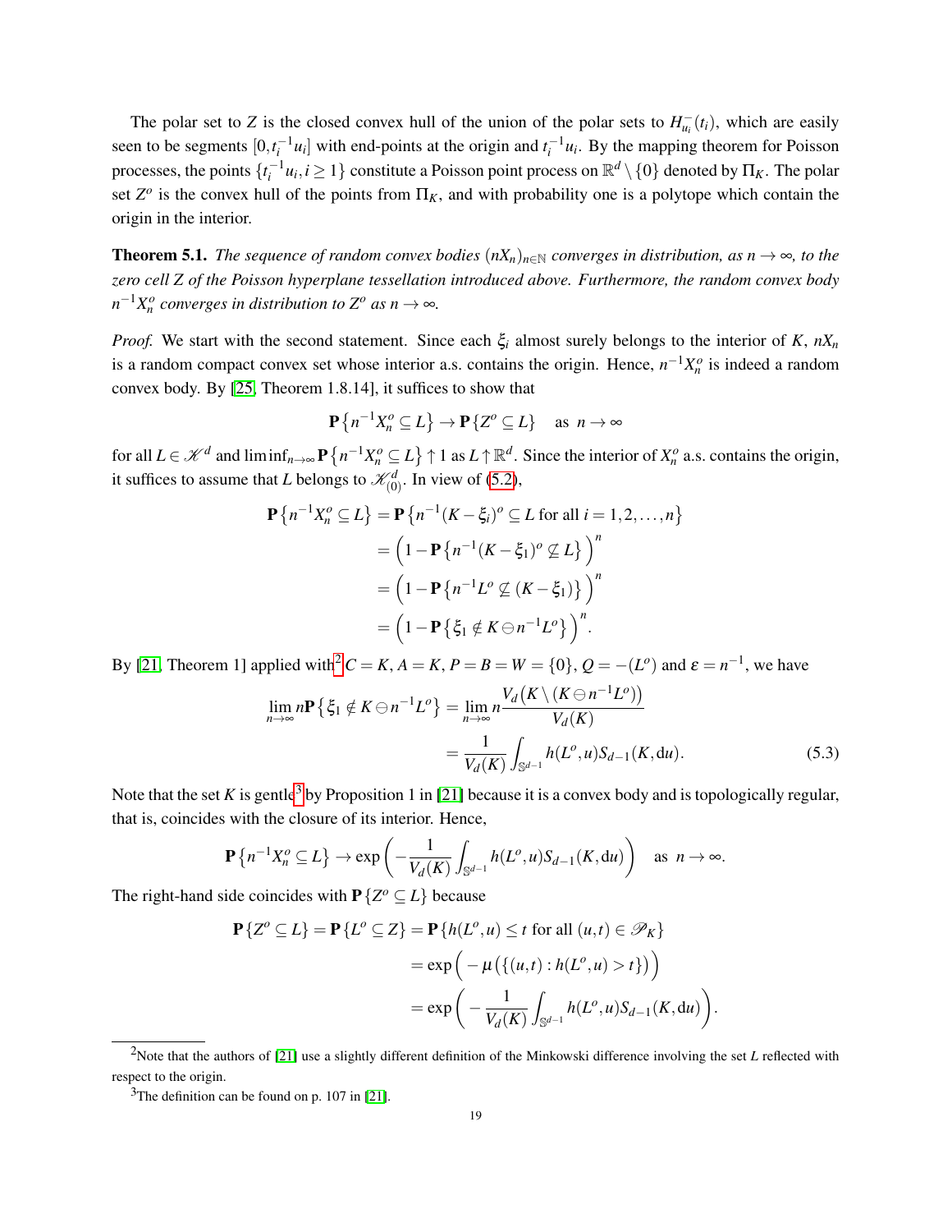The polar set to $Z$ is the closed convex hull of the union of the polar sets to $H^-_{u_i}(t_i)$, which are easily seen to be segments $[0, t_i^{-1}u_i]$ with end-points at the origin and $t_i^{-1}u_i$. By the mapping theorem for Poisson processes, the points $\{t_i^{-1}u_i, i \geq 1\}$ constitute a Poisson point process on $\mathbb{R}^d \setminus \{0\}$ denoted by $\Pi_K$. The polar set $Z^o$ is the convex hull of the points from $\Pi_K$, and with probability one is a polytope which contain the origin in the interior.

**Theorem 5.1.** *The sequence of random convex bodies $(nX_n)_{n\in\mathbb{N}}$ converges in distribution, as $n \to \infty$, to the zero cell $Z$ of the Poisson hyperplane tessellation introduced above. Furthermore, the random convex body $n^{-1}X_n^o$ converges in distribution to $Z^o$ as $n \to \infty$.*

*Proof.* We start with the second statement. Since each $\xi_i$ almost surely belongs to the interior of $K$, $nX_n$ is a random compact convex set whose interior a.s. contains the origin. Hence, $n^{-1}X_n^o$ is indeed a random convex body. By [25, Theorem 1.8.14], it suffices to show that

$$\mathbf{P}\left\{n^{-1}X_n^o \subseteq L\right\} \to \mathbf{P}\left\{Z^o \subseteq L\right\} \quad \text{as } n \to \infty$$

for all $L \in \mathscr{K}^d$ and $\liminf_{n\to\infty} \mathbf{P}\left\{n^{-1}X_n^o \subseteq L\right\} \uparrow 1$ as $L \uparrow \mathbb{R}^d$. Since the interior of $X_n^o$ a.s. contains the origin, it suffices to assume that $L$ belongs to $\mathscr{K}^d_{(0)}$. In view of (5.2),

$$\begin{aligned}
\mathbf{P}\left\{n^{-1}X_n^o \subseteq L\right\} &= \mathbf{P}\left\{n^{-1}(K-\xi_i)^o \subseteq L \text{ for all } i = 1,2,\dots,n\right\} \\
&= \Big(1 - \mathbf{P}\left\{n^{-1}(K-\xi_1)^o \not\subseteq L\right\}\Big)^n \\
&= \Big(1 - \mathbf{P}\left\{n^{-1}L^o \not\subseteq (K-\xi_1)\right\}\Big)^n \\
&= \Big(1 - \mathbf{P}\left\{\xi_1 \notin K \ominus n^{-1}L^o\right\}\Big)^n.
\end{aligned}$$

By [21, Theorem 1] applied with[2] $C = K$, $A = K$, $P = B = W = \{0\}$, $Q = -(L^o)$ and $\varepsilon = n^{-1}$, we have

$$\begin{aligned}
\lim_{n\to\infty} n\mathbf{P}\left\{\xi_1 \notin K \ominus n^{-1}L^o\right\} &= \lim_{n\to\infty} n \frac{V_d\big(K \setminus (K \ominus n^{-1}L^o)\big)}{V_d(K)} \\
&= \frac{1}{V_d(K)} \int_{\mathbb{S}^{d-1}} h(L^o, u) S_{d-1}(K, \mathrm{d}u).
\end{aligned} \tag{5.3}$$

Note that the set $K$ is gentle[3] by Proposition 1 in [21] because it is a convex body and is topologically regular, that is, coincides with the closure of its interior. Hence,

$$\mathbf{P}\left\{n^{-1}X_n^o \subseteq L\right\} \to \exp\left(-\frac{1}{V_d(K)} \int_{\mathbb{S}^{d-1}} h(L^o, u) S_{d-1}(K, \mathrm{d}u)\right) \quad \text{as } n \to \infty.$$

The right-hand side coincides with $\mathbf{P}\left\{Z^o \subseteq L\right\}$ because

$$\begin{aligned}
\mathbf{P}\left\{Z^o \subseteq L\right\} = \mathbf{P}\left\{L^o \subseteq Z\right\} &= \mathbf{P}\left\{h(L^o, u) \leq t \text{ for all } (u,t) \in \mathscr{P}_K\right\} \\
&= \exp\Big(-\mu\big(\{(u,t) : h(L^o, u) > t\}\big)\Big) \\
&= \exp\Big(-\frac{1}{V_d(K)} \int_{\mathbb{S}^{d-1}} h(L^o, u) S_{d-1}(K, \mathrm{d}u)\Big).
\end{aligned}$$

---

[2] Note that the authors of [21] use a slightly different definition of the Minkowski difference involving the set $L$ reflected with respect to the origin.

[3] The definition can be found on p. 107 in [21].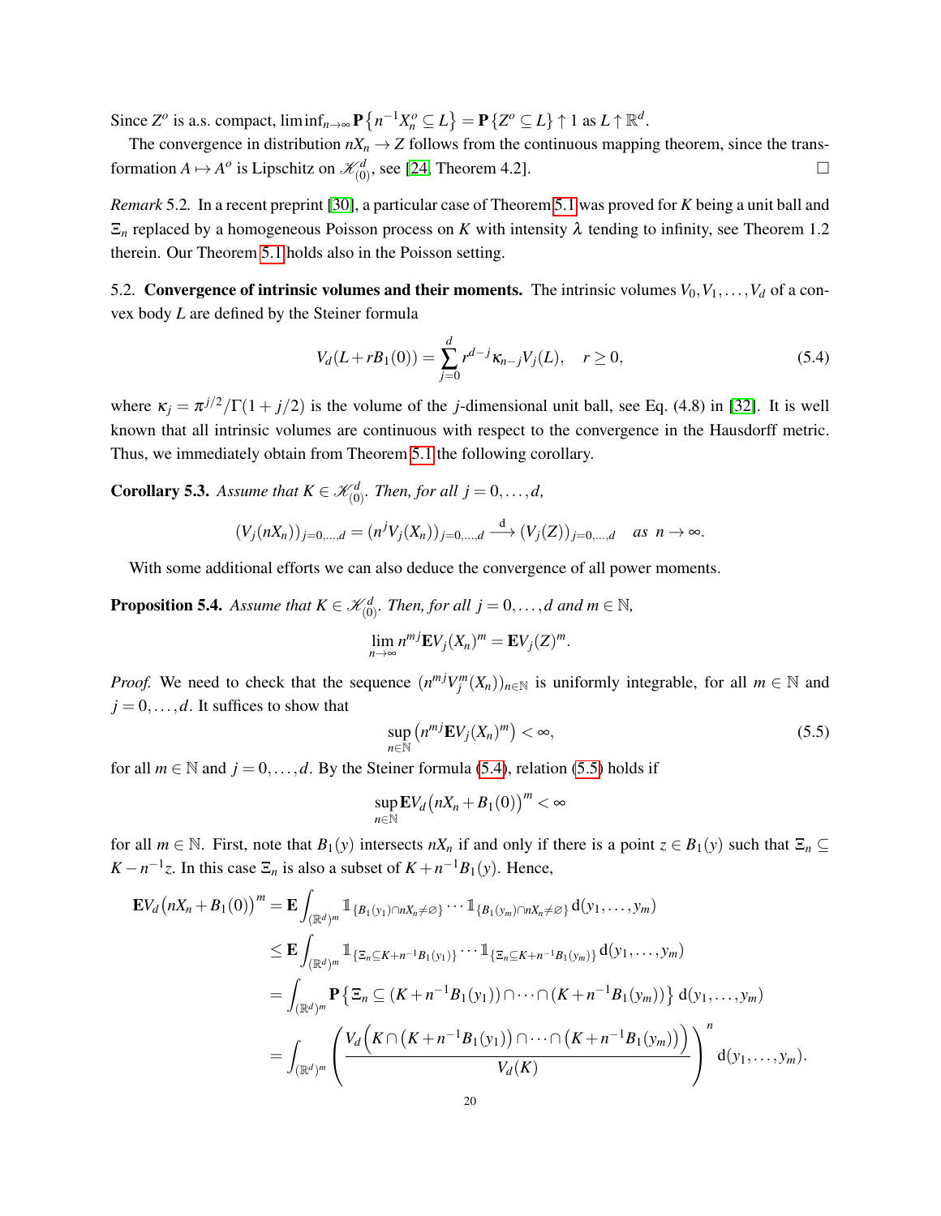Since $Z^o$ is a.s. compact, $\liminf_{n\to\infty} \mathbf{P}\{n^{-1}X_n^o \subseteq L\} = \mathbf{P}\{Z^o \subseteq L\} \uparrow 1$ as $L \uparrow \mathbb{R}^d$.

The convergence in distribution $nX_n \to Z$ follows from the continuous mapping theorem, since the transformation $A \mapsto A^o$ is Lipschitz on $\mathscr{K}^d_{(0)}$, see [24, Theorem 4.2]. $\square$

*Remark* 5.2. In a recent preprint [30], a particular case of Theorem 5.1 was proved for $K$ being a unit ball and $\Xi_n$ replaced by a homogeneous Poisson process on $K$ with intensity $\lambda$ tending to infinity, see Theorem 1.2 therein. Our Theorem 5.1 holds also in the Poisson setting.

5.2. **Convergence of intrinsic volumes and their moments.** The intrinsic volumes $V_0, V_1, \ldots, V_d$ of a convex body $L$ are defined by the Steiner formula

$$V_d(L + rB_1(0)) = \sum_{j=0}^{d} r^{d-j} \kappa_{n-j} V_j(L), \quad r \geq 0, \tag{5.4}$$

where $\kappa_j = \pi^{j/2}/\Gamma(1 + j/2)$ is the volume of the $j$-dimensional unit ball, see Eq. (4.8) in [32]. It is well known that all intrinsic volumes are continuous with respect to the convergence in the Hausdorff metric. Thus, we immediately obtain from Theorem 5.1 the following corollary.

**Corollary 5.3.** *Assume that $K \in \mathscr{K}^d_{(0)}$. Then, for all $j = 0, \ldots, d$,*

$$(V_j(nX_n))_{j=0,\ldots,d} = (n^j V_j(X_n))_{j=0,\ldots,d} \xrightarrow{\ \mathrm{d}\ } (V_j(Z))_{j=0,\ldots,d} \quad \text{as } n \to \infty.$$

With some additional efforts we can also deduce the convergence of all power moments.

**Proposition 5.4.** *Assume that $K \in \mathscr{K}^d_{(0)}$. Then, for all $j = 0, \ldots, d$ and $m \in \mathbb{N}$,*

$$\lim_{n\to\infty} n^{mj} \mathbf{E} V_j(X_n)^m = \mathbf{E} V_j(Z)^m.$$

*Proof.* We need to check that the sequence $(n^{mj} V_j^m(X_n))_{n \in \mathbb{N}}$ is uniformly integrable, for all $m \in \mathbb{N}$ and $j = 0, \ldots, d$. It suffices to show that

$$\sup_{n \in \mathbb{N}} \left( n^{mj} \mathbf{E} V_j(X_n)^m \right) < \infty, \tag{5.5}$$

for all $m \in \mathbb{N}$ and $j = 0, \ldots, d$. By the Steiner formula (5.4), relation (5.5) holds if

$$\sup_{n \in \mathbb{N}} \mathbf{E} V_d\big(nX_n + B_1(0)\big)^m < \infty$$

for all $m \in \mathbb{N}$. First, note that $B_1(y)$ intersects $nX_n$ if and only if there is a point $z \in B_1(y)$ such that $\Xi_n \subseteq K - n^{-1}z$. In this case $\Xi_n$ is also a subset of $K + n^{-1}B_1(y)$. Hence,

$$\begin{aligned}
\mathbf{E} V_d\big(nX_n + B_1(0)\big)^m &= \mathbf{E} \int_{(\mathbb{R}^d)^m} \mathbb{1}_{\{B_1(y_1) \cap nX_n \neq \varnothing\}} \cdots \mathbb{1}_{\{B_1(y_m) \cap nX_n \neq \varnothing\}} \, \mathrm{d}(y_1, \ldots, y_m) \\
&\leq \mathbf{E} \int_{(\mathbb{R}^d)^m} \mathbb{1}_{\{\Xi_n \subseteq K + n^{-1}B_1(y_1)\}} \cdots \mathbb{1}_{\{\Xi_n \subseteq K + n^{-1}B_1(y_m)\}} \, \mathrm{d}(y_1, \ldots, y_m) \\
&= \int_{(\mathbb{R}^d)^m} \mathbf{P}\left\{ \Xi_n \subseteq (K + n^{-1}B_1(y_1)) \cap \cdots \cap (K + n^{-1}B_1(y_m)) \right\} \mathrm{d}(y_1, \ldots, y_m) \\
&= \int_{(\mathbb{R}^d)^m} \left( \frac{V_d\Big(K \cap \big(K + n^{-1}B_1(y_1)\big) \cap \cdots \cap \big(K + n^{-1}B_1(y_m)\big)\Big)}{V_d(K)} \right)^n \mathrm{d}(y_1, \ldots, y_m).
\end{aligned}$$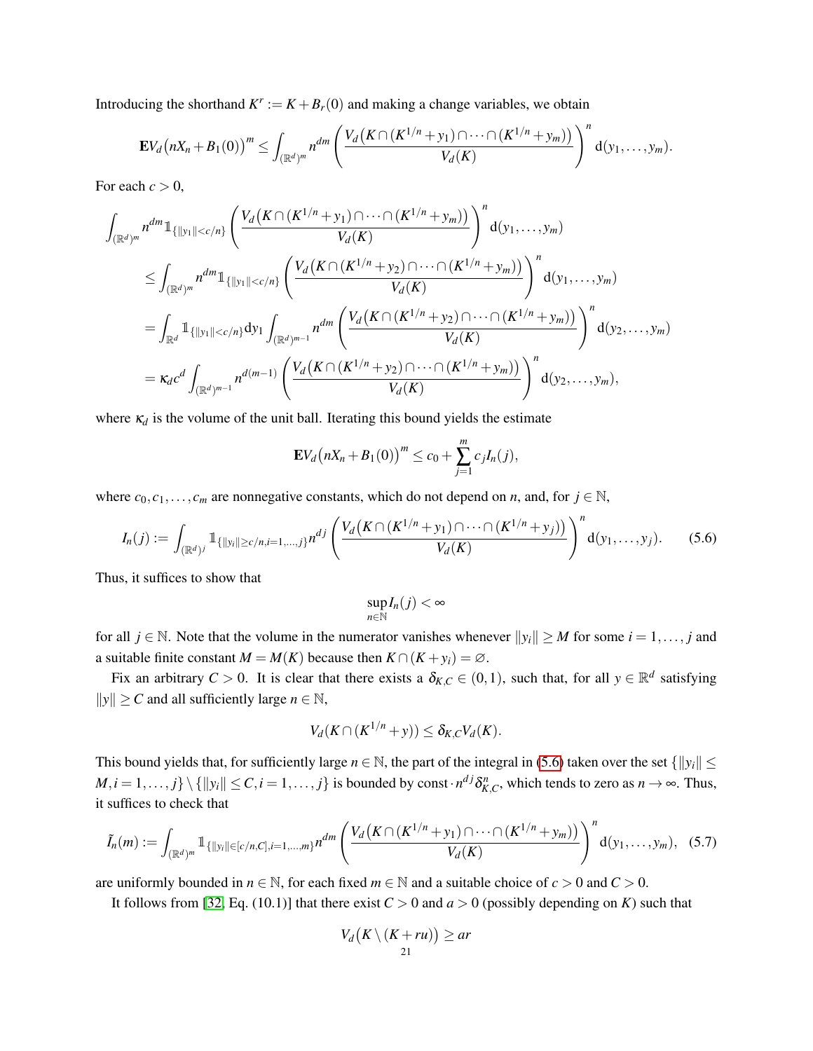Introducing the shorthand $K^r := K + B_r(0)$ and making a change variables, we obtain

$$\mathbf{E}V_d\big(nX_n + B_1(0)\big)^m \le \int_{(\mathbb{R}^d)^m} n^{dm} \left( \frac{V_d\big(K \cap (K^{1/n} + y_1) \cap \dots \cap (K^{1/n} + y_m)\big)}{V_d(K)} \right)^n \mathrm{d}(y_1, \dots, y_m).$$

For each $c > 0$,

$$\begin{aligned}
\int_{(\mathbb{R}^d)^m} & n^{dm} \mathbb{1}_{\{\|y_1\| < c/n\}} \left( \frac{V_d\big(K \cap (K^{1/n} + y_1) \cap \dots \cap (K^{1/n} + y_m)\big)}{V_d(K)} \right)^n \mathrm{d}(y_1, \dots, y_m) \\
&\le \int_{(\mathbb{R}^d)^m} n^{dm} \mathbb{1}_{\{\|y_1\| < c/n\}} \left( \frac{V_d\big(K \cap (K^{1/n} + y_2) \cap \dots \cap (K^{1/n} + y_m)\big)}{V_d(K)} \right)^n \mathrm{d}(y_1, \dots, y_m) \\
&= \int_{\mathbb{R}^d} \mathbb{1}_{\{\|y_1\| < c/n\}} \mathrm{d}y_1 \int_{(\mathbb{R}^d)^{m-1}} n^{dm} \left( \frac{V_d\big(K \cap (K^{1/n} + y_2) \cap \dots \cap (K^{1/n} + y_m)\big)}{V_d(K)} \right)^n \mathrm{d}(y_2, \dots, y_m) \\
&= \kappa_d c^d \int_{(\mathbb{R}^d)^{m-1}} n^{d(m-1)} \left( \frac{V_d\big(K \cap (K^{1/n} + y_2) \cap \dots \cap (K^{1/n} + y_m)\big)}{V_d(K)} \right)^n \mathrm{d}(y_2, \dots, y_m),
\end{aligned}$$

where $\kappa_d$ is the volume of the unit ball. Iterating this bound yields the estimate

$$\mathbf{E}V_d\big(nX_n + B_1(0)\big)^m \le c_0 + \sum_{j=1}^{m} c_j I_n(j),$$

where $c_0, c_1, \dots, c_m$ are nonnegative constants, which do not depend on $n$, and, for $j \in \mathbb{N}$,

$$I_n(j) := \int_{(\mathbb{R}^d)^j} \mathbb{1}_{\{\|y_i\| \ge c/n, i=1,\dots,j\}} n^{dj} \left( \frac{V_d\big(K \cap (K^{1/n} + y_1) \cap \dots \cap (K^{1/n} + y_j)\big)}{V_d(K)} \right)^n \mathrm{d}(y_1, \dots, y_j). \tag{5.6}$$

Thus, it suffices to show that

$$\sup_{n \in \mathbb{N}} I_n(j) < \infty$$

for all $j \in \mathbb{N}$. Note that the volume in the numerator vanishes whenever $\|y_i\| \ge M$ for some $i = 1, \dots, j$ and a suitable finite constant $M = M(K)$ because then $K \cap (K + y_i) = \varnothing$.

Fix an arbitrary $C > 0$. It is clear that there exists a $\delta_{K,C} \in (0,1)$, such that, for all $y \in \mathbb{R}^d$ satisfying $\|y\| \ge C$ and all sufficiently large $n \in \mathbb{N}$,

$$V_d(K \cap (K^{1/n} + y)) \le \delta_{K,C} V_d(K).$$

This bound yields that, for sufficiently large $n \in \mathbb{N}$, the part of the integral in (5.6) taken over the set $\{\|y_i\| \le M, i = 1, \dots, j\} \setminus \{\|y_i\| \le C, i = 1, \dots, j\}$ is bounded by $\mathrm{const} \cdot n^{dj} \delta_{K,C}^n$, which tends to zero as $n \to \infty$. Thus, it suffices to check that

$$\tilde{I}_n(m) := \int_{(\mathbb{R}^d)^m} \mathbb{1}_{\{\|y_i\| \in [c/n, C], i=1,\dots,m\}} n^{dm} \left( \frac{V_d\big(K \cap (K^{1/n} + y_1) \cap \dots \cap (K^{1/n} + y_m)\big)}{V_d(K)} \right)^n \mathrm{d}(y_1, \dots, y_m), \tag{5.7}$$

are uniformly bounded in $n \in \mathbb{N}$, for each fixed $m \in \mathbb{N}$ and a suitable choice of $c > 0$ and $C > 0$.

It follows from [32, Eq. (10.1)] that there exist $C > 0$ and $a > 0$ (possibly depending on $K$) such that

$$V_d\big(K \setminus (K + ru)\big) \ge ar$$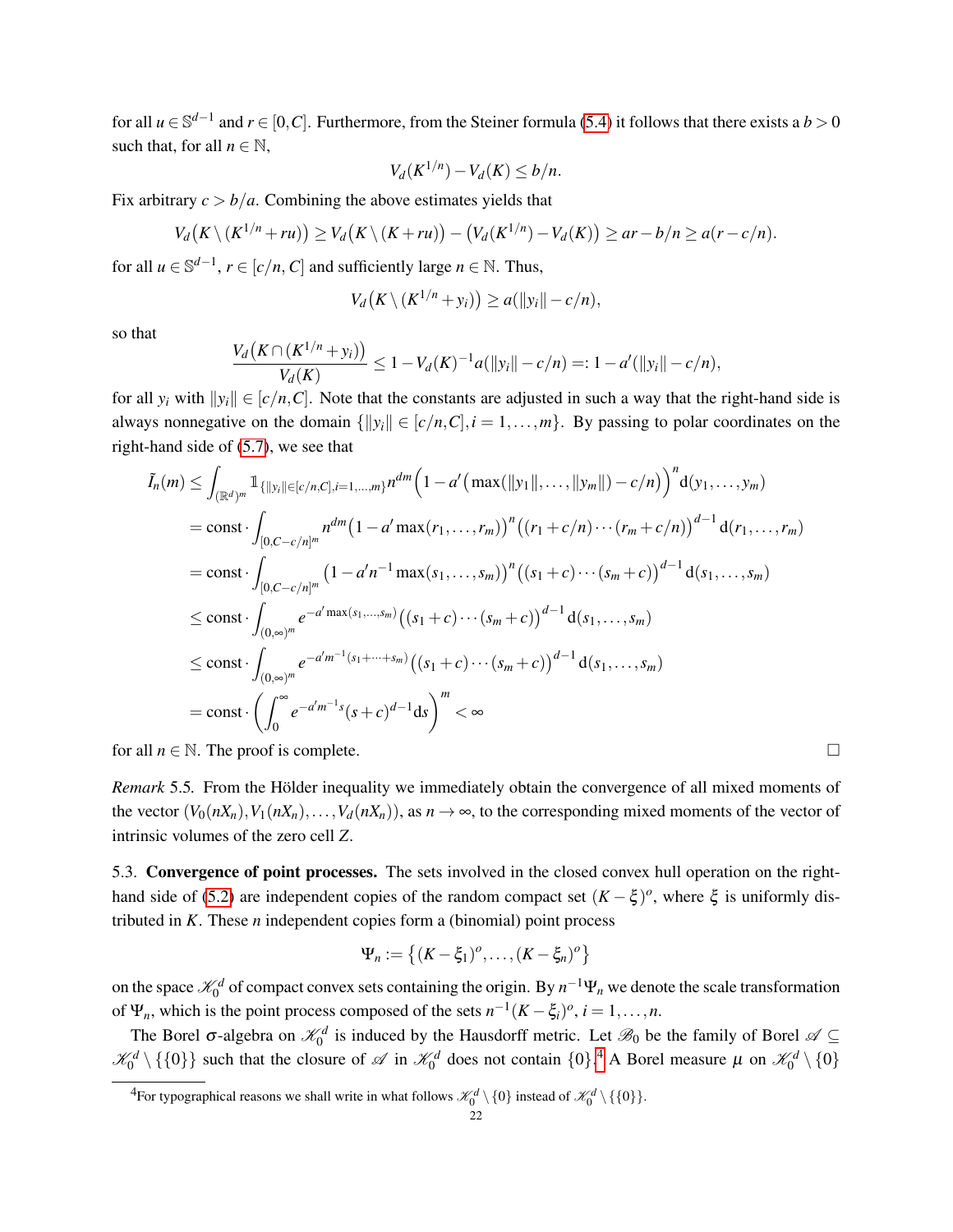for all $u \in \mathbb{S}^{d-1}$ and $r \in [0,C]$. Furthermore, from the Steiner formula (5.4) it follows that there exists a $b > 0$ such that, for all $n \in \mathbb{N}$,

$$V_d(K^{1/n}) - V_d(K) \leq b/n.$$

Fix arbitrary $c > b/a$. Combining the above estimates yields that

$$V_d\big(K \setminus (K^{1/n} + ru)\big) \geq V_d\big(K \setminus (K + ru)\big) - \big(V_d(K^{1/n}) - V_d(K)\big) \geq ar - b/n \geq a(r - c/n).$$

for all $u \in \mathbb{S}^{d-1}$, $r \in [c/n, C]$ and sufficiently large $n \in \mathbb{N}$. Thus,

$$V_d\big(K \setminus (K^{1/n} + y_i)\big) \geq a(\|y_i\| - c/n),$$

so that

$$\frac{V_d\big(K \cap (K^{1/n} + y_i)\big)}{V_d(K)} \leq 1 - V_d(K)^{-1} a(\|y_i\| - c/n) =: 1 - a'(\|y_i\| - c/n),$$

for all $y_i$ with $\|y_i\| \in [c/n, C]$. Note that the constants are adjusted in such a way that the right-hand side is always nonnegative on the domain $\{\|y_i\| \in [c/n, C], i = 1, \dots, m\}$. By passing to polar coordinates on the right-hand side of (5.7), we see that

$$\begin{aligned}
\tilde{I}_n(m) &\leq \int_{(\mathbb{R}^d)^m} \mathbb{1}_{\{\|y_i\| \in [c/n, C], i=1,\dots,m\}} n^{dm} \Big(1 - a'\big(\max(\|y_1\|, \dots, \|y_m\|) - c/n\big)\Big)^n \mathrm{d}(y_1, \dots, y_m) \\
&= \mathrm{const} \cdot \int_{[0, C - c/n]^m} n^{dm} \big(1 - a' \max(r_1, \dots, r_m)\big)^n \big((r_1 + c/n) \cdots (r_m + c/n)\big)^{d-1} \mathrm{d}(r_1, \dots, r_m) \\
&= \mathrm{const} \cdot \int_{[0, C - c/n]^m} \big(1 - a' n^{-1} \max(s_1, \dots, s_m)\big)^n \big((s_1 + c) \cdots (s_m + c)\big)^{d-1} \mathrm{d}(s_1, \dots, s_m) \\
&\leq \mathrm{const} \cdot \int_{(0,\infty)^m} e^{-a' \max(s_1, \dots, s_m)} \big((s_1 + c) \cdots (s_m + c)\big)^{d-1} \mathrm{d}(s_1, \dots, s_m) \\
&\leq \mathrm{const} \cdot \int_{(0,\infty)^m} e^{-a' m^{-1}(s_1 + \dots + s_m)} \big((s_1 + c) \cdots (s_m + c)\big)^{d-1} \mathrm{d}(s_1, \dots, s_m) \\
&= \mathrm{const} \cdot \left( \int_0^\infty e^{-a' m^{-1} s} (s + c)^{d-1} \mathrm{d}s \right)^m < \infty
\end{aligned}$$

for all $n \in \mathbb{N}$. The proof is complete. $\square$

*Remark* 5.5. From the Hölder inequality we immediately obtain the convergence of all mixed moments of the vector $(V_0(nX_n), V_1(nX_n), \dots, V_d(nX_n))$, as $n \to \infty$, to the corresponding mixed moments of the vector of intrinsic volumes of the zero cell $Z$.

5.3. **Convergence of point processes.** The sets involved in the closed convex hull operation on the right-hand side of (5.2) are independent copies of the random compact set $(K - \xi)^o$, where $\xi$ is uniformly distributed in $K$. These $n$ independent copies form a (binomial) point process

$$\Psi_n := \big\{(K - \xi_1)^o, \dots, (K - \xi_n)^o\big\}$$

on the space $\mathscr{K}_0^d$ of compact convex sets containing the origin. By $n^{-1}\Psi_n$ we denote the scale transformation of $\Psi_n$, which is the point process composed of the sets $n^{-1}(K - \xi_i)^o$, $i = 1, \dots, n$.

The Borel $\sigma$-algebra on $\mathscr{K}_0^d$ is induced by the Hausdorff metric. Let $\mathscr{B}_0$ be the family of Borel $\mathscr{A} \subseteq \mathscr{K}_0^d \setminus \{\{0\}\}$ such that the closure of $\mathscr{A}$ in $\mathscr{K}_0^d$ does not contain $\{0\}$.[4] A Borel measure $\mu$ on $\mathscr{K}_0^d \setminus \{0\}$

[4] For typographical reasons we shall write in what follows $\mathscr{K}_0^d \setminus \{0\}$ instead of $\mathscr{K}_0^d \setminus \{\{0\}\}$.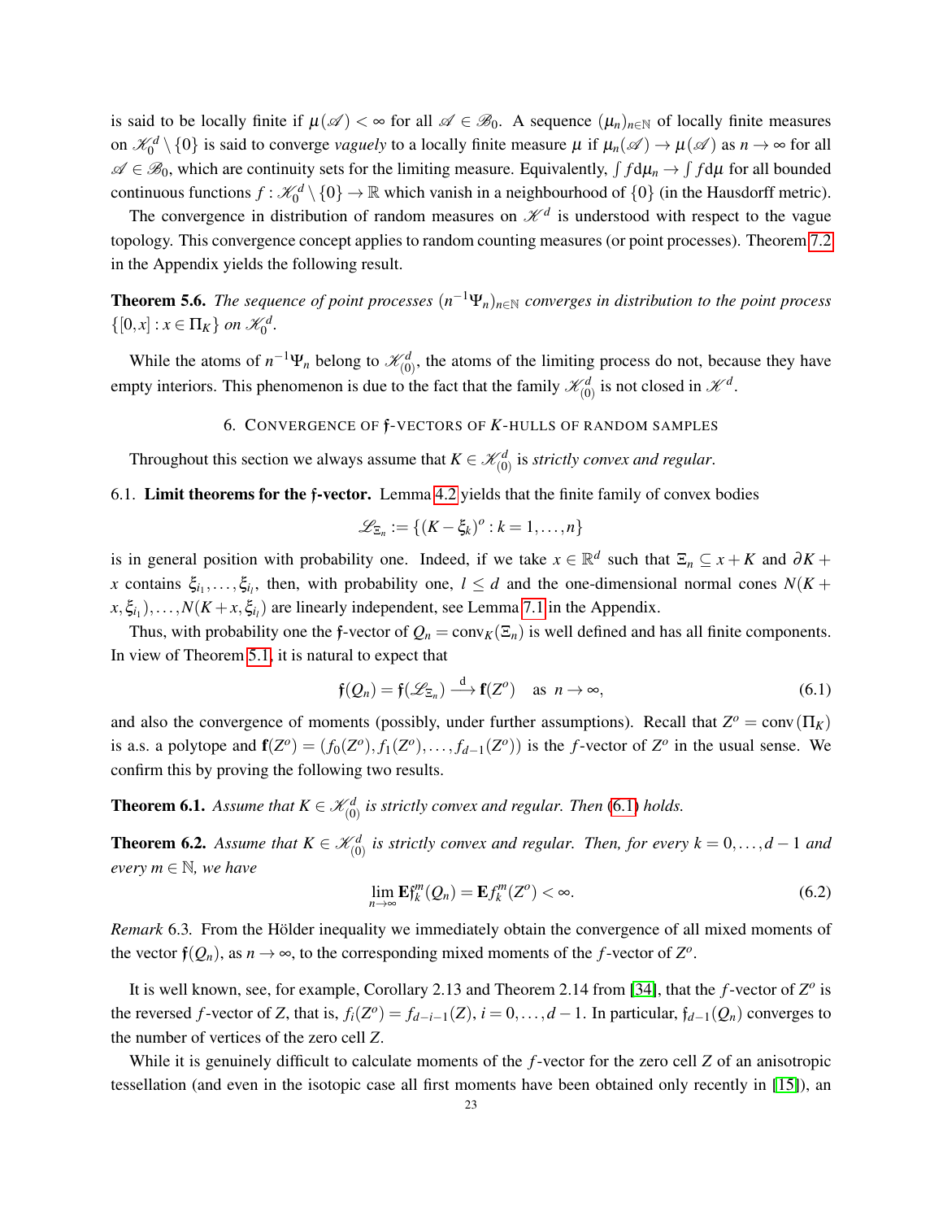is said to be locally finite if $\mu(\mathscr{A}) < \infty$ for all $\mathscr{A} \in \mathscr{B}_0$. A sequence $(\mu_n)_{n\in\mathbb{N}}$ of locally finite measures on $\mathscr{K}_0^d \setminus \{0\}$ is said to converge *vaguely* to a locally finite measure $\mu$ if $\mu_n(\mathscr{A}) \to \mu(\mathscr{A})$ as $n \to \infty$ for all $\mathscr{A} \in \mathscr{B}_0$, which are continuity sets for the limiting measure. Equivalently, $\int f \mathrm{d}\mu_n \to \int f \mathrm{d}\mu$ for all bounded continuous functions $f : \mathscr{K}_0^d \setminus \{0\} \to \mathbb{R}$ which vanish in a neighbourhood of $\{0\}$ (in the Hausdorff metric).

The convergence in distribution of random measures on $\mathscr{K}^d$ is understood with respect to the vague topology. This convergence concept applies to random counting measures (or point processes). Theorem 7.2 in the Appendix yields the following result.

**Theorem 5.6.** *The sequence of point processes $(n^{-1}\Psi_n)_{n\in\mathbb{N}}$ converges in distribution to the point process $\{[0,x] : x \in \Pi_K\}$ on $\mathscr{K}_0^d$.*

While the atoms of $n^{-1}\Psi_n$ belong to $\mathscr{K}_{(0)}^d$, the atoms of the limiting process do not, because they have empty interiors. This phenomenon is due to the fact that the family $\mathscr{K}_{(0)}^d$ is not closed in $\mathscr{K}^d$.

## 6. Convergence of $\mathfrak{f}$-vectors of $K$-hulls of random samples

Throughout this section we always assume that $K \in \mathscr{K}_{(0)}^d$ is *strictly convex and regular*.

### 6.1. Limit theorems for the $\mathfrak{f}$-vector.

Lemma 4.2 yields that the finite family of convex bodies

$$\mathscr{L}_{\Xi_n} := \{(K - \xi_k)^o : k = 1, \dots, n\}$$

is in general position with probability one. Indeed, if we take $x \in \mathbb{R}^d$ such that $\Xi_n \subseteq x + K$ and $\partial K + x$ contains $\xi_{i_1}, \dots, \xi_{i_l}$, then, with probability one, $l \le d$ and the one-dimensional normal cones $N(K + x, \xi_{i_1}), \dots, N(K + x, \xi_{i_l})$ are linearly independent, see Lemma 7.1 in the Appendix.

Thus, with probability one the $\mathfrak{f}$-vector of $Q_n = \mathrm{conv}_K(\Xi_n)$ is well defined and has all finite components. In view of Theorem 5.1, it is natural to expect that

$$\mathfrak{f}(Q_n) = \mathfrak{f}(\mathscr{L}_{\Xi_n}) \xrightarrow{\mathrm{d}} \mathbf{f}(Z^o) \quad \text{as } n \to \infty, \tag{6.1}$$

and also the convergence of moments (possibly, under further assumptions). Recall that $Z^o = \mathrm{conv}(\Pi_K)$ is a.s. a polytope and $\mathbf{f}(Z^o) = (f_0(Z^o), f_1(Z^o), \dots, f_{d-1}(Z^o))$ is the $f$-vector of $Z^o$ in the usual sense. We confirm this by proving the following two results.

**Theorem 6.1.** *Assume that $K \in \mathscr{K}_{(0)}^d$ is strictly convex and regular. Then (6.1) holds.*

**Theorem 6.2.** *Assume that $K \in \mathscr{K}_{(0)}^d$ is strictly convex and regular. Then, for every $k = 0, \dots, d-1$ and every $m \in \mathbb{N}$, we have*

$$\lim_{n\to\infty} \mathbf{E}\mathfrak{f}_k^m(Q_n) = \mathbf{E} f_k^m(Z^o) < \infty. \tag{6.2}$$

*Remark* 6.3. From the Hölder inequality we immediately obtain the convergence of all mixed moments of the vector $\mathfrak{f}(Q_n)$, as $n \to \infty$, to the corresponding mixed moments of the $f$-vector of $Z^o$.

It is well known, see, for example, Corollary 2.13 and Theorem 2.14 from [34], that the $f$-vector of $Z^o$ is the reversed $f$-vector of $Z$, that is, $f_i(Z^o) = f_{d-i-1}(Z)$, $i = 0, \dots, d-1$. In particular, $\mathfrak{f}_{d-1}(Q_n)$ converges to the number of vertices of the zero cell $Z$.

While it is genuinely difficult to calculate moments of the $f$-vector for the zero cell $Z$ of an anisotropic tessellation (and even in the isotopic case all first moments have been obtained only recently in [15]), an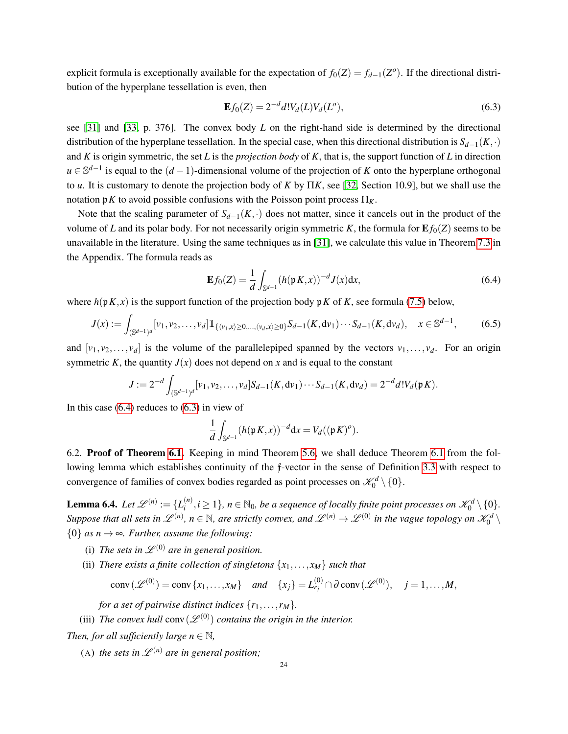explicit formula is exceptionally available for the expectation of $f_0(Z) = f_{d-1}(Z^o)$. If the directional distribution of the hyperplane tessellation is even, then

$$\mathbf{E} f_0(Z) = 2^{-d} d! V_d(L) V_d(L^o), \tag{6.3}$$

see [31] and [33, p. 376]. The convex body $L$ on the right-hand side is determined by the directional distribution of the hyperplane tessellation. In the special case, when this directional distribution is $S_{d-1}(K,\cdot)$ and $K$ is origin symmetric, the set $L$ is the *projection body* of $K$, that is, the support function of $L$ in direction $u \in \mathbb{S}^{d-1}$ is equal to the $(d-1)$-dimensional volume of the projection of $K$ onto the hyperplane orthogonal to $u$. It is customary to denote the projection body of $K$ by $\Pi K$, see [32, Section 10.9], but we shall use the notation $\mathfrak{p} K$ to avoid possible confusions with the Poisson point process $\Pi_K$.

Note that the scaling parameter of $S_{d-1}(K,\cdot)$ does not matter, since it cancels out in the product of the volume of $L$ and its polar body. For not necessarily origin symmetric $K$, the formula for $\mathbf{E} f_0(Z)$ seems to be unavailable in the literature. Using the same techniques as in [31], we calculate this value in Theorem 7.3 in the Appendix. The formula reads as

$$\mathbf{E} f_0(Z) = \frac{1}{d} \int_{\mathbb{S}^{d-1}} (h(\mathfrak{p} K, x))^{-d} J(x) \mathrm{d}x, \tag{6.4}$$

where $h(\mathfrak{p} K, x)$ is the support function of the projection body $\mathfrak{p} K$ of $K$, see formula (7.5) below,

$$J(x) := \int_{(\mathbb{S}^{d-1})^d} [v_1, v_2, \ldots, v_d] \mathbb{1}_{\{\langle v_1, x\rangle \geq 0, \ldots, \langle v_d, x\rangle \geq 0\}} S_{d-1}(K, \mathrm{d}v_1) \cdots S_{d-1}(K, \mathrm{d}v_d), \quad x \in \mathbb{S}^{d-1}, \tag{6.5}$$

and $[v_1, v_2, \ldots, v_d]$ is the volume of the parallelepiped spanned by the vectors $v_1, \ldots, v_d$. For an origin symmetric $K$, the quantity $J(x)$ does not depend on $x$ and is equal to the constant

$$J := 2^{-d} \int_{(\mathbb{S}^{d-1})^d} [v_1, v_2, \ldots, v_d] S_{d-1}(K, \mathrm{d}v_1) \cdots S_{d-1}(K, \mathrm{d}v_d) = 2^{-d} d! V_d(\mathfrak{p} K).$$

In this case (6.4) reduces to (6.3) in view of

$$\frac{1}{d} \int_{\mathbb{S}^{d-1}} (h(\mathfrak{p} K, x))^{-d} \mathrm{d}x = V_d((\mathfrak{p} K)^o).$$

6.2. **Proof of Theorem 6.1.** Keeping in mind Theorem 5.6, we shall deduce Theorem 6.1 from the following lemma which establishes continuity of the $\mathfrak{f}$-vector in the sense of Definition 3.3 with respect to convergence of families of convex bodies regarded as point processes on $\mathscr{K}_0^d \setminus \{0\}$.

**Lemma 6.4.** *Let $\mathscr{L}^{(n)} := \{L_i^{(n)}, i \geq 1\}$, $n \in \mathbb{N}_0$, be a sequence of locally finite point processes on $\mathscr{K}_0^d \setminus \{0\}$. Suppose that all sets in $\mathscr{L}^{(n)}$, $n \in \mathbb{N}$, are strictly convex, and $\mathscr{L}^{(n)} \to \mathscr{L}^{(0)}$ in the vague topology on $\mathscr{K}_0^d \setminus \{0\}$ as $n \to \infty$. Further, assume the following:*

(i) *The sets in $\mathscr{L}^{(0)}$ are in general position.*

(ii) *There exists a finite collection of singletons $\{x_1, \ldots, x_M\}$ such that*

$$\operatorname{conv}(\mathscr{L}^{(0)}) = \operatorname{conv}\{x_1, \ldots, x_M\} \quad \text{and} \quad \{x_j\} = L_{r_j}^{(0)} \cap \partial \operatorname{conv}(\mathscr{L}^{(0)}), \quad j = 1, \ldots, M,$$

*for a set of pairwise distinct indices $\{r_1, \ldots, r_M\}$.*

(iii) *The convex hull $\operatorname{conv}(\mathscr{L}^{(0)})$ contains the origin in the interior.*

*Then, for all sufficiently large $n \in \mathbb{N}$,*

(A) *the sets in $\mathscr{L}^{(n)}$ are in general position;*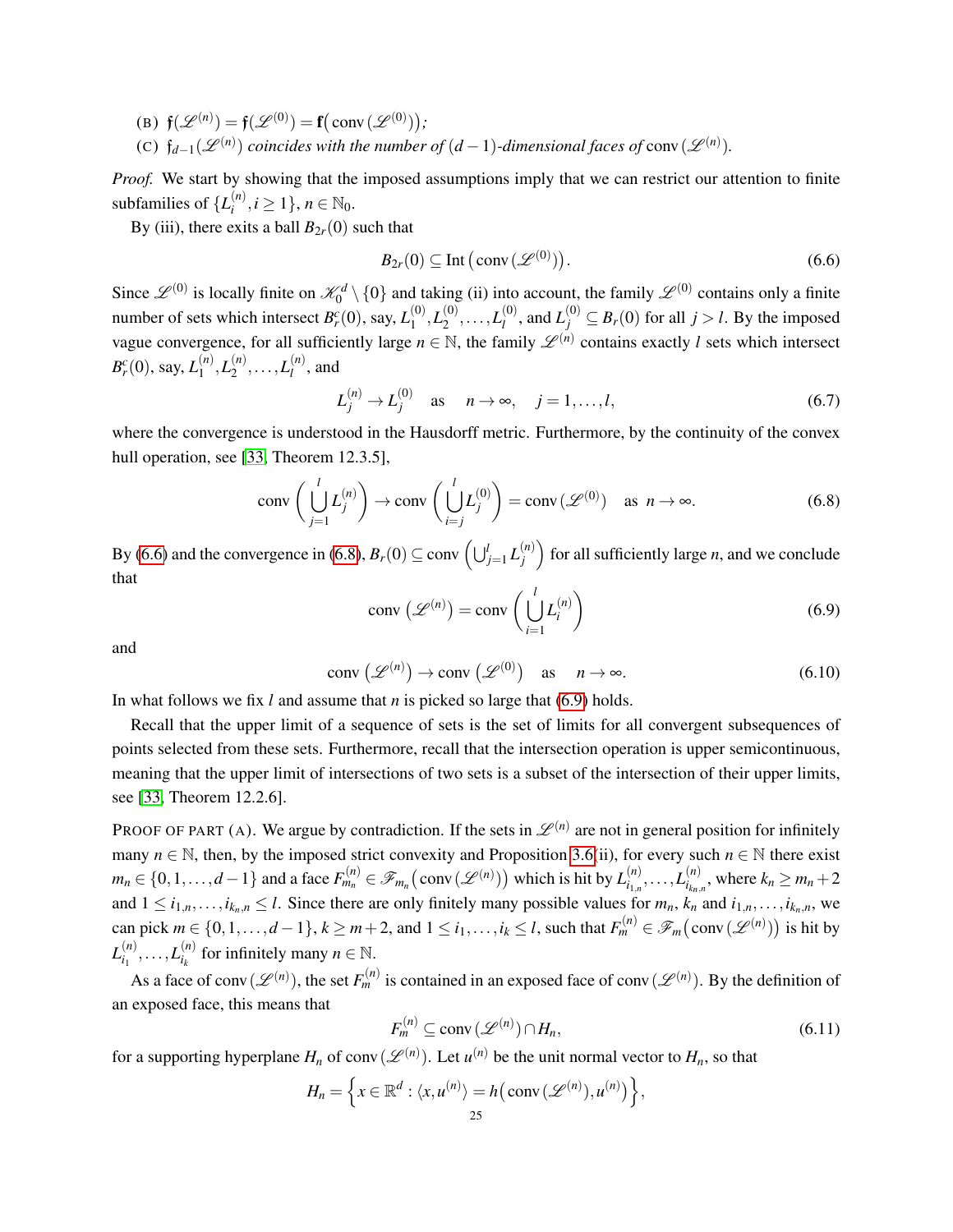(B) $\mathfrak{f}(\mathscr{L}^{(n)}) = \mathfrak{f}(\mathscr{L}^{(0)}) = \mathbf{f}(\operatorname{conv}(\mathscr{L}^{(0)}))$;

(C) $\mathfrak{f}_{d-1}(\mathscr{L}^{(n)})$ *coincides with the number of* $(d-1)$*-dimensional faces of* $\operatorname{conv}(\mathscr{L}^{(n)})$.

*Proof.* We start by showing that the imposed assumptions imply that we can restrict our attention to finite subfamilies of $\{L_i^{(n)}, i \geq 1\}$, $n \in \mathbb{N}_0$.

By (iii), there exits a ball $B_{2r}(0)$ such that

$$B_{2r}(0) \subseteq \operatorname{Int}\big(\operatorname{conv}(\mathscr{L}^{(0)})\big). \tag{6.6}$$

Since $\mathscr{L}^{(0)}$ is locally finite on $\mathscr{K}_0^d \setminus \{0\}$ and taking (ii) into account, the family $\mathscr{L}^{(0)}$ contains only a finite number of sets which intersect $B_r^c(0)$, say, $L_1^{(0)}, L_2^{(0)}, \ldots, L_l^{(0)}$, and $L_j^{(0)} \subseteq B_r(0)$ for all $j > l$. By the imposed vague convergence, for all sufficiently large $n \in \mathbb{N}$, the family $\mathscr{L}^{(n)}$ contains exactly $l$ sets which intersect $B_r^c(0)$, say, $L_1^{(n)}, L_2^{(n)}, \ldots, L_l^{(n)}$, and

$$L_j^{(n)} \to L_j^{(0)} \quad \text{as} \quad n \to \infty, \quad j = 1, \ldots, l, \tag{6.7}$$

where the convergence is understood in the Hausdorff metric. Furthermore, by the continuity of the convex hull operation, see [33, Theorem 12.3.5],

$$\operatorname{conv}\left(\bigcup_{j=1}^{l} L_j^{(n)}\right) \to \operatorname{conv}\left(\bigcup_{i=j}^{l} L_j^{(0)}\right) = \operatorname{conv}(\mathscr{L}^{(0)}) \quad \text{as } n \to \infty. \tag{6.8}$$

By (6.6) and the convergence in (6.8), $B_r(0) \subseteq \operatorname{conv}\left(\bigcup_{j=1}^{l} L_j^{(n)}\right)$ for all sufficiently large $n$, and we conclude that

$$\operatorname{conv}\left(\mathscr{L}^{(n)}\right) = \operatorname{conv}\left(\bigcup_{i=1}^{l} L_i^{(n)}\right) \tag{6.9}$$

and

$$\operatorname{conv}\left(\mathscr{L}^{(n)}\right) \to \operatorname{conv}\left(\mathscr{L}^{(0)}\right) \quad \text{as} \quad n \to \infty. \tag{6.10}$$

In what follows we fix $l$ and assume that $n$ is picked so large that (6.9) holds.

Recall that the upper limit of a sequence of sets is the set of limits for all convergent subsequences of points selected from these sets. Furthermore, recall that the intersection operation is upper semicontinuous, meaning that the upper limit of intersections of two sets is a subset of the intersection of their upper limits, see [33, Theorem 12.2.6].

PROOF OF PART (A). We argue by contradiction. If the sets in $\mathscr{L}^{(n)}$ are not in general position for infinitely many $n \in \mathbb{N}$, then, by the imposed strict convexity and Proposition 3.6(ii), for every such $n \in \mathbb{N}$ there exist $m_n \in \{0, 1, \ldots, d-1\}$ and a face $F_{m_n}^{(n)} \in \mathscr{F}_{m_n}\big(\operatorname{conv}(\mathscr{L}^{(n)})\big)$ which is hit by $L_{i_{1,n}}^{(n)}, \ldots, L_{i_{k_n,n}}^{(n)}$, where $k_n \geq m_n + 2$ and $1 \leq i_{1,n}, \ldots, i_{k_n,n} \leq l$. Since there are only finitely many possible values for $m_n$, $k_n$ and $i_{1,n}, \ldots, i_{k_n,n}$, we can pick $m \in \{0, 1, \ldots, d-1\}$, $k \geq m+2$, and $1 \leq i_1, \ldots, i_k \leq l$, such that $F_m^{(n)} \in \mathscr{F}_m\big(\operatorname{conv}(\mathscr{L}^{(n)})\big)$ is hit by $L_{i_1}^{(n)}, \ldots, L_{i_k}^{(n)}$ for infinitely many $n \in \mathbb{N}$.

As a face of $\operatorname{conv}(\mathscr{L}^{(n)})$, the set $F_m^{(n)}$ is contained in an exposed face of $\operatorname{conv}(\mathscr{L}^{(n)})$. By the definition of an exposed face, this means that

$$F_m^{(n)} \subseteq \operatorname{conv}(\mathscr{L}^{(n)}) \cap H_n, \tag{6.11}$$

for a supporting hyperplane $H_n$ of $\operatorname{conv}(\mathscr{L}^{(n)})$. Let $u^{(n)}$ be the unit normal vector to $H_n$, so that

$$H_n = \left\{x \in \mathbb{R}^d : \langle x, u^{(n)} \rangle = h\big(\operatorname{conv}(\mathscr{L}^{(n)}), u^{(n)}\big)\right\},$$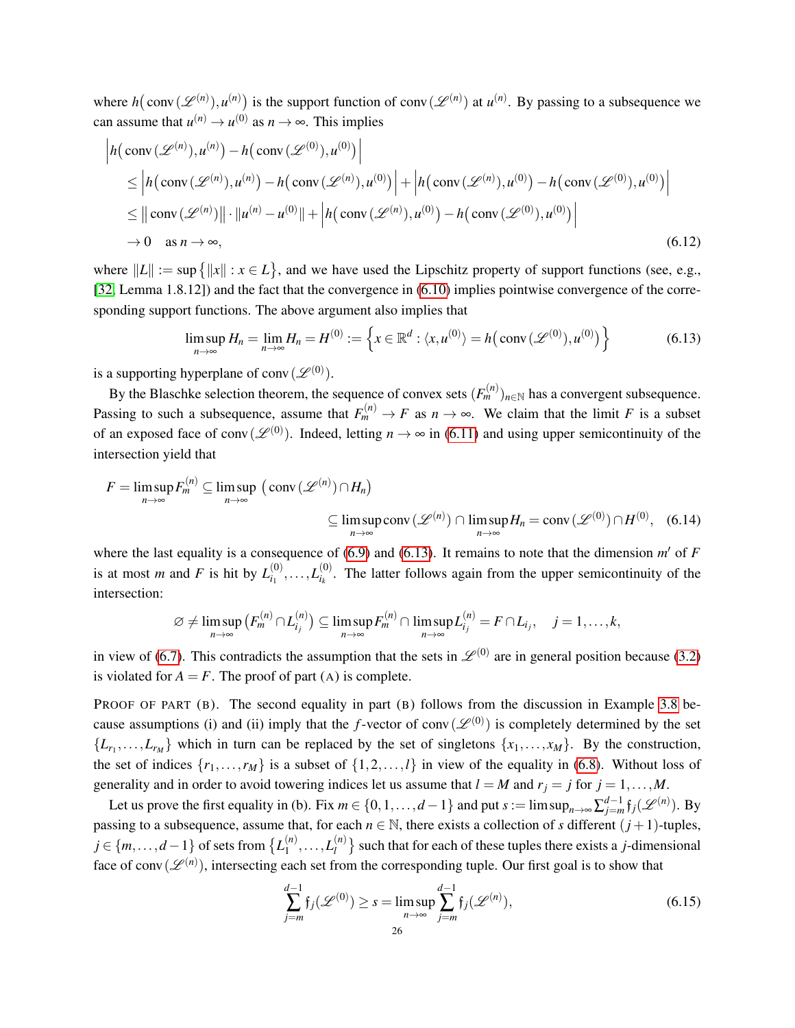where $h\big(\operatorname{conv}(\mathscr{L}^{(n)}), u^{(n)}\big)$ is the support function of $\operatorname{conv}(\mathscr{L}^{(n)})$ at $u^{(n)}$. By passing to a subsequence we can assume that $u^{(n)} \to u^{(0)}$ as $n \to \infty$. This implies

$$
\begin{aligned}
&\Big| h\big(\operatorname{conv}(\mathscr{L}^{(n)}), u^{(n)}\big) - h\big(\operatorname{conv}(\mathscr{L}^{(0)}), u^{(0)}\big) \Big| \\
&\quad \le \Big| h\big(\operatorname{conv}(\mathscr{L}^{(n)}), u^{(n)}\big) - h\big(\operatorname{conv}(\mathscr{L}^{(n)}), u^{(0)}\big) \Big| + \Big| h\big(\operatorname{conv}(\mathscr{L}^{(n)}), u^{(0)}\big) - h\big(\operatorname{conv}(\mathscr{L}^{(0)}), u^{(0)}\big) \Big| \\
&\quad \le \big\| \operatorname{conv}(\mathscr{L}^{(n)}) \big\| \cdot \| u^{(n)} - u^{(0)} \| + \Big| h\big(\operatorname{conv}(\mathscr{L}^{(n)}), u^{(0)}\big) - h\big(\operatorname{conv}(\mathscr{L}^{(0)}), u^{(0)}\big) \Big| \\
&\quad \to 0 \quad \text{as } n \to \infty,
\end{aligned} \tag{6.12}
$$

where $\|L\| := \sup\big\{ \|x\| : x \in L \big\}$, and we have used the Lipschitz property of support functions (see, e.g., [32, Lemma 1.8.12]) and the fact that the convergence in (6.10) implies pointwise convergence of the corresponding support functions. The above argument also implies that

$$
\limsup_{n\to\infty} H_n = \lim_{n\to\infty} H_n = H^{(0)} := \Big\{ x \in \mathbb{R}^d : \langle x, u^{(0)} \rangle = h\big(\operatorname{conv}(\mathscr{L}^{(0)}), u^{(0)}\big) \Big\} \tag{6.13}
$$

is a supporting hyperplane of $\operatorname{conv}(\mathscr{L}^{(0)})$.

By the Blaschke selection theorem, the sequence of convex sets $(F_m^{(n)})_{n\in\mathbb{N}}$ has a convergent subsequence. Passing to such a subsequence, assume that $F_m^{(n)} \to F$ as $n \to \infty$. We claim that the limit $F$ is a subset of an exposed face of $\operatorname{conv}(\mathscr{L}^{(0)})$. Indeed, letting $n \to \infty$ in (6.11) and using upper semicontinuity of the intersection yield that

$$
\begin{aligned}
F = \limsup_{n\to\infty} F_m^{(n)} &\subseteq \limsup_{n\to\infty} \big( \operatorname{conv}(\mathscr{L}^{(n)}) \cap H_n \big) \\
&\subseteq \limsup_{n\to\infty} \operatorname{conv}(\mathscr{L}^{(n)}) \cap \limsup_{n\to\infty} H_n = \operatorname{conv}(\mathscr{L}^{(0)}) \cap H^{(0)},
\end{aligned} \tag{6.14}
$$

where the last equality is a consequence of (6.9) and (6.13). It remains to note that the dimension $m'$ of $F$ is at most $m$ and $F$ is hit by $L_{i_1}^{(0)}, \dots, L_{i_k}^{(0)}$. The latter follows again from the upper semicontinuity of the intersection:

$$
\varnothing \ne \limsup_{n\to\infty} \big( F_m^{(n)} \cap L_{i_j}^{(n)} \big) \subseteq \limsup_{n\to\infty} F_m^{(n)} \cap \limsup_{n\to\infty} L_{i_j}^{(n)} = F \cap L_{i_j}, \quad j = 1, \dots, k,
$$

in view of (6.7). This contradicts the assumption that the sets in $\mathscr{L}^{(0)}$ are in general position because (3.2) is violated for $A = F$. The proof of part (A) is complete.

PROOF OF PART (B). The second equality in part (B) follows from the discussion in Example 3.8 because assumptions (i) and (ii) imply that the $f$-vector of $\operatorname{conv}(\mathscr{L}^{(0)})$ is completely determined by the set $\{L_{r_1}, \dots, L_{r_M}\}$ which in turn can be replaced by the set of singletons $\{x_1, \dots, x_M\}$. By the construction, the set of indices $\{r_1, \dots, r_M\}$ is a subset of $\{1, 2, \dots, l\}$ in view of the equality in (6.8). Without loss of generality and in order to avoid towering indices let us assume that $l = M$ and $r_j = j$ for $j = 1, \dots, M$.

Let us prove the first equality in (b). Fix $m \in \{0, 1, \dots, d-1\}$ and put $s := \limsup_{n\to\infty} \sum_{j=m}^{d-1} \mathfrak{f}_j(\mathscr{L}^{(n)})$. By passing to a subsequence, assume that, for each $n \in \mathbb{N}$, there exists a collection of $s$ different $(j+1)$-tuples, $j \in \{m, \dots, d-1\}$ of sets from $\big\{ L_1^{(n)}, \dots, L_l^{(n)} \big\}$ such that for each of these tuples there exists a $j$-dimensional face of $\operatorname{conv}(\mathscr{L}^{(n)})$, intersecting each set from the corresponding tuple. Our first goal is to show that

$$
\sum_{j=m}^{d-1} \mathfrak{f}_j(\mathscr{L}^{(0)}) \ge s = \limsup_{n\to\infty} \sum_{j=m}^{d-1} \mathfrak{f}_j(\mathscr{L}^{(n)}), \tag{6.15}
$$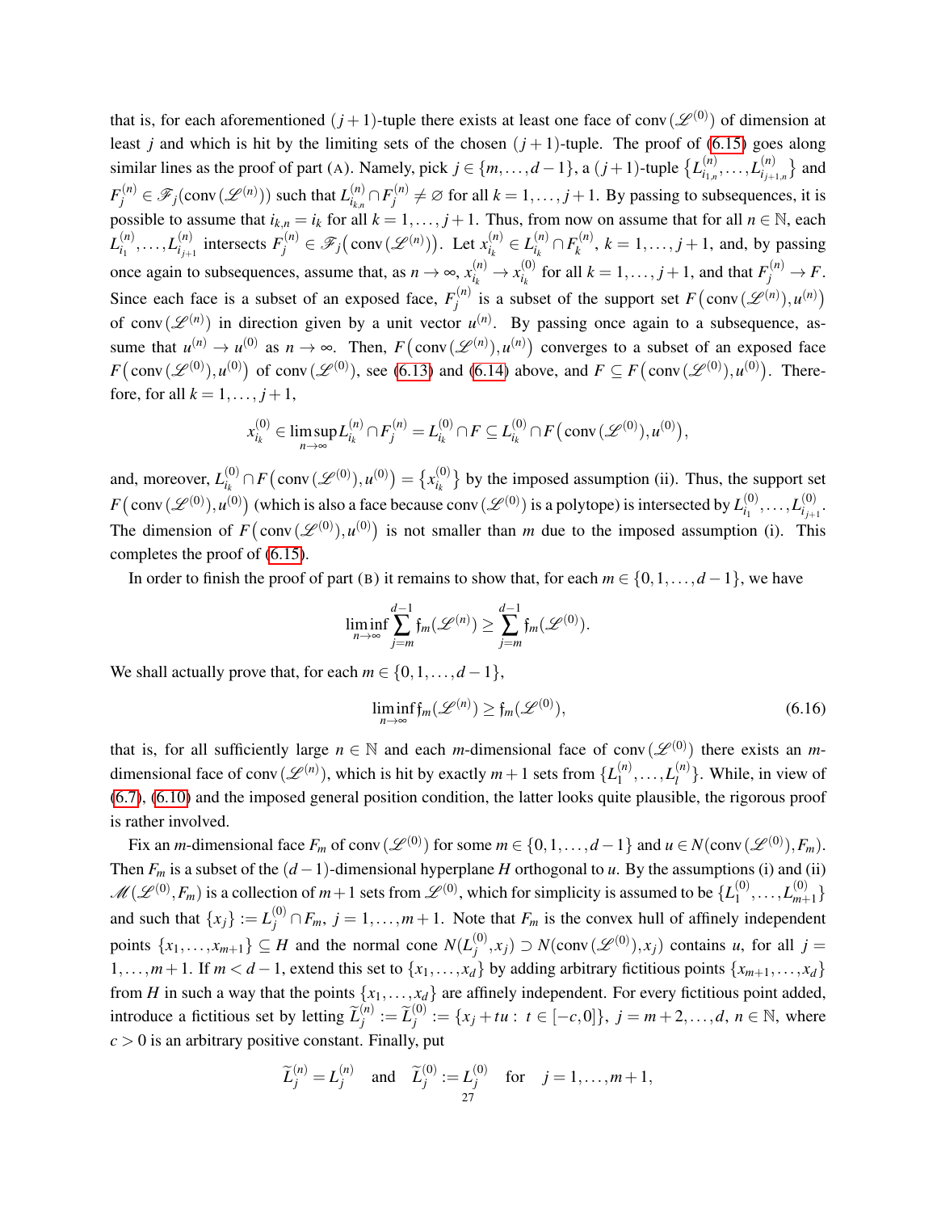that is, for each aforementioned $(j+1)$-tuple there exists at least one face of $\operatorname{conv}(\mathscr{L}^{(0)})$ of dimension at least $j$ and which is hit by the limiting sets of the chosen $(j+1)$-tuple. The proof of (6.15) goes along similar lines as the proof of part (A). Namely, pick $j \in \{m, \dots, d-1\}$, a $(j+1)$-tuple $\{L_{i_{1,n}}^{(n)}, \dots, L_{i_{j+1,n}}^{(n)}\}$ and $F_j^{(n)} \in \mathscr{F}_j(\operatorname{conv}(\mathscr{L}^{(n)}))$ such that $L_{i_{k,n}}^{(n)} \cap F_j^{(n)} \neq \varnothing$ for all $k = 1, \dots, j+1$. By passing to subsequences, it is possible to assume that $i_{k,n} = i_k$ for all $k = 1, \dots, j+1$. Thus, from now on assume that for all $n \in \mathbb{N}$, each $L_{i_1}^{(n)}, \dots, L_{i_{j+1}}^{(n)}$ intersects $F_j^{(n)} \in \mathscr{F}_j\big(\operatorname{conv}(\mathscr{L}^{(n)})\big)$. Let $x_{i_k}^{(n)} \in L_{i_k}^{(n)} \cap F_k^{(n)}$, $k = 1, \dots, j+1$, and, by passing once again to subsequences, assume that, as $n \to \infty$, $x_{i_k}^{(n)} \to x_{i_k}^{(0)}$ for all $k = 1, \dots, j+1$, and that $F_j^{(n)} \to F$. Since each face is a subset of an exposed face, $F_j^{(n)}$ is a subset of the support set $F\big(\operatorname{conv}(\mathscr{L}^{(n)}), u^{(n)}\big)$ of $\operatorname{conv}(\mathscr{L}^{(n)})$ in direction given by a unit vector $u^{(n)}$. By passing once again to a subsequence, assume that $u^{(n)} \to u^{(0)}$ as $n \to \infty$. Then, $F\big(\operatorname{conv}(\mathscr{L}^{(n)}), u^{(n)}\big)$ converges to a subset of an exposed face $F\big(\operatorname{conv}(\mathscr{L}^{(0)}), u^{(0)}\big)$ of $\operatorname{conv}(\mathscr{L}^{(0)})$, see (6.13) and (6.14) above, and $F \subseteq F\big(\operatorname{conv}(\mathscr{L}^{(0)}), u^{(0)}\big)$. Therefore, for all $k = 1, \dots, j+1$,

$$x_{i_k}^{(0)} \in \limsup_{n\to\infty} L_{i_k}^{(n)} \cap F_j^{(n)} = L_{i_k}^{(0)} \cap F \subseteq L_{i_k}^{(0)} \cap F\big(\operatorname{conv}(\mathscr{L}^{(0)}), u^{(0)}\big),$$

and, moreover, $L_{i_k}^{(0)} \cap F\big(\operatorname{conv}(\mathscr{L}^{(0)}), u^{(0)}\big) = \{x_{i_k}^{(0)}\}$ by the imposed assumption (ii). Thus, the support set $F\big(\operatorname{conv}(\mathscr{L}^{(0)}), u^{(0)}\big)$ (which is also a face because $\operatorname{conv}(\mathscr{L}^{(0)})$ is a polytope) is intersected by $L_{i_1}^{(0)}, \dots, L_{i_{j+1}}^{(0)}$. The dimension of $F\big(\operatorname{conv}(\mathscr{L}^{(0)}), u^{(0)}\big)$ is not smaller than $m$ due to the imposed assumption (i). This completes the proof of (6.15).

In order to finish the proof of part (B) it remains to show that, for each $m \in \{0, 1, \dots, d-1\}$, we have

$$\liminf_{n\to\infty} \sum_{j=m}^{d-1} \mathfrak{f}_m(\mathscr{L}^{(n)}) \geq \sum_{j=m}^{d-1} \mathfrak{f}_m(\mathscr{L}^{(0)}).$$

We shall actually prove that, for each $m \in \{0, 1, \dots, d-1\}$,

$$\liminf_{n\to\infty} \mathfrak{f}_m(\mathscr{L}^{(n)}) \geq \mathfrak{f}_m(\mathscr{L}^{(0)}), \tag{6.16}$$

that is, for all sufficiently large $n \in \mathbb{N}$ and each $m$-dimensional face of $\operatorname{conv}(\mathscr{L}^{(0)})$ there exists an $m$-dimensional face of $\operatorname{conv}(\mathscr{L}^{(n)})$, which is hit by exactly $m+1$ sets from $\{L_1^{(n)}, \dots, L_l^{(n)}\}$. While, in view of (6.7), (6.10) and the imposed general position condition, the latter looks quite plausible, the rigorous proof is rather involved.

Fix an $m$-dimensional face $F_m$ of $\operatorname{conv}(\mathscr{L}^{(0)})$ for some $m \in \{0, 1, \dots, d-1\}$ and $u \in N(\operatorname{conv}(\mathscr{L}^{(0)}), F_m)$. Then $F_m$ is a subset of the $(d-1)$-dimensional hyperplane $H$ orthogonal to $u$. By the assumptions (i) and (ii) $\mathscr{M}(\mathscr{L}^{(0)}, F_m)$ is a collection of $m+1$ sets from $\mathscr{L}^{(0)}$, which for simplicity is assumed to be $\{L_1^{(0)}, \dots, L_{m+1}^{(0)}\}$ and such that $\{x_j\} := L_j^{(0)} \cap F_m$, $j = 1, \dots, m+1$. Note that $F_m$ is the convex hull of affinely independent points $\{x_1, \dots, x_{m+1}\} \subseteq H$ and the normal cone $N(L_j^{(0)}, x_j) \supset N(\operatorname{conv}(\mathscr{L}^{(0)}), x_j)$ contains $u$, for all $j = 1, \dots, m+1$. If $m < d-1$, extend this set to $\{x_1, \dots, x_d\}$ by adding arbitrary fictitious points $\{x_{m+1}, \dots, x_d\}$ from $H$ in such a way that the points $\{x_1, \dots, x_d\}$ are affinely independent. For every fictitious point added, introduce a fictitious set by letting $\widetilde{L}_j^{(n)} := \widetilde{L}_j^{(0)} := \{x_j + tu : t \in [-c, 0]\}$, $j = m+2, \dots, d$, $n \in \mathbb{N}$, where $c > 0$ is an arbitrary positive constant. Finally, put

$$\widetilde{L}_j^{(n)} = L_j^{(n)} \quad \text{and} \quad \widetilde{L}_j^{(0)} := L_j^{(0)} \quad \text{for} \quad j = 1, \dots, m+1,$$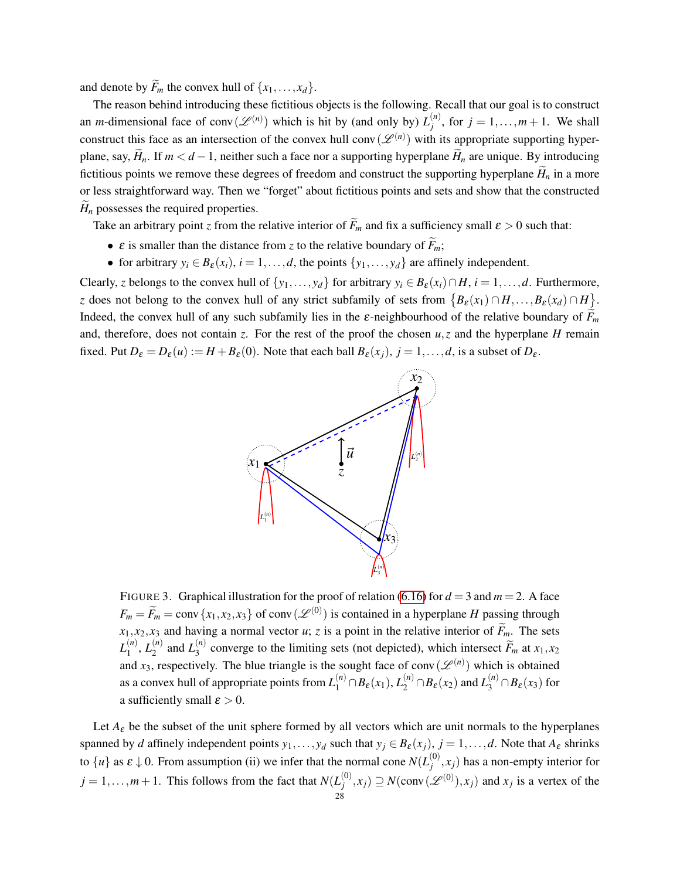and denote by $\widetilde{F}_m$ the convex hull of $\{x_1,\dots,x_d\}$.

The reason behind introducing these fictitious objects is the following. Recall that our goal is to construct an $m$-dimensional face of $\operatorname{conv}(\mathscr{L}^{(n)})$ which is hit by (and only by) $L_j^{(n)}$, for $j=1,\dots,m+1$. We shall construct this face as an intersection of the convex hull $\operatorname{conv}(\mathscr{L}^{(n)})$ with its appropriate supporting hyperplane, say, $\widetilde{H}_n$. If $m<d-1$, neither such a face nor a supporting hyperplane $\widetilde{H}_n$ are unique. By introducing fictitious points we remove these degrees of freedom and construct the supporting hyperplane $\widetilde{H}_n$ in a more or less straightforward way. Then we "forget" about fictitious points and sets and show that the constructed $\widetilde{H}_n$ possesses the required properties.

Take an arbitrary point $z$ from the relative interior of $\widetilde{F}_m$ and fix a sufficiency small $\varepsilon>0$ such that:

- $\varepsilon$ is smaller than the distance from $z$ to the relative boundary of $\widetilde{F}_m$;
- for arbitrary $y_i\in B_\varepsilon(x_i)$, $i=1,\dots,d$, the points $\{y_1,\dots,y_d\}$ are affinely independent.

Clearly, $z$ belongs to the convex hull of $\{y_1,\dots,y_d\}$ for arbitrary $y_i\in B_\varepsilon(x_i)\cap H$, $i=1,\dots,d$. Furthermore, $z$ does not belong to the convex hull of any strict subfamily of sets from $\{B_\varepsilon(x_1)\cap H,\dots,B_\varepsilon(x_d)\cap H\}$. Indeed, the convex hull of any such subfamily lies in the $\varepsilon$-neighbourhood of the relative boundary of $\widetilde{F}_m$ and, therefore, does not contain $z$. For the rest of the proof the chosen $u,z$ and the hyperplane $H$ remain fixed. Put $D_\varepsilon=D_\varepsilon(u):=H+B_\varepsilon(0)$. Note that each ball $B_\varepsilon(x_j)$, $j=1,\dots,d$, is a subset of $D_\varepsilon$.

FIGURE 3. Graphical illustration for the proof of relation (6.16) for $d=3$ and $m=2$. A face $F_m=\widetilde{F}_m=\operatorname{conv}\{x_1,x_2,x_3\}$ of $\operatorname{conv}(\mathscr{L}^{(0)})$ is contained in a hyperplane $H$ passing through $x_1,x_2,x_3$ and having a normal vector $u$; $z$ is a point in the relative interior of $\widetilde{F}_m$. The sets $L_1^{(n)}$, $L_2^{(n)}$ and $L_3^{(n)}$ converge to the limiting sets (not depicted), which intersect $\widetilde{F}_m$ at $x_1,x_2$ and $x_3$, respectively. The blue triangle is the sought face of $\operatorname{conv}(\mathscr{L}^{(n)})$ which is obtained as a convex hull of appropriate points from $L_1^{(n)}\cap B_\varepsilon(x_1)$, $L_2^{(n)}\cap B_\varepsilon(x_2)$ and $L_3^{(n)}\cap B_\varepsilon(x_3)$ for a sufficiently small $\varepsilon>0$.

Let $A_\varepsilon$ be the subset of the unit sphere formed by all vectors which are unit normals to the hyperplanes spanned by $d$ affinely independent points $y_1,\dots,y_d$ such that $y_j\in B_\varepsilon(x_j)$, $j=1,\dots,d$. Note that $A_\varepsilon$ shrinks to $\{u\}$ as $\varepsilon\downarrow 0$. From assumption (ii) we infer that the normal cone $N(L_j^{(0)},x_j)$ has a non-empty interior for $j=1,\dots,m+1$. This follows from the fact that $N(L_j^{(0)},x_j)\supseteq N(\operatorname{conv}(\mathscr{L}^{(0)}),x_j)$ and $x_j$ is a vertex of the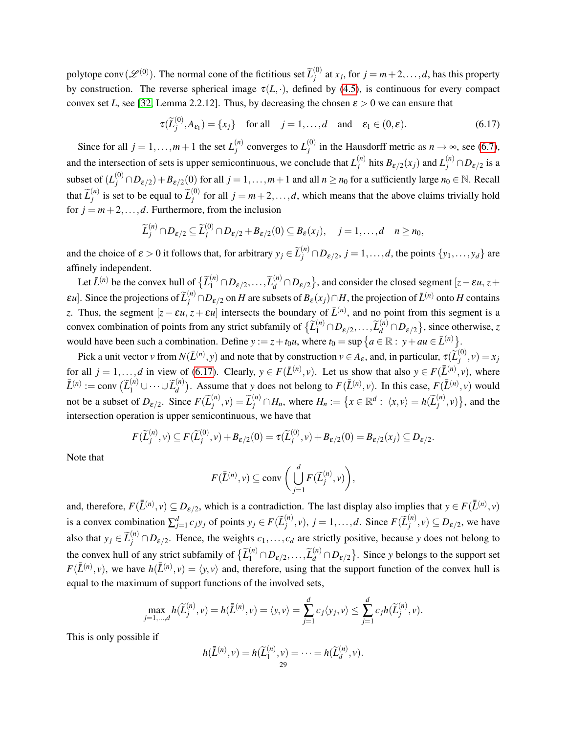polytope $\operatorname{conv}(\mathscr{L}^{(0)})$. The normal cone of the fictitious set $\widetilde{L}_j^{(0)}$ at $x_j$, for $j = m+2, \dots, d$, has this property by construction. The reverse spherical image $\tau(L, \cdot)$, defined by (4.5), is continuous for every compact convex set $L$, see [32, Lemma 2.2.12]. Thus, by decreasing the chosen $\varepsilon > 0$ we can ensure that

$$\tau(\widetilde{L}_j^{(0)}, A_{\varepsilon_1}) = \{x_j\} \quad \text{for all} \quad j = 1, \dots, d \quad \text{and} \quad \varepsilon_1 \in (0, \varepsilon). \tag{6.17}$$

Since for all $j = 1, \dots, m+1$ the set $L_j^{(n)}$ converges to $L_j^{(0)}$ in the Hausdorff metric as $n \to \infty$, see (6.7), and the intersection of sets is upper semicontinuous, we conclude that $L_j^{(n)}$ hits $B_{\varepsilon/2}(x_j)$ and $L_j^{(n)} \cap D_{\varepsilon/2}$ is a subset of $(L_j^{(0)} \cap D_{\varepsilon/2}) + B_{\varepsilon/2}(0)$ for all $j = 1, \dots, m+1$ and all $n \geq n_0$ for a sufficiently large $n_0 \in \mathbb{N}$. Recall that $\widetilde{L}_j^{(n)}$ is set to be equal to $\widetilde{L}_j^{(0)}$ for all $j = m+2, \dots, d$, which means that the above claims trivially hold for $j = m+2, \dots, d$. Furthermore, from the inclusion

$$\widetilde{L}_j^{(n)} \cap D_{\varepsilon/2} \subseteq \widetilde{L}_j^{(0)} \cap D_{\varepsilon/2} + B_{\varepsilon/2}(0) \subseteq B_{\varepsilon}(x_j), \quad j = 1, \dots, d \quad n \geq n_0,$$

and the choice of $\varepsilon > 0$ it follows that, for arbitrary $y_j \in \widetilde{L}_j^{(n)} \cap D_{\varepsilon/2}$, $j = 1, \dots, d$, the points $\{y_1, \dots, y_d\}$ are affinely independent.

Let $\bar{L}^{(n)}$ be the convex hull of $\{\widetilde{L}_1^{(n)} \cap D_{\varepsilon/2}, \dots, \widetilde{L}_d^{(n)} \cap D_{\varepsilon/2}\}$, and consider the closed segment $[z - \varepsilon u, z + \varepsilon u]$. Since the projections of $\widetilde{L}_j^{(n)} \cap D_{\varepsilon/2}$ on $H$ are subsets of $B_{\varepsilon}(x_j) \cap H$, the projection of $\bar{L}^{(n)}$ onto $H$ contains $z$. Thus, the segment $[z - \varepsilon u, z + \varepsilon u]$ intersects the boundary of $\bar{L}^{(n)}$, and no point from this segment is a convex combination of points from any strict subfamily of $\{\widetilde{L}_1^{(n)} \cap D_{\varepsilon/2}, \dots, \widetilde{L}_d^{(n)} \cap D_{\varepsilon/2}\}$, since otherwise, $z$ would have been such a combination. Define $y := z + t_0 u$, where $t_0 = \sup\{a \in \mathbb{R} : \ y + au \in \bar{L}^{(n)}\}$.

Pick a unit vector $v$ from $N(\bar{L}^{(n)}, y)$ and note that by construction $v \in A_{\varepsilon}$, and, in particular, $\tau(\widetilde{L}_j^{(0)}, v) = x_j$ for all $j = 1, \dots, d$ in view of (6.17). Clearly, $y \in F(\bar{L}^{(n)}, v)$. Let us show that also $y \in F(\bar{\bar{L}}^{(n)}, v)$, where $\bar{\bar{L}}^{(n)} := \operatorname{conv}\big(\widetilde{L}_1^{(n)} \cup \dots \cup \widetilde{L}_d^{(n)}\big)$. Assume that $y$ does not belong to $F(\bar{\bar{L}}^{(n)}, v)$. In this case, $F(\bar{\bar{L}}^{(n)}, v)$ would not be a subset of $D_{\varepsilon/2}$. Since $F(\widetilde{L}_j^{(n)}, v) = \widetilde{L}_j^{(n)} \cap H_n$, where $H_n := \{x \in \mathbb{R}^d : \ \langle x, v\rangle = h(\widetilde{L}_j^{(n)}, v)\}$, and the intersection operation is upper semicontinuous, we have that

$$F(\widetilde{L}_j^{(n)}, v) \subseteq F(\widetilde{L}_j^{(0)}, v) + B_{\varepsilon/2}(0) = \tau(\widetilde{L}_j^{(0)}, v) + B_{\varepsilon/2}(0) = B_{\varepsilon/2}(x_j) \subseteq D_{\varepsilon/2}.$$

Note that

$$F(\bar{\bar{L}}^{(n)}, v) \subseteq \operatorname{conv}\Big(\bigcup_{j=1}^{d} F(\widetilde{L}_j^{(n)}, v)\Big),$$

and, therefore, $F(\bar{\bar{L}}^{(n)}, v) \subseteq D_{\varepsilon/2}$, which is a contradiction. The last display also implies that $y \in F(\bar{\bar{L}}^{(n)}, v)$ is a convex combination $\sum_{j=1}^{d} c_j y_j$ of points $y_j \in F(\widetilde{L}_j^{(n)}, v)$, $j = 1, \dots, d$. Since $F(\widetilde{L}_j^{(n)}, v) \subseteq D_{\varepsilon/2}$, we have also that $y_j \in \widetilde{L}_j^{(n)} \cap D_{\varepsilon/2}$. Hence, the weights $c_1, \dots, c_d$ are strictly positive, because $y$ does not belong to the convex hull of any strict subfamily of $\{\widetilde{L}_1^{(n)} \cap D_{\varepsilon/2}, \dots, \widetilde{L}_d^{(n)} \cap D_{\varepsilon/2}\}$. Since $y$ belongs to the support set $F(\bar{\bar{L}}^{(n)}, v)$, we have $h(\bar{\bar{L}}^{(n)}, v) = \langle y, v\rangle$ and, therefore, using that the support function of the convex hull is equal to the maximum of support functions of the involved sets,

$$\max_{j=1,\dots,d} h(\widetilde{L}_j^{(n)}, v) = h(\bar{\bar{L}}^{(n)}, v) = \langle y, v\rangle = \sum_{j=1}^{d} c_j \langle y_j, v\rangle \leq \sum_{j=1}^{d} c_j h(\widetilde{L}_j^{(n)}, v).$$

This is only possible if

$$h(\bar{\bar{L}}^{(n)}, v) = h(\widetilde{L}_1^{(n)}, v) = \dots = h(\widetilde{L}_d^{(n)}, v).$$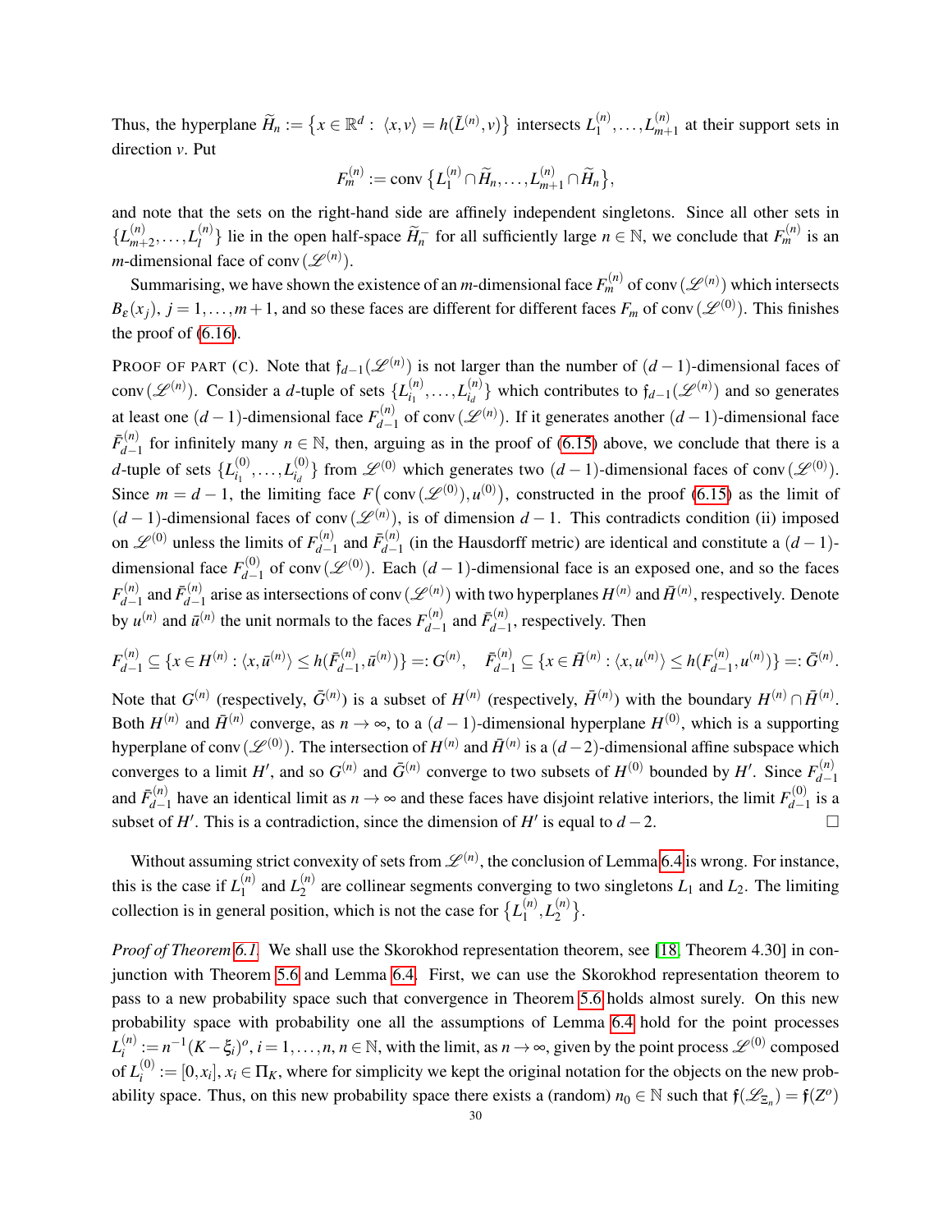Thus, the hyperplane $\widetilde{H}_n := \{x \in \mathbb{R}^d : \langle x, v\rangle = h(\tilde{L}^{(n)}, v)\}$ intersects $L_1^{(n)}, \dots, L_{m+1}^{(n)}$ at their support sets in direction $v$. Put

$$F_m^{(n)} := \operatorname{conv}\{L_1^{(n)} \cap \widetilde{H}_n, \dots, L_{m+1}^{(n)} \cap \widetilde{H}_n\},$$

and note that the sets on the right-hand side are affinely independent singletons. Since all other sets in $\{L_{m+2}^{(n)}, \dots, L_l^{(n)}\}$ lie in the open half-space $\widetilde{H}_n^-$ for all sufficiently large $n \in \mathbb{N}$, we conclude that $F_m^{(n)}$ is an $m$-dimensional face of $\operatorname{conv}(\mathscr{L}^{(n)})$.

Summarising, we have shown the existence of an $m$-dimensional face $F_m^{(n)}$ of $\operatorname{conv}(\mathscr{L}^{(n)})$ which intersects $B_\varepsilon(x_j)$, $j = 1, \dots, m+1$, and so these faces are different for different faces $F_m$ of $\operatorname{conv}(\mathscr{L}^{(0)})$. This finishes the proof of (6.16).

PROOF OF PART (C). Note that $\mathfrak{f}_{d-1}(\mathscr{L}^{(n)})$ is not larger than the number of $(d-1)$-dimensional faces of $\operatorname{conv}(\mathscr{L}^{(n)})$. Consider a $d$-tuple of sets $\{L_{i_1}^{(n)}, \dots, L_{i_d}^{(n)}\}$ which contributes to $\mathfrak{f}_{d-1}(\mathscr{L}^{(n)})$ and so generates at least one $(d-1)$-dimensional face $F_{d-1}^{(n)}$ of $\operatorname{conv}(\mathscr{L}^{(n)})$. If it generates another $(d-1)$-dimensional face $\bar{F}_{d-1}^{(n)}$ for infinitely many $n \in \mathbb{N}$, then, arguing as in the proof of (6.15) above, we conclude that there is a $d$-tuple of sets $\{L_{i_1}^{(0)}, \dots, L_{i_d}^{(0)}\}$ from $\mathscr{L}^{(0)}$ which generates two $(d-1)$-dimensional faces of $\operatorname{conv}(\mathscr{L}^{(0)})$. Since $m = d-1$, the limiting face $F\big(\operatorname{conv}(\mathscr{L}^{(0)}), u^{(0)}\big)$, constructed in the proof (6.15) as the limit of $(d-1)$-dimensional faces of $\operatorname{conv}(\mathscr{L}^{(n)})$, is of dimension $d-1$. This contradicts condition (ii) imposed on $\mathscr{L}^{(0)}$ unless the limits of $F_{d-1}^{(n)}$ and $\bar{F}_{d-1}^{(n)}$ (in the Hausdorff metric) are identical and constitute a $(d-1)$-dimensional face $F_{d-1}^{(0)}$ of $\operatorname{conv}(\mathscr{L}^{(0)})$. Each $(d-1)$-dimensional face is an exposed one, and so the faces $F_{d-1}^{(n)}$ and $\bar{F}_{d-1}^{(n)}$ arise as intersections of $\operatorname{conv}(\mathscr{L}^{(n)})$ with two hyperplanes $H^{(n)}$ and $\bar{H}^{(n)}$, respectively. Denote by $u^{(n)}$ and $\bar{u}^{(n)}$ the unit normals to the faces $F_{d-1}^{(n)}$ and $\bar{F}_{d-1}^{(n)}$, respectively. Then

$$F_{d-1}^{(n)} \subseteq \{x \in H^{(n)} : \langle x, \bar{u}^{(n)}\rangle \le h(\bar{F}_{d-1}^{(n)}, \bar{u}^{(n)})\} =: G^{(n)}, \quad \bar{F}_{d-1}^{(n)} \subseteq \{x \in \bar{H}^{(n)} : \langle x, u^{(n)}\rangle \le h(F_{d-1}^{(n)}, u^{(n)})\} =: \bar{G}^{(n)}.$$

Note that $G^{(n)}$ (respectively, $\bar{G}^{(n)}$) is a subset of $H^{(n)}$ (respectively, $\bar{H}^{(n)}$) with the boundary $H^{(n)} \cap \bar{H}^{(n)}$. Both $H^{(n)}$ and $\bar{H}^{(n)}$ converge, as $n \to \infty$, to a $(d-1)$-dimensional hyperplane $H^{(0)}$, which is a supporting hyperplane of $\operatorname{conv}(\mathscr{L}^{(0)})$. The intersection of $H^{(n)}$ and $\bar{H}^{(n)}$ is a $(d-2)$-dimensional affine subspace which converges to a limit $H'$, and so $G^{(n)}$ and $\bar{G}^{(n)}$ converge to two subsets of $H^{(0)}$ bounded by $H'$. Since $F_{d-1}^{(n)}$ and $\bar{F}_{d-1}^{(n)}$ have an identical limit as $n \to \infty$ and these faces have disjoint relative interiors, the limit $F_{d-1}^{(0)}$ is a subset of $H'$. This is a contradiction, since the dimension of $H'$ is equal to $d-2$. □

Without assuming strict convexity of sets from $\mathscr{L}^{(n)}$, the conclusion of Lemma 6.4 is wrong. For instance, this is the case if $L_1^{(n)}$ and $L_2^{(n)}$ are collinear segments converging to two singletons $L_1$ and $L_2$. The limiting collection is in general position, which is not the case for $\{L_1^{(n)}, L_2^{(n)}\}$.

*Proof of Theorem 6.1.* We shall use the Skorokhod representation theorem, see [18, Theorem 4.30] in conjunction with Theorem 5.6 and Lemma 6.4. First, we can use the Skorokhod representation theorem to pass to a new probability space such that convergence in Theorem 5.6 holds almost surely. On this new probability space with probability one all the assumptions of Lemma 6.4 hold for the point processes $L_i^{(n)} := n^{-1}(K - \xi_i)^o$, $i = 1, \dots, n$, $n \in \mathbb{N}$, with the limit, as $n \to \infty$, given by the point process $\mathscr{L}^{(0)}$ composed of $L_i^{(0)} := [0, x_i]$, $x_i \in \Pi_K$, where for simplicity we kept the original notation for the objects on the new probability space. Thus, on this new probability space there exists a (random) $n_0 \in \mathbb{N}$ such that $\mathfrak{f}(\mathscr{L}_{\Xi_n}) = \mathfrak{f}(Z^o)$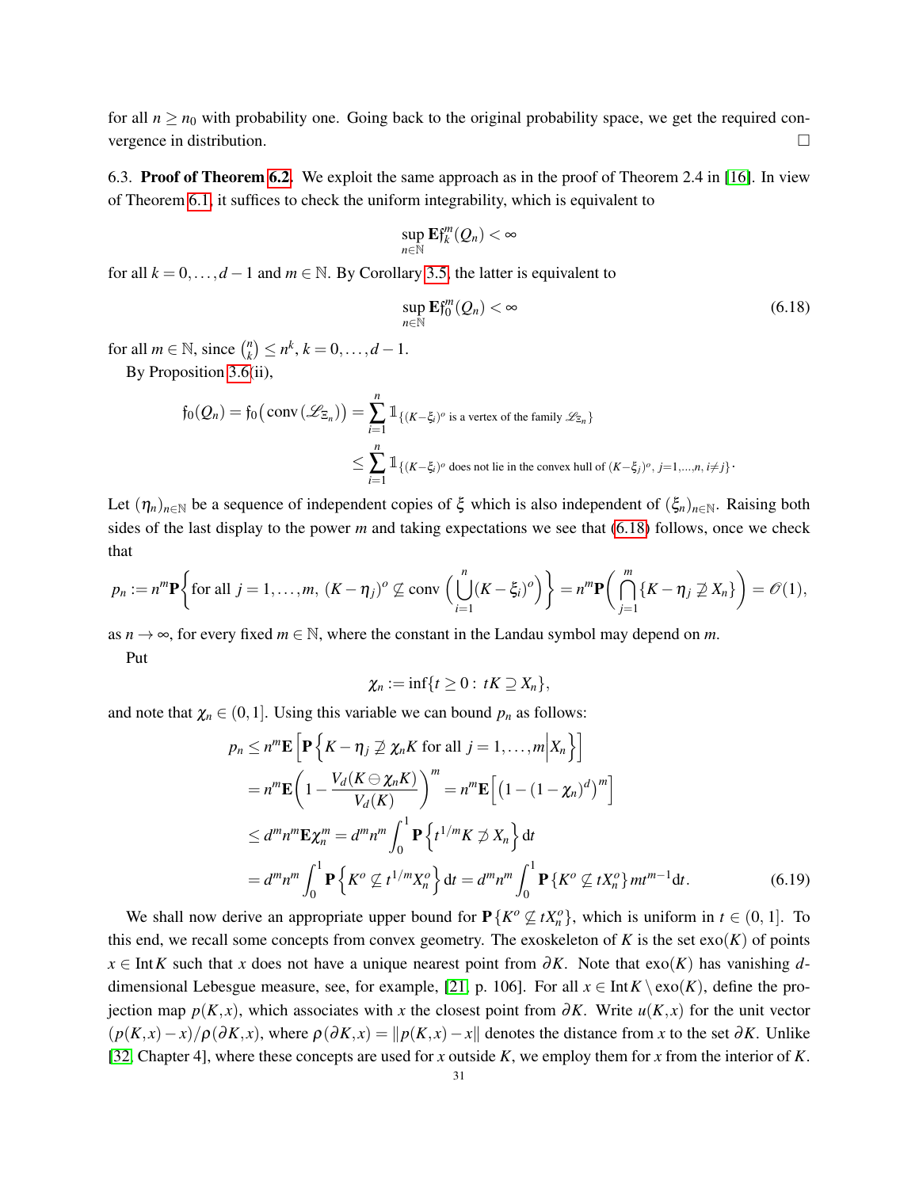for all $n \geq n_0$ with probability one. Going back to the original probability space, we get the required convergence in distribution. $\square$

6.3. **Proof of Theorem 6.2.** We exploit the same approach as in the proof of Theorem 2.4 in [16]. In view of Theorem 6.1, it suffices to check the uniform integrability, which is equivalent to

$$\sup_{n\in\mathbb{N}} \mathbf{E}\mathfrak{f}_k^m(Q_n) < \infty$$

for all $k = 0,\dots,d-1$ and $m \in \mathbb{N}$. By Corollary 3.5, the latter is equivalent to

$$\sup_{n\in\mathbb{N}} \mathbf{E}\mathfrak{f}_0^m(Q_n) < \infty \tag{6.18}$$

for all $m \in \mathbb{N}$, since $\binom{n}{k} \leq n^k$, $k = 0,\dots,d-1$.

By Proposition 3.6(ii),

$$\begin{aligned}
\mathfrak{f}_0(Q_n) = \mathfrak{f}_0\big(\operatorname{conv}(\mathscr{L}_{\Xi_n})\big) &= \sum_{i=1}^{n} \mathbb{1}_{\{(K-\xi_i)^o \text{ is a vertex of the family } \mathscr{L}_{\Xi_n}\}} \\
&\leq \sum_{i=1}^{n} \mathbb{1}_{\{(K-\xi_i)^o \text{ does not lie in the convex hull of } (K-\xi_j)^o,\ j=1,\dots,n,\ i\neq j\}}.
\end{aligned}$$

Let $(\eta_n)_{n\in\mathbb{N}}$ be a sequence of independent copies of $\xi$ which is also independent of $(\xi_n)_{n\in\mathbb{N}}$. Raising both sides of the last display to the power $m$ and taking expectations we see that (6.18) follows, once we check that

$$p_n := n^m \mathbf{P}\left\{\text{for all } j = 1,\dots,m,\ (K-\eta_j)^o \not\subseteq \operatorname{conv}\left(\bigcup_{i=1}^{n}(K-\xi_i)^o\right)\right\} = n^m \mathbf{P}\left(\bigcap_{j=1}^{m}\{K-\eta_j \not\supseteq X_n\}\right) = \mathscr{O}(1),$$

as $n \to \infty$, for every fixed $m \in \mathbb{N}$, where the constant in the Landau symbol may depend on $m$.

Put

$$\chi_n := \inf\{t \geq 0 :\ tK \supseteq X_n\},$$

and note that $\chi_n \in (0,1]$. Using this variable we can bound $p_n$ as follows:

$$\begin{aligned}
p_n &\leq n^m \mathbf{E}\left[\mathbf{P}\left\{K-\eta_j \not\supseteq \chi_n K \text{ for all } j = 1,\dots,m \,\middle|\, X_n\right\}\right] \\
&= n^m \mathbf{E}\left(1 - \frac{V_d(K \ominus \chi_n K)}{V_d(K)}\right)^m = n^m \mathbf{E}\left[\left(1-(1-\chi_n)^d\right)^m\right] \\
&\leq d^m n^m \mathbf{E}\chi_n^m = d^m n^m \int_0^1 \mathbf{P}\left\{t^{1/m}K \not\supset X_n\right\}\mathrm{d}t \\
&= d^m n^m \int_0^1 \mathbf{P}\left\{K^o \not\subseteq t^{1/m}X_n^o\right\}\mathrm{d}t = d^m n^m \int_0^1 \mathbf{P}\left\{K^o \not\subseteq tX_n^o\right\} m t^{m-1}\mathrm{d}t.
\end{aligned} \tag{6.19}$$

We shall now derive an appropriate upper bound for $\mathbf{P}\{K^o \not\subseteq tX_n^o\}$, which is uniform in $t \in (0,1]$. To this end, we recall some concepts from convex geometry. The exoskeleton of $K$ is the set $\operatorname{exo}(K)$ of points $x \in \operatorname{Int} K$ such that $x$ does not have a unique nearest point from $\partial K$. Note that $\operatorname{exo}(K)$ has vanishing $d$-dimensional Lebesgue measure, see, for example, [21, p. 106]. For all $x \in \operatorname{Int} K \setminus \operatorname{exo}(K)$, define the projection map $p(K,x)$, which associates with $x$ the closest point from $\partial K$. Write $u(K,x)$ for the unit vector $(p(K,x)-x)/\rho(\partial K,x)$, where $\rho(\partial K,x) = \|p(K,x)-x\|$ denotes the distance from $x$ to the set $\partial K$. Unlike [32, Chapter 4], where these concepts are used for $x$ outside $K$, we employ them for $x$ from the interior of $K$.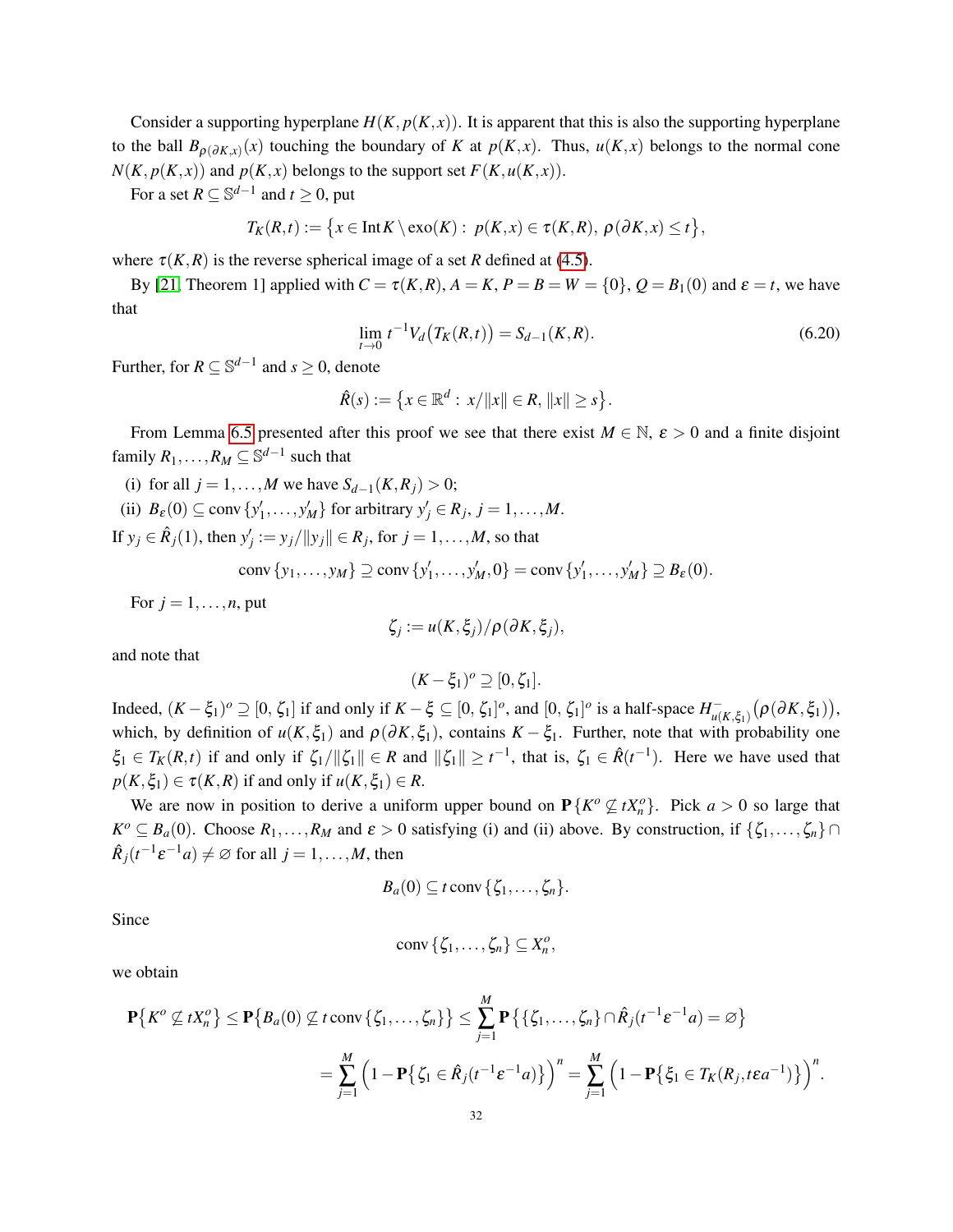Consider a supporting hyperplane $H(K, p(K,x))$. It is apparent that this is also the supporting hyperplane to the ball $B_{\rho(\partial K,x)}(x)$ touching the boundary of $K$ at $p(K,x)$. Thus, $u(K,x)$ belongs to the normal cone $N(K, p(K,x))$ and $p(K,x)$ belongs to the support set $F(K, u(K,x))$.

For a set $R \subseteq \mathbb{S}^{d-1}$ and $t \geq 0$, put

$$T_K(R,t) := \big\{x \in \operatorname{Int} K \setminus \operatorname{exo}(K) : \; p(K,x) \in \tau(K,R), \; \rho(\partial K, x) \leq t\big\},$$

where $\tau(K,R)$ is the reverse spherical image of a set $R$ defined at (4.5).

By [21, Theorem 1] applied with $C = \tau(K,R)$, $A = K$, $P = B = W = \{0\}$, $Q = B_1(0)$ and $\varepsilon = t$, we have that

$$\lim_{t\to 0} t^{-1} V_d\big(T_K(R,t)\big) = S_{d-1}(K,R). \tag{6.20}$$

Further, for $R \subseteq \mathbb{S}^{d-1}$ and $s \geq 0$, denote

$$\hat{R}(s) := \big\{x \in \mathbb{R}^d : \; x/\|x\| \in R, \; \|x\| \geq s\big\}.$$

From Lemma 6.5 presented after this proof we see that there exist $M \in \mathbb{N}$, $\varepsilon > 0$ and a finite disjoint family $R_1, \dots, R_M \subseteq \mathbb{S}^{d-1}$ such that

(i) for all $j = 1, \dots, M$ we have $S_{d-1}(K, R_j) > 0$;

(ii) $B_\varepsilon(0) \subseteq \operatorname{conv}\{y_1', \dots, y_M'\}$ for arbitrary $y_j' \in R_j$, $j = 1, \dots, M$.

If $y_j \in \hat{R}_j(1)$, then $y_j' := y_j/\|y_j\| \in R_j$, for $j = 1, \dots, M$, so that

$$\operatorname{conv}\{y_1, \dots, y_M\} \supseteq \operatorname{conv}\{y_1', \dots, y_M', 0\} = \operatorname{conv}\{y_1', \dots, y_M'\} \supseteq B_\varepsilon(0).$$

For $j = 1, \dots, n$, put

$$\zeta_j := u(K, \xi_j)/\rho(\partial K, \xi_j),$$

and note that

$$(K - \xi_1)^o \supseteq [0, \zeta_1].$$

Indeed, $(K - \xi_1)^o \supseteq [0, \zeta_1]$ if and only if $K - \xi \subseteq [0, \zeta_1]^o$, and $[0, \zeta_1]^o$ is a half-space $H^-_{u(K,\xi_1)}\big(\rho(\partial K, \xi_1)\big)$, which, by definition of $u(K, \xi_1)$ and $\rho(\partial K, \xi_1)$, contains $K - \xi_1$. Further, note that with probability one $\xi_1 \in T_K(R,t)$ if and only if $\zeta_1/\|\zeta_1\| \in R$ and $\|\zeta_1\| \geq t^{-1}$, that is, $\zeta_1 \in \hat{R}(t^{-1})$. Here we have used that $p(K, \xi_1) \in \tau(K,R)$ if and only if $u(K, \xi_1) \in R$.

We are now in position to derive a uniform upper bound on $\mathbf{P}\{K^o \not\subseteq tX_n^o\}$. Pick $a > 0$ so large that $K^o \subseteq B_a(0)$. Choose $R_1, \dots, R_M$ and $\varepsilon > 0$ satisfying (i) and (ii) above. By construction, if $\{\zeta_1, \dots, \zeta_n\} \cap \hat{R}_j(t^{-1}\varepsilon^{-1}a) \neq \varnothing$ for all $j = 1, \dots, M$, then

$$B_a(0) \subseteq t \operatorname{conv}\{\zeta_1, \dots, \zeta_n\}.$$

Since

$$\operatorname{conv}\{\zeta_1, \dots, \zeta_n\} \subseteq X_n^o,$$

we obtain

$$\begin{aligned}
\mathbf{P}\big\{K^o \not\subseteq tX_n^o\big\} &\leq \mathbf{P}\big\{B_a(0) \not\subseteq t \operatorname{conv}\{\zeta_1, \dots, \zeta_n\}\big\} \leq \sum_{j=1}^M \mathbf{P}\big\{\{\zeta_1, \dots, \zeta_n\} \cap \hat{R}_j(t^{-1}\varepsilon^{-1}a) = \varnothing\big\} \\
&= \sum_{j=1}^M \Big(1 - \mathbf{P}\big\{\zeta_1 \in \hat{R}_j(t^{-1}\varepsilon^{-1}a)\big\}\Big)^n = \sum_{j=1}^M \Big(1 - \mathbf{P}\big\{\xi_1 \in T_K(R_j, t\varepsilon a^{-1})\big\}\Big)^n.
\end{aligned}$$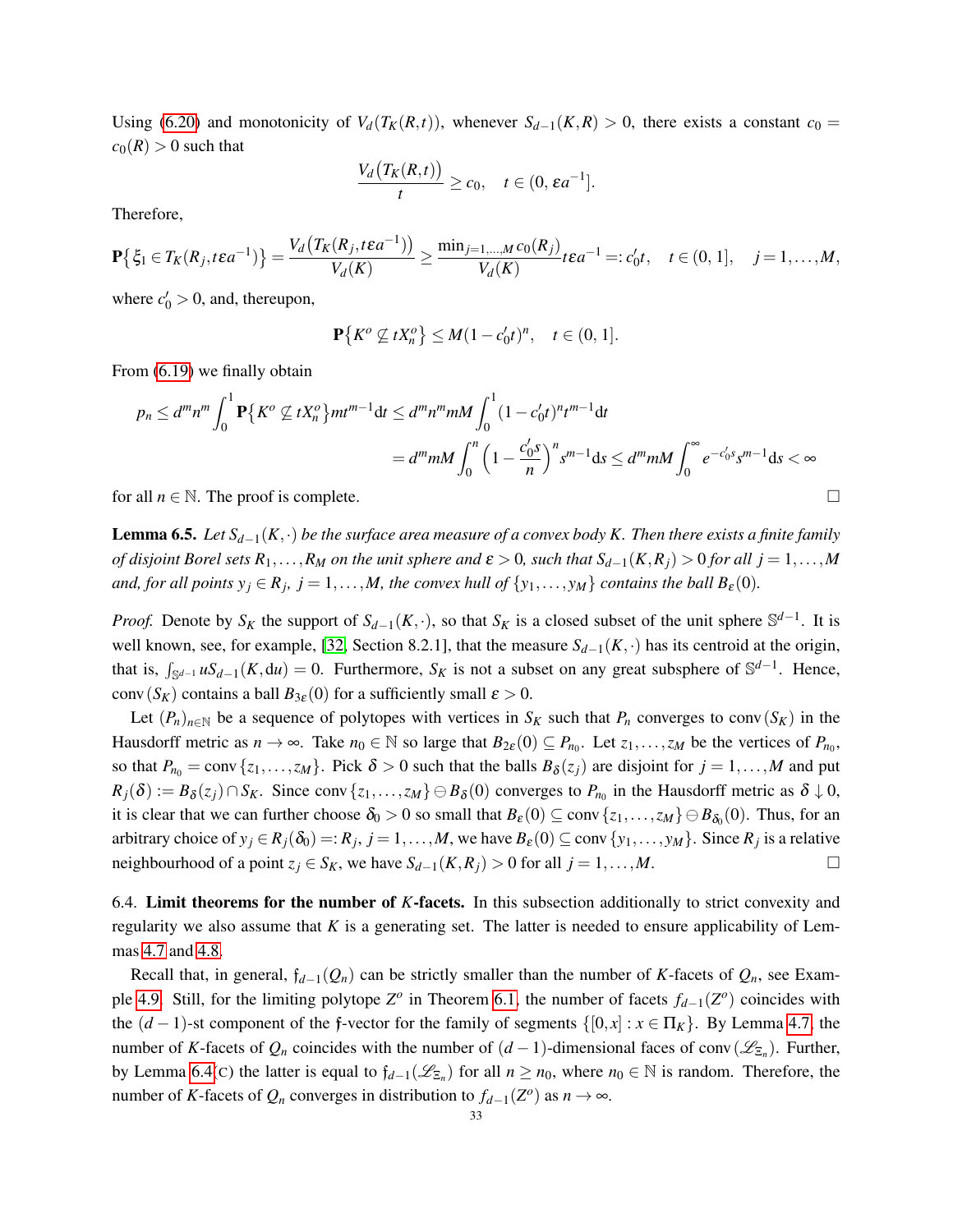Using (6.20) and monotonicity of $V_d(T_K(R,t))$, whenever $S_{d-1}(K,R) > 0$, there exists a constant $c_0 = c_0(R) > 0$ such that

$$\frac{V_d\big(T_K(R,t)\big)}{t} \geq c_0, \quad t \in (0, \varepsilon a^{-1}].$$

Therefore,

$$\mathbf{P}\big\{\xi_1 \in T_K(R_j, t\varepsilon a^{-1})\big\} = \frac{V_d\big(T_K(R_j, t\varepsilon a^{-1})\big)}{V_d(K)} \geq \frac{\min_{j=1,\dots,M} c_0(R_j)}{V_d(K)} t\varepsilon a^{-1} =: c_0' t, \quad t \in (0,1], \quad j = 1,\dots,M,$$

where $c_0' > 0$, and, thereupon,

$$\mathbf{P}\big\{K^o \not\subseteq tX_n^o\big\} \leq M(1 - c_0' t)^n, \quad t \in (0,1].$$

From (6.19) we finally obtain

$$p_n \leq d^m n^m \int_0^1 \mathbf{P}\big\{K^o \not\subseteq tX_n^o\big\} m t^{m-1} \mathrm{d}t \leq d^m n^m m M \int_0^1 (1 - c_0' t)^n t^{m-1} \mathrm{d}t$$

$$= d^m m M \int_0^n \Big(1 - \frac{c_0' s}{n}\Big)^n s^{m-1} \mathrm{d}s \leq d^m m M \int_0^\infty e^{-c_0' s} s^{m-1} \mathrm{d}s < \infty$$

for all $n \in \mathbb{N}$. The proof is complete. $\square$

**Lemma 6.5.** *Let $S_{d-1}(K,\cdot)$ be the surface area measure of a convex body $K$. Then there exists a finite family of disjoint Borel sets $R_1,\dots,R_M$ on the unit sphere and $\varepsilon > 0$, such that $S_{d-1}(K,R_j) > 0$ for all $j = 1,\dots,M$ and, for all points $y_j \in R_j$, $j = 1,\dots,M$, the convex hull of $\{y_1,\dots,y_M\}$ contains the ball $B_\varepsilon(0)$.*

*Proof.* Denote by $S_K$ the support of $S_{d-1}(K,\cdot)$, so that $S_K$ is a closed subset of the unit sphere $\mathbb{S}^{d-1}$. It is well known, see, for example, [32, Section 8.2.1], that the measure $S_{d-1}(K,\cdot)$ has its centroid at the origin, that is, $\int_{\mathbb{S}^{d-1}} u S_{d-1}(K, \mathrm{d}u) = 0$. Furthermore, $S_K$ is not a subset on any great subsphere of $\mathbb{S}^{d-1}$. Hence, $\operatorname{conv}(S_K)$ contains a ball $B_{3\varepsilon}(0)$ for a sufficiently small $\varepsilon > 0$.

Let $(P_n)_{n\in\mathbb{N}}$ be a sequence of polytopes with vertices in $S_K$ such that $P_n$ converges to $\operatorname{conv}(S_K)$ in the Hausdorff metric as $n \to \infty$. Take $n_0 \in \mathbb{N}$ so large that $B_{2\varepsilon}(0) \subseteq P_{n_0}$. Let $z_1,\dots,z_M$ be the vertices of $P_{n_0}$, so that $P_{n_0} = \operatorname{conv}\{z_1,\dots,z_M\}$. Pick $\delta > 0$ such that the balls $B_\delta(z_j)$ are disjoint for $j = 1,\dots,M$ and put $R_j(\delta) := B_\delta(z_j) \cap S_K$. Since $\operatorname{conv}\{z_1,\dots,z_M\} \ominus B_\delta(0)$ converges to $P_{n_0}$ in the Hausdorff metric as $\delta \downarrow 0$, it is clear that we can further choose $\delta_0 > 0$ so small that $B_\varepsilon(0) \subseteq \operatorname{conv}\{z_1,\dots,z_M\} \ominus B_{\delta_0}(0)$. Thus, for an arbitrary choice of $y_j \in R_j(\delta_0) =: R_j$, $j = 1,\dots,M$, we have $B_\varepsilon(0) \subseteq \operatorname{conv}\{y_1,\dots,y_M\}$. Since $R_j$ is a relative neighbourhood of a point $z_j \in S_K$, we have $S_{d-1}(K,R_j) > 0$ for all $j = 1,\dots,M$. $\square$

6.4. **Limit theorems for the number of $K$-facets.** In this subsection additionally to strict convexity and regularity we also assume that $K$ is a generating set. The latter is needed to ensure applicability of Lemmas 4.7 and 4.8.

Recall that, in general, $\mathfrak{f}_{d-1}(Q_n)$ can be strictly smaller than the number of $K$-facets of $Q_n$, see Example 4.9. Still, for the limiting polytope $Z^o$ in Theorem 6.1, the number of facets $f_{d-1}(Z^o)$ coincides with the $(d-1)$-st component of the $\mathfrak{f}$-vector for the family of segments $\{[0,x] : x \in \Pi_K\}$. By Lemma 4.7, the number of $K$-facets of $Q_n$ coincides with the number of $(d-1)$-dimensional faces of $\operatorname{conv}(\mathscr{L}_{\Xi_n})$. Further, by Lemma 6.4(c) the latter is equal to $\mathfrak{f}_{d-1}(\mathscr{L}_{\Xi_n})$ for all $n \geq n_0$, where $n_0 \in \mathbb{N}$ is random. Therefore, the number of $K$-facets of $Q_n$ converges in distribution to $f_{d-1}(Z^o)$ as $n \to \infty$.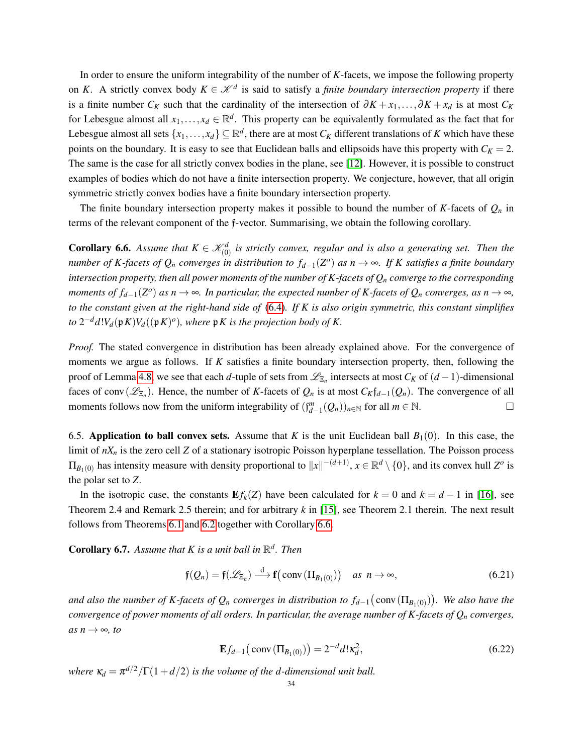In order to ensure the uniform integrability of the number of $K$-facets, we impose the following property on $K$. A strictly convex body $K \in \mathscr{K}^d$ is said to satisfy a *finite boundary intersection property* if there is a finite number $C_K$ such that the cardinality of the intersection of $\partial K + x_1, \dots, \partial K + x_d$ is at most $C_K$ for Lebesgue almost all $x_1, \dots, x_d \in \mathbb{R}^d$. This property can be equivalently formulated as the fact that for Lebesgue almost all sets $\{x_1, \dots, x_d\} \subseteq \mathbb{R}^d$, there are at most $C_K$ different translations of $K$ which have these points on the boundary. It is easy to see that Euclidean balls and ellipsoids have this property with $C_K = 2$. The same is the case for all strictly convex bodies in the plane, see [12]. However, it is possible to construct examples of bodies which do not have a finite intersection property. We conjecture, however, that all origin symmetric strictly convex bodies have a finite boundary intersection property.

The finite boundary intersection property makes it possible to bound the number of $K$-facets of $Q_n$ in terms of the relevant component of the $\mathfrak{f}$-vector. Summarising, we obtain the following corollary.

**Corollary 6.6.** *Assume that $K \in \mathscr{K}^d_{(0)}$ is strictly convex, regular and is also a generating set. Then the number of $K$-facets of $Q_n$ converges in distribution to $f_{d-1}(Z^o)$ as $n \to \infty$. If $K$ satisfies a finite boundary intersection property, then all power moments of the number of $K$-facets of $Q_n$ converge to the corresponding moments of $f_{d-1}(Z^o)$ as $n \to \infty$. In particular, the expected number of $K$-facets of $Q_n$ converges, as $n \to \infty$, to the constant given at the right-hand side of (6.4). If $K$ is also origin symmetric, this constant simplifies to $2^{-d} d! V_d(\mathfrak{p}K) V_d((\mathfrak{p}K)^o)$, where $\mathfrak{p}K$ is the projection body of $K$.*

*Proof.* The stated convergence in distribution has been already explained above. For the convergence of moments we argue as follows. If $K$ satisfies a finite boundary intersection property, then, following the proof of Lemma 4.8 we see that each $d$-tuple of sets from $\mathscr{L}_{\Xi_n}$ intersects at most $C_K$ of $(d-1)$-dimensional faces of $\operatorname{conv}(\mathscr{L}_{\Xi_n})$. Hence, the number of $K$-facets of $Q_n$ is at most $C_K \mathfrak{f}_{d-1}(Q_n)$. The convergence of all moments follows now from the uniform integrability of $(\mathfrak{f}^m_{d-1}(Q_n))_{n \in \mathbb{N}}$ for all $m \in \mathbb{N}$. $\square$

6.5. **Application to ball convex sets.** Assume that $K$ is the unit Euclidean ball $B_1(0)$. In this case, the limit of $nX_n$ is the zero cell $Z$ of a stationary isotropic Poisson hyperplane tessellation. The Poisson process $\Pi_{B_1(0)}$ has intensity measure with density proportional to $\|x\|^{-(d+1)}$, $x \in \mathbb{R}^d \setminus \{0\}$, and its convex hull $Z^o$ is the polar set to $Z$.

In the isotropic case, the constants $\mathbf{E} f_k(Z)$ have been calculated for $k = 0$ and $k = d-1$ in [16], see Theorem 2.4 and Remark 2.5 therein; and for arbitrary $k$ in [15], see Theorem 2.1 therein. The next result follows from Theorems 6.1 and 6.2 together with Corollary 6.6.

**Corollary 6.7.** *Assume that $K$ is a unit ball in $\mathbb{R}^d$. Then*

$$\mathfrak{f}(Q_n) = \mathfrak{f}(\mathscr{L}_{\Xi_n}) \xrightarrow{\mathrm{d}} \mathbf{f}\big(\operatorname{conv}(\Pi_{B_1(0)})\big) \quad \text{as } n \to \infty, \tag{6.21}$$

*and also the number of $K$-facets of $Q_n$ converges in distribution to $f_{d-1}\big(\operatorname{conv}(\Pi_{B_1(0)})\big)$. We also have the convergence of power moments of all orders. In particular, the average number of $K$-facets of $Q_n$ converges, as $n \to \infty$, to*

$$\mathbf{E} f_{d-1}\big(\operatorname{conv}(\Pi_{B_1(0)})\big) = 2^{-d} d! \kappa_d^2, \tag{6.22}$$

*where $\kappa_d = \pi^{d/2}/\Gamma(1 + d/2)$ is the volume of the $d$-dimensional unit ball.*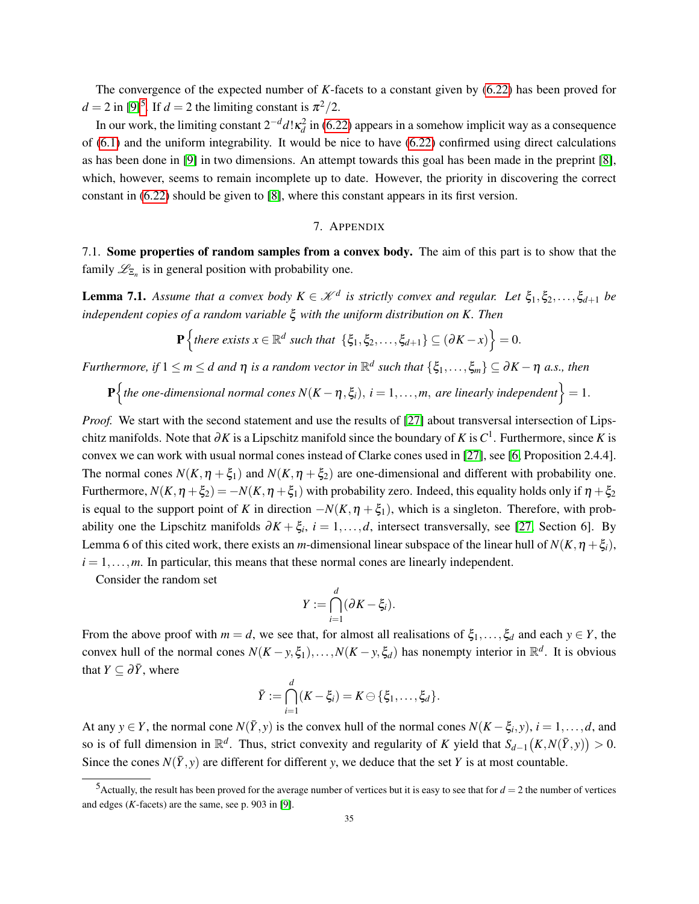The convergence of the expected number of $K$-facets to a constant given by (6.22) has been proved for $d = 2$ in [9][5]. If $d = 2$ the limiting constant is $\pi^2/2$.

In our work, the limiting constant $2^{-d}d!\kappa_d^2$ in (6.22) appears in a somehow implicit way as a consequence of (6.1) and the uniform integrability. It would be nice to have (6.22) confirmed using direct calculations as has been done in [9] in two dimensions. An attempt towards this goal has been made in the preprint [8], which, however, seems to remain incomplete up to date. However, the priority in discovering the correct constant in (6.22) should be given to [8], where this constant appears in its first version.

## 7. Appendix

**7.1. Some properties of random samples from a convex body.** The aim of this part is to show that the family $\mathscr{L}_{\Xi_n}$ is in general position with probability one.

**Lemma 7.1.** *Assume that a convex body $K \in \mathscr{K}^d$ is strictly convex and regular. Let $\xi_1, \xi_2, \dots, \xi_{d+1}$ be independent copies of a random variable $\xi$ with the uniform distribution on $K$. Then*

$$\mathbf{P}\Big\{\text{there exists } x \in \mathbb{R}^d \text{ such that } \{\xi_1, \xi_2, \dots, \xi_{d+1}\} \subseteq (\partial K - x)\Big\} = 0.$$

*Furthermore, if $1 \leq m \leq d$ and $\eta$ is a random vector in $\mathbb{R}^d$ such that $\{\xi_1, \dots, \xi_m\} \subseteq \partial K - \eta$ a.s., then*

$$\mathbf{P}\Big\{\text{the one-dimensional normal cones } N(K - \eta, \xi_i),\ i = 1, \dots, m, \text{ are linearly independent}\Big\} = 1.$$

*Proof.* We start with the second statement and use the results of [27] about transversal intersection of Lipschitz manifolds. Note that $\partial K$ is a Lipschitz manifold since the boundary of $K$ is $C^1$. Furthermore, since $K$ is convex we can work with usual normal cones instead of Clarke cones used in [27], see [6, Proposition 2.4.4]. The normal cones $N(K, \eta + \xi_1)$ and $N(K, \eta + \xi_2)$ are one-dimensional and different with probability one. Furthermore, $N(K, \eta + \xi_2) = -N(K, \eta + \xi_1)$ with probability zero. Indeed, this equality holds only if $\eta + \xi_2$ is equal to the support point of $K$ in direction $-N(K, \eta + \xi_1)$, which is a singleton. Therefore, with probability one the Lipschitz manifolds $\partial K + \xi_i$, $i = 1, \dots, d$, intersect transversally, see [27, Section 6]. By Lemma 6 of this cited work, there exists an $m$-dimensional linear subspace of the linear hull of $N(K, \eta + \xi_i)$, $i = 1, \dots, m$. In particular, this means that these normal cones are linearly independent.

Consider the random set

$$Y := \bigcap_{i=1}^{d} (\partial K - \xi_i).$$

From the above proof with $m = d$, we see that, for almost all realisations of $\xi_1, \dots, \xi_d$ and each $y \in Y$, the convex hull of the normal cones $N(K - y, \xi_1), \dots, N(K - y, \xi_d)$ has nonempty interior in $\mathbb{R}^d$. It is obvious that $Y \subseteq \partial \bar{Y}$, where

$$\bar{Y} := \bigcap_{i=1}^{d} (K - \xi_i) = K \ominus \{\xi_1, \dots, \xi_d\}.$$

At any $y \in Y$, the normal cone $N(\bar{Y}, y)$ is the convex hull of the normal cones $N(K - \xi_i, y)$, $i = 1, \dots, d$, and so is of full dimension in $\mathbb{R}^d$. Thus, strict convexity and regularity of $K$ yield that $S_{d-1}\big(K, N(\bar{Y}, y)\big) > 0$. Since the cones $N(\bar{Y}, y)$ are different for different $y$, we deduce that the set $Y$ is at most countable.

---

[5] Actually, the result has been proved for the average number of vertices but it is easy to see that for $d = 2$ the number of vertices and edges ($K$-facets) are the same, see p. 903 in [9].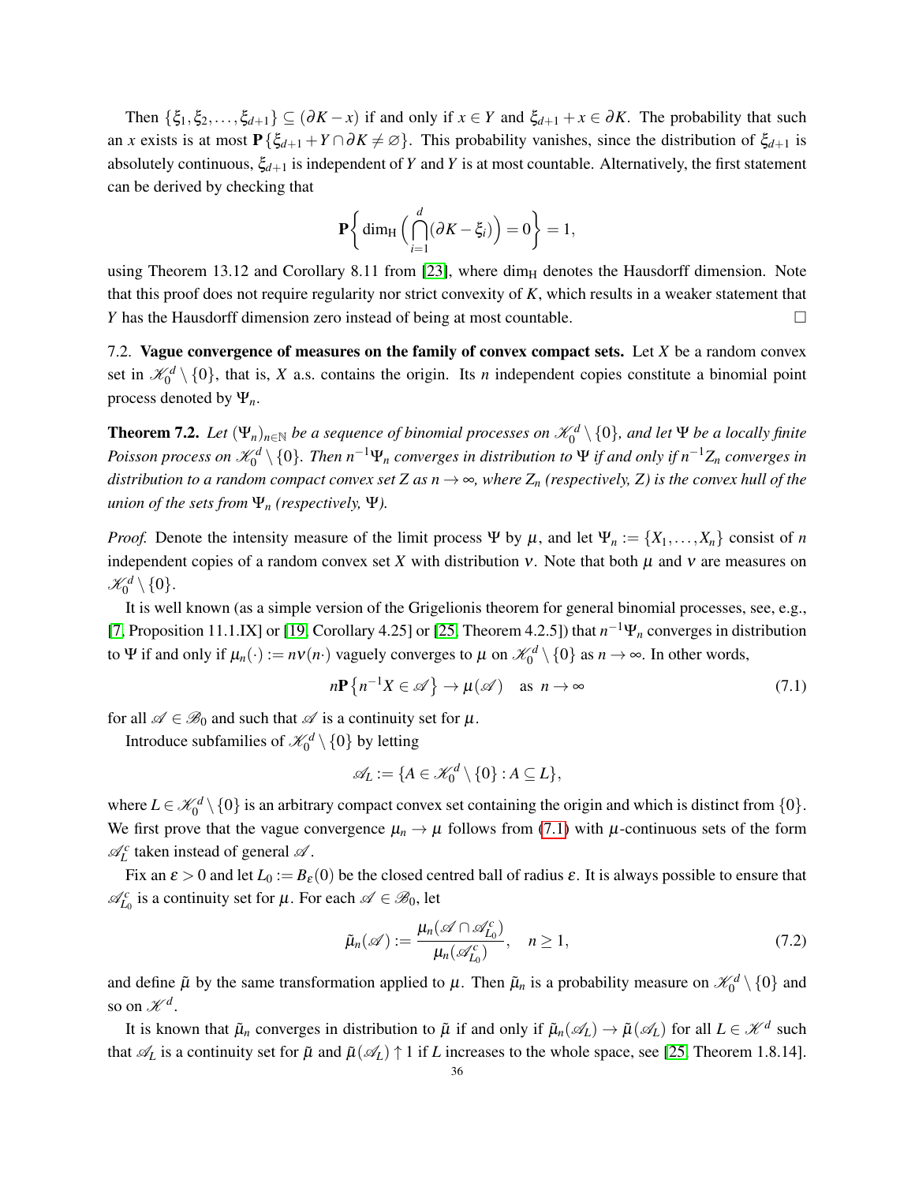Then $\{\xi_1, \xi_2, \ldots, \xi_{d+1}\} \subseteq (\partial K - x)$ if and only if $x \in Y$ and $\xi_{d+1} + x \in \partial K$. The probability that such an $x$ exists is at most $\mathbf{P}\{\xi_{d+1} + Y \cap \partial K \neq \varnothing\}$. This probability vanishes, since the distribution of $\xi_{d+1}$ is absolutely continuous, $\xi_{d+1}$ is independent of $Y$ and $Y$ is at most countable. Alternatively, the first statement can be derived by checking that

$$\mathbf{P}\bigg\{\dim_{\mathrm{H}}\Big(\bigcap_{i=1}^{d}(\partial K - \xi_i)\Big) = 0\bigg\} = 1,$$

using Theorem 13.12 and Corollary 8.11 from [23], where $\dim_{\mathrm{H}}$ denotes the Hausdorff dimension. Note that this proof does not require regularity nor strict convexity of $K$, which results in a weaker statement that $Y$ has the Hausdorff dimension zero instead of being at most countable. □

7.2. **Vague convergence of measures on the family of convex compact sets.** Let $X$ be a random convex set in $\mathscr{K}_0^d \setminus \{0\}$, that is, $X$ a.s. contains the origin. Its $n$ independent copies constitute a binomial point process denoted by $\Psi_n$.

**Theorem 7.2.** *Let $(\Psi_n)_{n\in\mathbb{N}}$ be a sequence of binomial processes on $\mathscr{K}_0^d \setminus \{0\}$, and let $\Psi$ be a locally finite Poisson process on $\mathscr{K}_0^d \setminus \{0\}$. Then $n^{-1}\Psi_n$ converges in distribution to $\Psi$ if and only if $n^{-1}Z_n$ converges in distribution to a random compact convex set $Z$ as $n \to \infty$, where $Z_n$ (respectively, $Z$) is the convex hull of the union of the sets from $\Psi_n$ (respectively, $\Psi$).*

*Proof.* Denote the intensity measure of the limit process $\Psi$ by $\mu$, and let $\Psi_n := \{X_1, \ldots, X_n\}$ consist of $n$ independent copies of a random convex set $X$ with distribution $\nu$. Note that both $\mu$ and $\nu$ are measures on $\mathscr{K}_0^d \setminus \{0\}$.

It is well known (as a simple version of the Grigelionis theorem for general binomial processes, see, e.g., [7, Proposition 11.1.IX] or [19, Corollary 4.25] or [25, Theorem 4.2.5]) that $n^{-1}\Psi_n$ converges in distribution to $\Psi$ if and only if $\mu_n(\cdot) := n\nu(n\cdot)$ vaguely converges to $\mu$ on $\mathscr{K}_0^d \setminus \{0\}$ as $n \to \infty$. In other words,

$$n\mathbf{P}\left\{n^{-1}X \in \mathscr{A}\right\} \to \mu(\mathscr{A}) \quad \text{as } n \to \infty \tag{7.1}$$

for all $\mathscr{A} \in \mathscr{B}_0$ and such that $\mathscr{A}$ is a continuity set for $\mu$.

Introduce subfamilies of $\mathscr{K}_0^d \setminus \{0\}$ by letting

$$\mathscr{A}_L := \{A \in \mathscr{K}_0^d \setminus \{0\} : A \subseteq L\},$$

where $L \in \mathscr{K}_0^d \setminus \{0\}$ is an arbitrary compact convex set containing the origin and which is distinct from $\{0\}$. We first prove that the vague convergence $\mu_n \to \mu$ follows from (7.1) with $\mu$-continuous sets of the form $\mathscr{A}_L^c$ taken instead of general $\mathscr{A}$.

Fix an $\varepsilon > 0$ and let $L_0 := B_\varepsilon(0)$ be the closed centred ball of radius $\varepsilon$. It is always possible to ensure that $\mathscr{A}_{L_0}^c$ is a continuity set for $\mu$. For each $\mathscr{A} \in \mathscr{B}_0$, let

$$\tilde{\mu}_n(\mathscr{A}) := \frac{\mu_n(\mathscr{A} \cap \mathscr{A}_{L_0}^c)}{\mu_n(\mathscr{A}_{L_0}^c)}, \quad n \geq 1, \tag{7.2}$$

and define $\tilde{\mu}$ by the same transformation applied to $\mu$. Then $\tilde{\mu}_n$ is a probability measure on $\mathscr{K}_0^d \setminus \{0\}$ and so on $\mathscr{K}^d$.

It is known that $\tilde{\mu}_n$ converges in distribution to $\tilde{\mu}$ if and only if $\tilde{\mu}_n(\mathscr{A}_L) \to \tilde{\mu}(\mathscr{A}_L)$ for all $L \in \mathscr{K}^d$ such that $\mathscr{A}_L$ is a continuity set for $\tilde{\mu}$ and $\tilde{\mu}(\mathscr{A}_L) \uparrow 1$ if $L$ increases to the whole space, see [25, Theorem 1.8.14].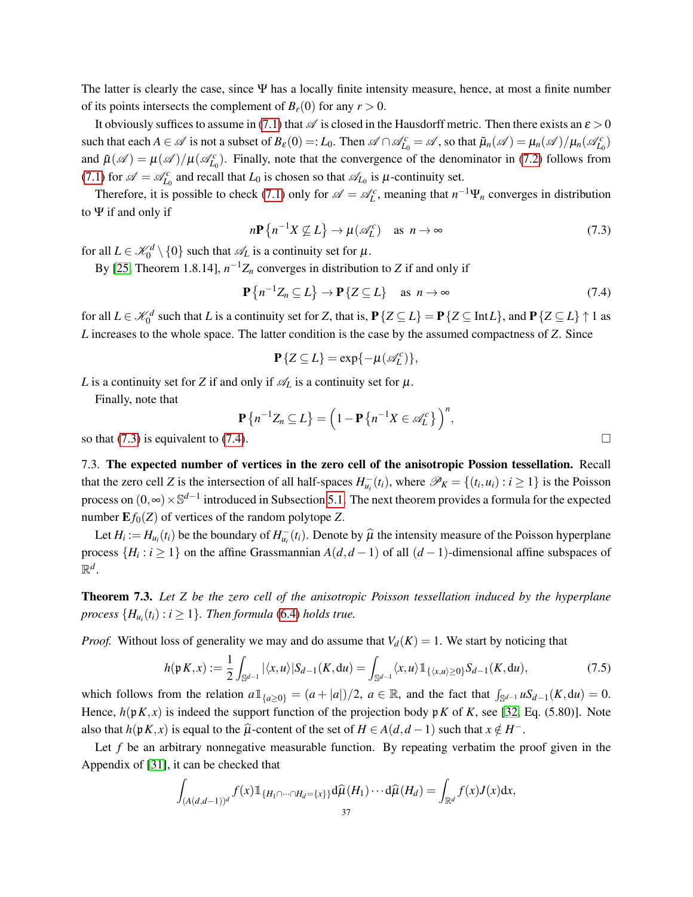The latter is clearly the case, since $\Psi$ has a locally finite intensity measure, hence, at most a finite number of its points intersects the complement of $B_r(0)$ for any $r > 0$.

It obviously suffices to assume in (7.1) that $\mathscr{A}$ is closed in the Hausdorff metric. Then there exists an $\varepsilon > 0$ such that each $A \in \mathscr{A}$ is not a subset of $B_\varepsilon(0) =: L_0$. Then $\mathscr{A} \cap \mathscr{A}_{L_0}^c = \mathscr{A}$, so that $\tilde{\mu}_n(\mathscr{A}) = \mu_n(\mathscr{A})/\mu_n(\mathscr{A}_{L_0}^c)$ and $\tilde{\mu}(\mathscr{A}) = \mu(\mathscr{A})/\mu(\mathscr{A}_{L_0}^c)$. Finally, note that the convergence of the denominator in (7.2) follows from (7.1) for $\mathscr{A} = \mathscr{A}_{L_0}^c$ and recall that $L_0$ is chosen so that $\mathscr{A}_{L_0}$ is $\mu$-continuity set.

Therefore, it is possible to check (7.1) only for $\mathscr{A} = \mathscr{A}_L^c$, meaning that $n^{-1}\Psi_n$ converges in distribution to $\Psi$ if and only if

$$n\mathbf{P}\left\{n^{-1}X \not\subseteq L\right\} \to \mu(\mathscr{A}_L^c) \quad \text{as } n \to \infty \tag{7.3}$$

for all $L \in \mathscr{K}_0^d \setminus \{0\}$ such that $\mathscr{A}_L$ is a continuity set for $\mu$.

By [25, Theorem 1.8.14], $n^{-1}Z_n$ converges in distribution to $Z$ if and only if

$$\mathbf{P}\left\{n^{-1}Z_n \subseteq L\right\} \to \mathbf{P}\left\{Z \subseteq L\right\} \quad \text{as } n \to \infty \tag{7.4}$$

for all $L \in \mathscr{K}_0^d$ such that $L$ is a continuity set for $Z$, that is, $\mathbf{P}\{Z \subseteq L\} = \mathbf{P}\{Z \subseteq \operatorname{Int} L\}$, and $\mathbf{P}\{Z \subseteq L\} \uparrow 1$ as $L$ increases to the whole space. The latter condition is the case by the assumed compactness of $Z$. Since

$$\mathbf{P}\{Z \subseteq L\} = \exp\{-\mu(\mathscr{A}_L^c)\},$$

$L$ is a continuity set for $Z$ if and only if $\mathscr{A}_L$ is a continuity set for $\mu$.

Finally, note that

$$\mathbf{P}\left\{n^{-1}Z_n \subseteq L\right\} = \left(1 - \mathbf{P}\left\{n^{-1}X \in \mathscr{A}_L^c\right\}\right)^n,$$

so that (7.3) is equivalent to (7.4). $\square$

7.3. **The expected number of vertices in the zero cell of the anisotropic Possion tessellation.** Recall that the zero cell $Z$ is the intersection of all half-spaces $H_{u_i}^-(t_i)$, where $\mathscr{P}_K = \{(t_i, u_i) : i \geq 1\}$ is the Poisson process on $(0,\infty) \times \mathbb{S}^{d-1}$ introduced in Subsection 5.1. The next theorem provides a formula for the expected number $\mathbf{E} f_0(Z)$ of vertices of the random polytope $Z$.

Let $H_i := H_{u_i}(t_i)$ be the boundary of $H_{u_i}^-(t_i)$. Denote by $\widehat{\mu}$ the intensity measure of the Poisson hyperplane process $\{H_i : i \geq 1\}$ on the affine Grassmannian $A(d, d-1)$ of all $(d-1)$-dimensional affine subspaces of $\mathbb{R}^d$.

**Theorem 7.3.** *Let $Z$ be the zero cell of the anisotropic Poisson tessellation induced by the hyperplane process $\{H_{u_i}(t_i) : i \geq 1\}$. Then formula (6.4) holds true.*

*Proof.* Without loss of generality we may and do assume that $V_d(K) = 1$. We start by noticing that

$$h(\mathfrak{p}K, x) := \frac{1}{2}\int_{\mathbb{S}^{d-1}} |\langle x, u\rangle| S_{d-1}(K, \mathrm{d}u) = \int_{\mathbb{S}^{d-1}} \langle x, u\rangle \mathbb{1}_{\{\langle x,u\rangle \geq 0\}} S_{d-1}(K, \mathrm{d}u), \tag{7.5}$$

which follows from the relation $a\mathbb{1}_{\{a\geq 0\}} = (a + |a|)/2$, $a \in \mathbb{R}$, and the fact that $\int_{\mathbb{S}^{d-1}} u S_{d-1}(K, \mathrm{d}u) = 0$. Hence, $h(\mathfrak{p}K, x)$ is indeed the support function of the projection body $\mathfrak{p}K$ of $K$, see [32, Eq. (5.80)]. Note also that $h(\mathfrak{p}K, x)$ is equal to the $\widehat{\mu}$-content of the set of $H \in A(d, d-1)$ such that $x \notin H^-$.

Let $f$ be an arbitrary nonnegative measurable function. By repeating verbatim the proof given in the Appendix of [31], it can be checked that

$$\int_{(A(d,d-1))^d} f(x) \mathbb{1}_{\{H_1 \cap \cdots \cap H_d = \{x\}\}} \mathrm{d}\widehat{\mu}(H_1) \cdots \mathrm{d}\widehat{\mu}(H_d) = \int_{\mathbb{R}^d} f(x) J(x) \mathrm{d}x,$$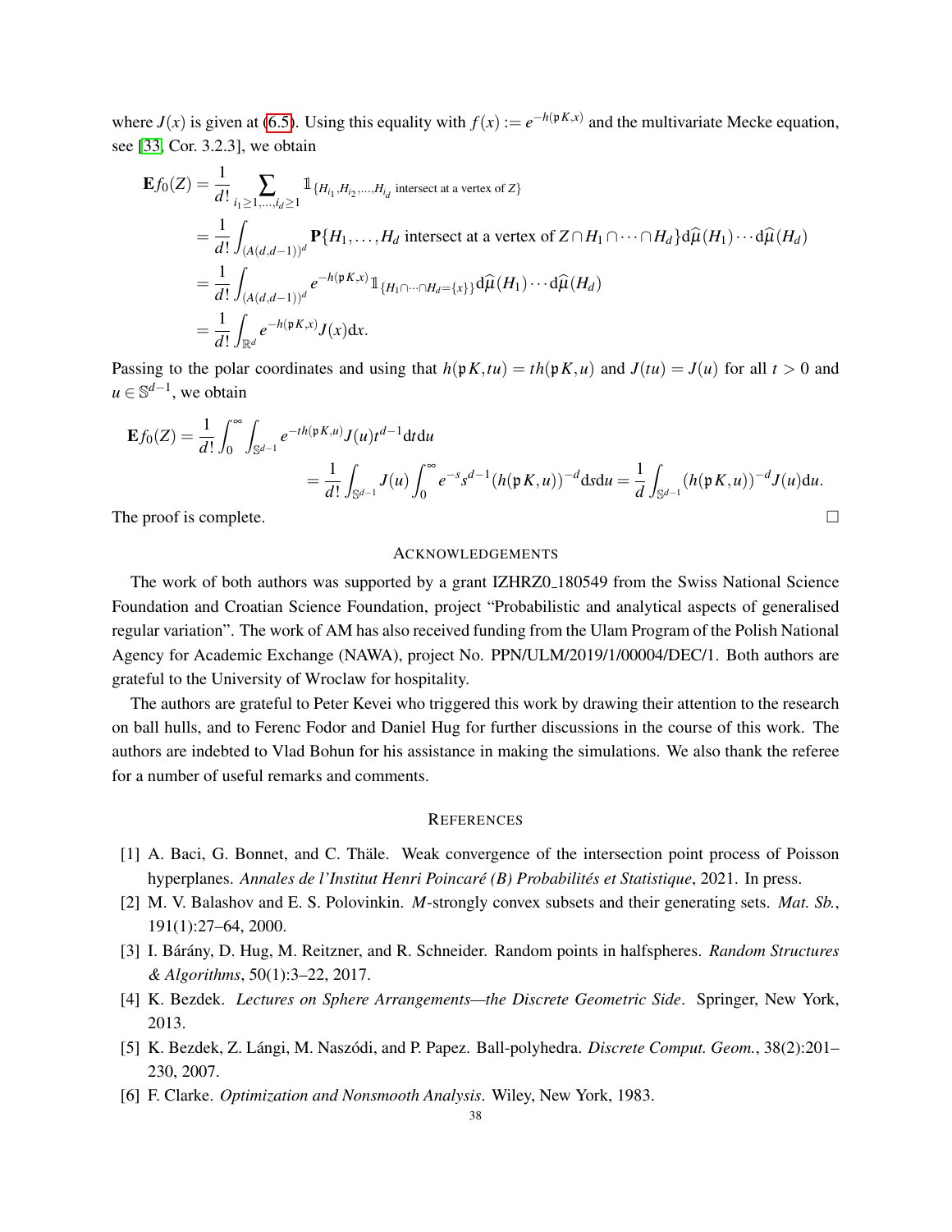where $J(x)$ is given at (6.5). Using this equality with $f(x) := e^{-h(\mathfrak{p}K,x)}$ and the multivariate Mecke equation, see [33, Cor. 3.2.3], we obtain

$$
\begin{aligned}
\mathbf{E}f_0(Z) &= \frac{1}{d!}\sum_{i_1\geq 1,\dots,i_d\geq 1} \mathbb{1}_{\{H_{i_1},H_{i_2},\dots,H_{i_d} \text{ intersect at a vertex of } Z\}} \\
&= \frac{1}{d!}\int_{(A(d,d-1))^d} \mathbf{P}\{H_1,\dots,H_d \text{ intersect at a vertex of } Z\cap H_1\cap\cdots\cap H_d\}\mathrm{d}\widehat{\mu}(H_1)\cdots\mathrm{d}\widehat{\mu}(H_d) \\
&= \frac{1}{d!}\int_{(A(d,d-1))^d} e^{-h(\mathfrak{p}K,x)}\mathbb{1}_{\{H_1\cap\cdots\cap H_d=\{x\}\}}\mathrm{d}\widehat{\mu}(H_1)\cdots\mathrm{d}\widehat{\mu}(H_d) \\
&= \frac{1}{d!}\int_{\mathbb{R}^d} e^{-h(\mathfrak{p}K,x)}J(x)\mathrm{d}x.
\end{aligned}
$$

Passing to the polar coordinates and using that $h(\mathfrak{p}K,tu) = th(\mathfrak{p}K,u)$ and $J(tu) = J(u)$ for all $t > 0$ and $u \in \mathbb{S}^{d-1}$, we obtain

$$
\begin{aligned}
\mathbf{E}f_0(Z) &= \frac{1}{d!}\int_0^\infty \int_{\mathbb{S}^{d-1}} e^{-th(\mathfrak{p}K,u)}J(u)t^{d-1}\mathrm{d}t\mathrm{d}u \\
&= \frac{1}{d!}\int_{\mathbb{S}^{d-1}} J(u)\int_0^\infty e^{-s}s^{d-1}(h(\mathfrak{p}K,u))^{-d}\mathrm{d}s\mathrm{d}u = \frac{1}{d}\int_{\mathbb{S}^{d-1}}(h(\mathfrak{p}K,u))^{-d}J(u)\mathrm{d}u.
\end{aligned}
$$

The proof is complete. □

## Acknowledgements

The work of both authors was supported by a grant IZHRZ0_180549 from the Swiss National Science Foundation and Croatian Science Foundation, project "Probabilistic and analytical aspects of generalised regular variation". The work of AM has also received funding from the Ulam Program of the Polish National Agency for Academic Exchange (NAWA), project No. PPN/ULM/2019/1/00004/DEC/1. Both authors are grateful to the University of Wroclaw for hospitality.

The authors are grateful to Peter Kevei who triggered this work by drawing their attention to the research on ball hulls, and to Ferenc Fodor and Daniel Hug for further discussions in the course of this work. The authors are indebted to Vlad Bohun for his assistance in making the simulations. We also thank the referee for a number of useful remarks and comments.

## References

[1] A. Baci, G. Bonnet, and C. Thäle. Weak convergence of the intersection point process of Poisson hyperplanes. *Annales de l'Institut Henri Poincaré (B) Probabilités et Statistique*, 2021. In press.

[2] M. V. Balashov and E. S. Polovinkin. *M*-strongly convex subsets and their generating sets. *Mat. Sb.*, 191(1):27–64, 2000.

[3] I. Bárány, D. Hug, M. Reitzner, and R. Schneider. Random points in halfspheres. *Random Structures & Algorithms*, 50(1):3–22, 2017.

[4] K. Bezdek. *Lectures on Sphere Arrangements—the Discrete Geometric Side*. Springer, New York, 2013.

[5] K. Bezdek, Z. Lángi, M. Naszódi, and P. Papez. Ball-polyhedra. *Discrete Comput. Geom.*, 38(2):201–230, 2007.

[6] F. Clarke. *Optimization and Nonsmooth Analysis*. Wiley, New York, 1983.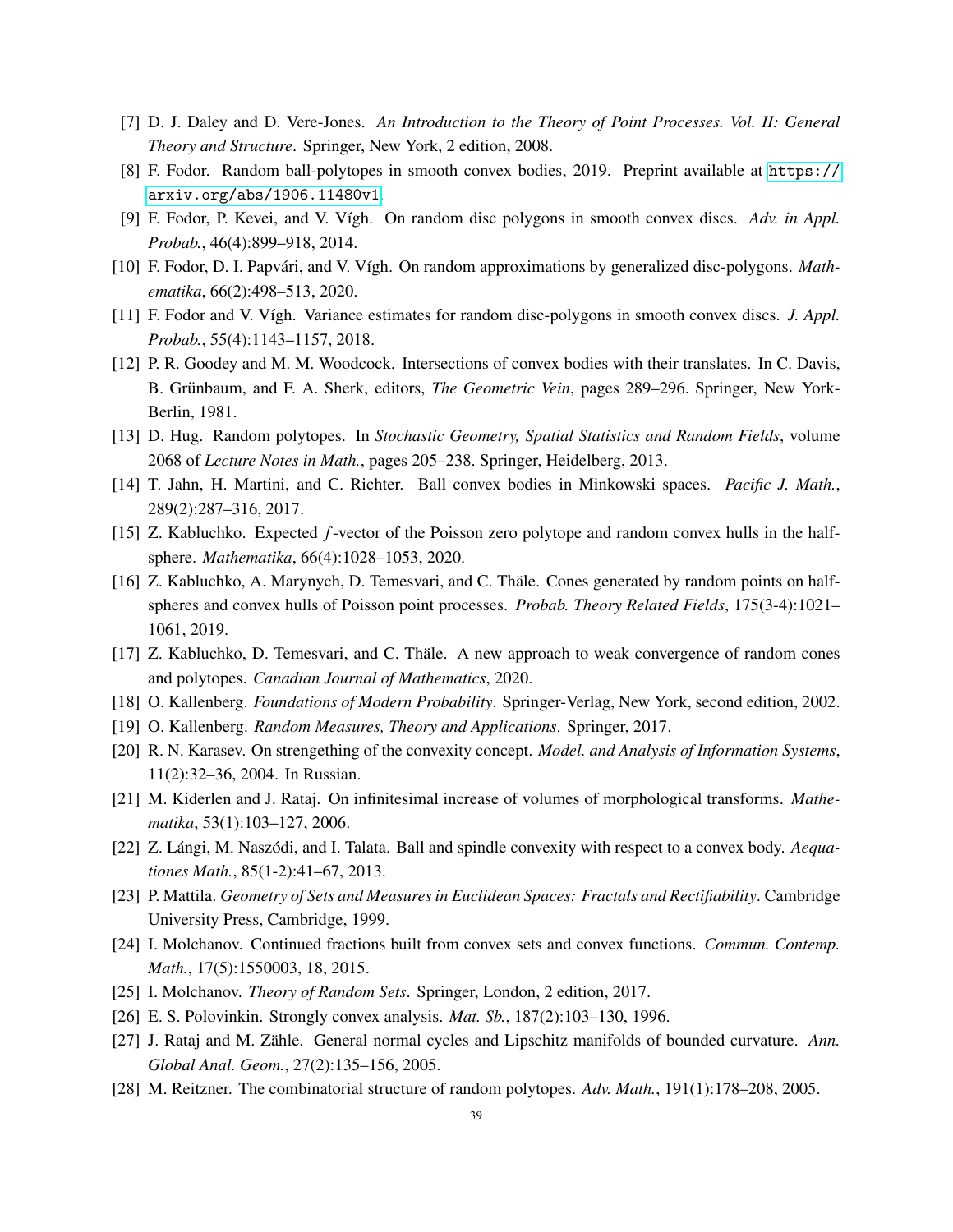[7] D. J. Daley and D. Vere-Jones. *An Introduction to the Theory of Point Processes. Vol. II: General Theory and Structure*. Springer, New York, 2 edition, 2008.

[8] F. Fodor. Random ball-polytopes in smooth convex bodies, 2019. Preprint available at https://arxiv.org/abs/1906.11480v1.

[9] F. Fodor, P. Kevei, and V. Vígh. On random disc polygons in smooth convex discs. *Adv. in Appl. Probab.*, 46(4):899–918, 2014.

[10] F. Fodor, D. I. Papvári, and V. Vígh. On random approximations by generalized disc-polygons. *Mathematika*, 66(2):498–513, 2020.

[11] F. Fodor and V. Vígh. Variance estimates for random disc-polygons in smooth convex discs. *J. Appl. Probab.*, 55(4):1143–1157, 2018.

[12] P. R. Goodey and M. M. Woodcock. Intersections of convex bodies with their translates. In C. Davis, B. Grünbaum, and F. A. Sherk, editors, *The Geometric Vein*, pages 289–296. Springer, New York-Berlin, 1981.

[13] D. Hug. Random polytopes. In *Stochastic Geometry, Spatial Statistics and Random Fields*, volume 2068 of *Lecture Notes in Math.*, pages 205–238. Springer, Heidelberg, 2013.

[14] T. Jahn, H. Martini, and C. Richter. Ball convex bodies in Minkowski spaces. *Pacific J. Math.*, 289(2):287–316, 2017.

[15] Z. Kabluchko. Expected $f$-vector of the Poisson zero polytope and random convex hulls in the half-sphere. *Mathematika*, 66(4):1028–1053, 2020.

[16] Z. Kabluchko, A. Marynych, D. Temesvari, and C. Thäle. Cones generated by random points on half-spheres and convex hulls of Poisson point processes. *Probab. Theory Related Fields*, 175(3-4):1021–1061, 2019.

[17] Z. Kabluchko, D. Temesvari, and C. Thäle. A new approach to weak convergence of random cones and polytopes. *Canadian Journal of Mathematics*, 2020.

[18] O. Kallenberg. *Foundations of Modern Probability*. Springer-Verlag, New York, second edition, 2002.

[19] O. Kallenberg. *Random Measures, Theory and Applications*. Springer, 2017.

[20] R. N. Karasev. On strengething of the convexity concept. *Model. and Analysis of Information Systems*, 11(2):32–36, 2004. In Russian.

[21] M. Kiderlen and J. Rataj. On infinitesimal increase of volumes of morphological transforms. *Mathematika*, 53(1):103–127, 2006.

[22] Z. Lángi, M. Naszódi, and I. Talata. Ball and spindle convexity with respect to a convex body. *Aequationes Math.*, 85(1-2):41–67, 2013.

[23] P. Mattila. *Geometry of Sets and Measures in Euclidean Spaces: Fractals and Rectifiability*. Cambridge University Press, Cambridge, 1999.

[24] I. Molchanov. Continued fractions built from convex sets and convex functions. *Commun. Contemp. Math.*, 17(5):1550003, 18, 2015.

[25] I. Molchanov. *Theory of Random Sets*. Springer, London, 2 edition, 2017.

[26] E. S. Polovinkin. Strongly convex analysis. *Mat. Sb.*, 187(2):103–130, 1996.

[27] J. Rataj and M. Zähle. General normal cycles and Lipschitz manifolds of bounded curvature. *Ann. Global Anal. Geom.*, 27(2):135–156, 2005.

[28] M. Reitzner. The combinatorial structure of random polytopes. *Adv. Math.*, 191(1):178–208, 2005.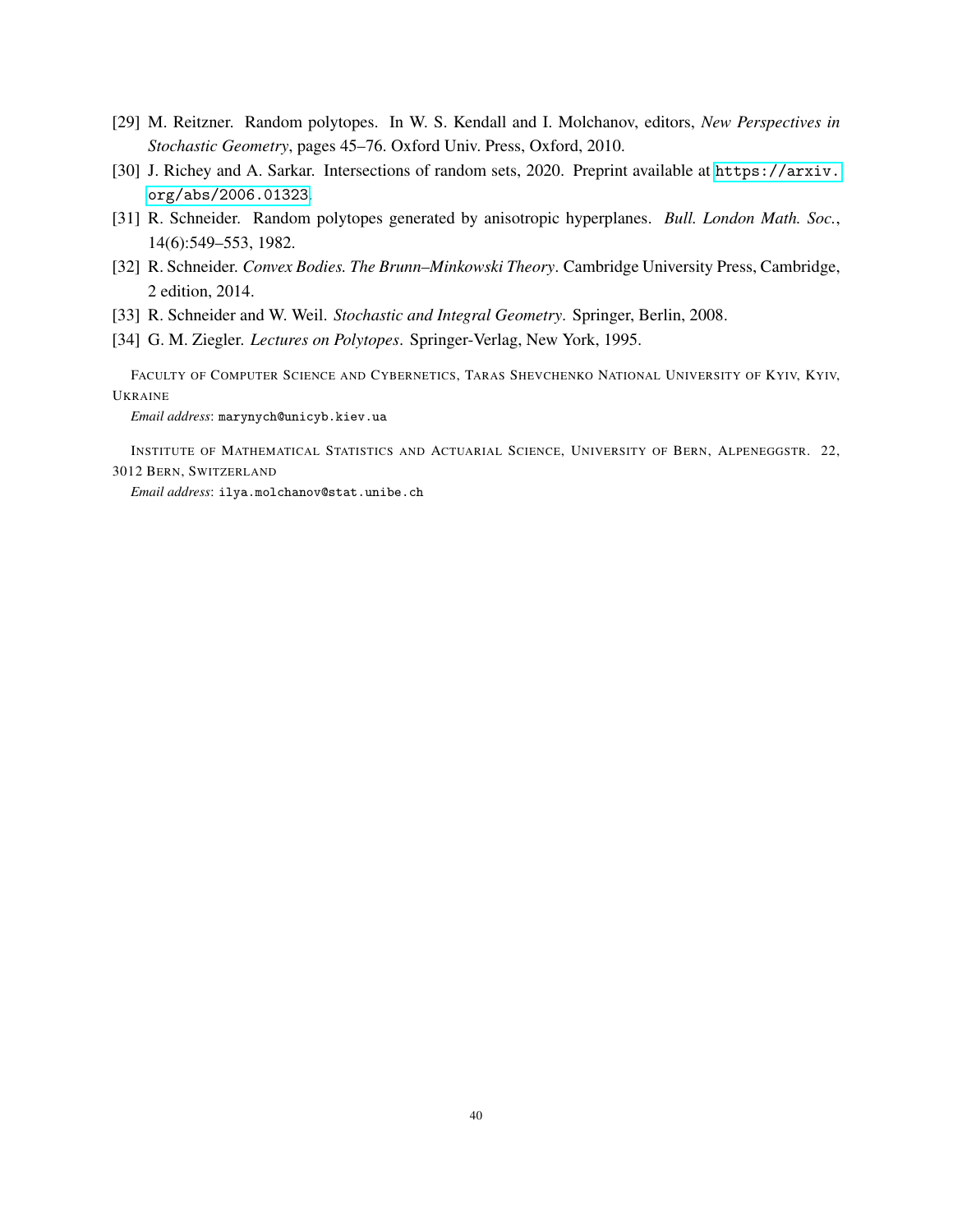[29] M. Reitzner. Random polytopes. In W. S. Kendall and I. Molchanov, editors, *New Perspectives in Stochastic Geometry*, pages 45–76. Oxford Univ. Press, Oxford, 2010.

[30] J. Richey and A. Sarkar. Intersections of random sets, 2020. Preprint available at https://arxiv.org/abs/2006.01323.

[31] R. Schneider. Random polytopes generated by anisotropic hyperplanes. *Bull. London Math. Soc.*, 14(6):549–553, 1982.

[32] R. Schneider. *Convex Bodies. The Brunn–Minkowski Theory*. Cambridge University Press, Cambridge, 2 edition, 2014.

[33] R. Schneider and W. Weil. *Stochastic and Integral Geometry*. Springer, Berlin, 2008.

[34] G. M. Ziegler. *Lectures on Polytopes*. Springer-Verlag, New York, 1995.

FACULTY OF COMPUTER SCIENCE AND CYBERNETICS, TARAS SHEVCHENKO NATIONAL UNIVERSITY OF KYIV, KYIV, UKRAINE

*Email address*: marynych@unicyb.kiev.ua

INSTITUTE OF MATHEMATICAL STATISTICS AND ACTUARIAL SCIENCE, UNIVERSITY OF BERN, ALPENEGGSTR. 22, 3012 BERN, SWITZERLAND

*Email address*: ilya.molchanov@stat.unibe.ch